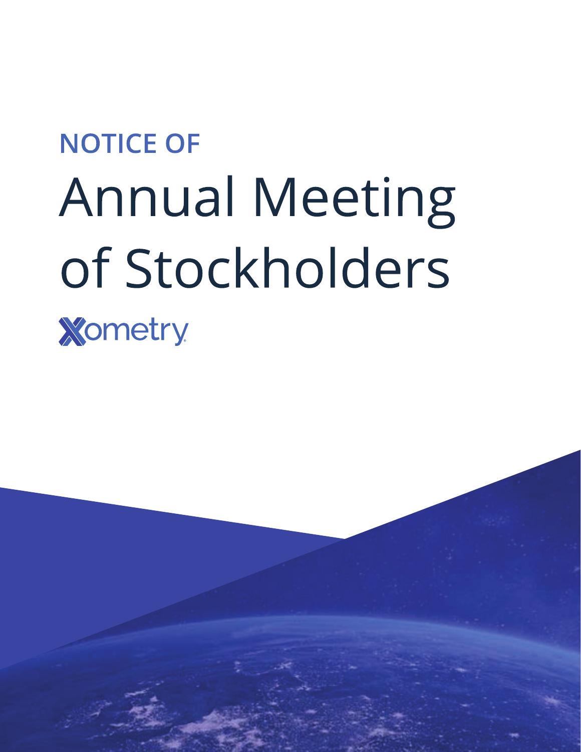NOTICE OF

# Annual Meeting of Stockholders

Xometry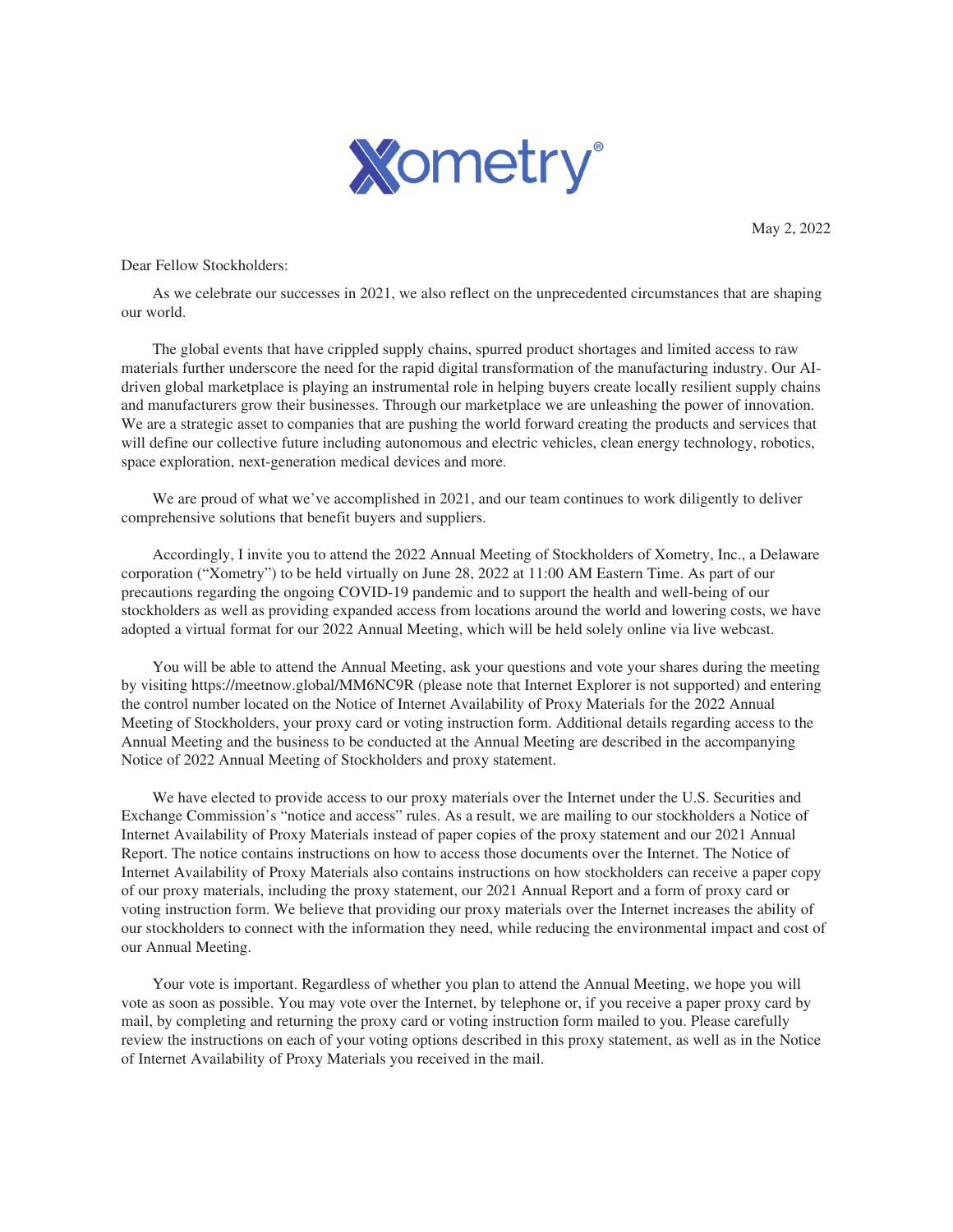May 2, 2022

Dear Fellow Stockholders:

As we celebrate our successes in 2021, we also reflect on the unprecedented circumstances that are shaping our world.

The global events that have crippled supply chains, spurred product shortages and limited access to raw materials further underscore the need for the rapid digital transformation of the manufacturing industry. Our AI-driven global marketplace is playing an instrumental role in helping buyers create locally resilient supply chains and manufacturers grow their businesses. Through our marketplace we are unleashing the power of innovation. We are a strategic asset to companies that are pushing the world forward creating the products and services that will define our collective future including autonomous and electric vehicles, clean energy technology, robotics, space exploration, next-generation medical devices and more.

We are proud of what we've accomplished in 2021, and our team continues to work diligently to deliver comprehensive solutions that benefit buyers and suppliers.

Accordingly, I invite you to attend the 2022 Annual Meeting of Stockholders of Xometry, Inc., a Delaware corporation ("Xometry") to be held virtually on June 28, 2022 at 11:00 AM Eastern Time. As part of our precautions regarding the ongoing COVID-19 pandemic and to support the health and well-being of our stockholders as well as providing expanded access from locations around the world and lowering costs, we have adopted a virtual format for our 2022 Annual Meeting, which will be held solely online via live webcast.

You will be able to attend the Annual Meeting, ask your questions and vote your shares during the meeting by visiting https://meetnow.global/MM6NC9R (please note that Internet Explorer is not supported) and entering the control number located on the Notice of Internet Availability of Proxy Materials for the 2022 Annual Meeting of Stockholders, your proxy card or voting instruction form. Additional details regarding access to the Annual Meeting and the business to be conducted at the Annual Meeting are described in the accompanying Notice of 2022 Annual Meeting of Stockholders and proxy statement.

We have elected to provide access to our proxy materials over the Internet under the U.S. Securities and Exchange Commission's "notice and access" rules. As a result, we are mailing to our stockholders a Notice of Internet Availability of Proxy Materials instead of paper copies of the proxy statement and our 2021 Annual Report. The notice contains instructions on how to access those documents over the Internet. The Notice of Internet Availability of Proxy Materials also contains instructions on how stockholders can receive a paper copy of our proxy materials, including the proxy statement, our 2021 Annual Report and a form of proxy card or voting instruction form. We believe that providing our proxy materials over the Internet increases the ability of our stockholders to connect with the information they need, while reducing the environmental impact and cost of our Annual Meeting.

Your vote is important. Regardless of whether you plan to attend the Annual Meeting, we hope you will vote as soon as possible. You may vote over the Internet, by telephone or, if you receive a paper proxy card by mail, by completing and returning the proxy card or voting instruction form mailed to you. Please carefully review the instructions on each of your voting options described in this proxy statement, as well as in the Notice of Internet Availability of Proxy Materials you received in the mail.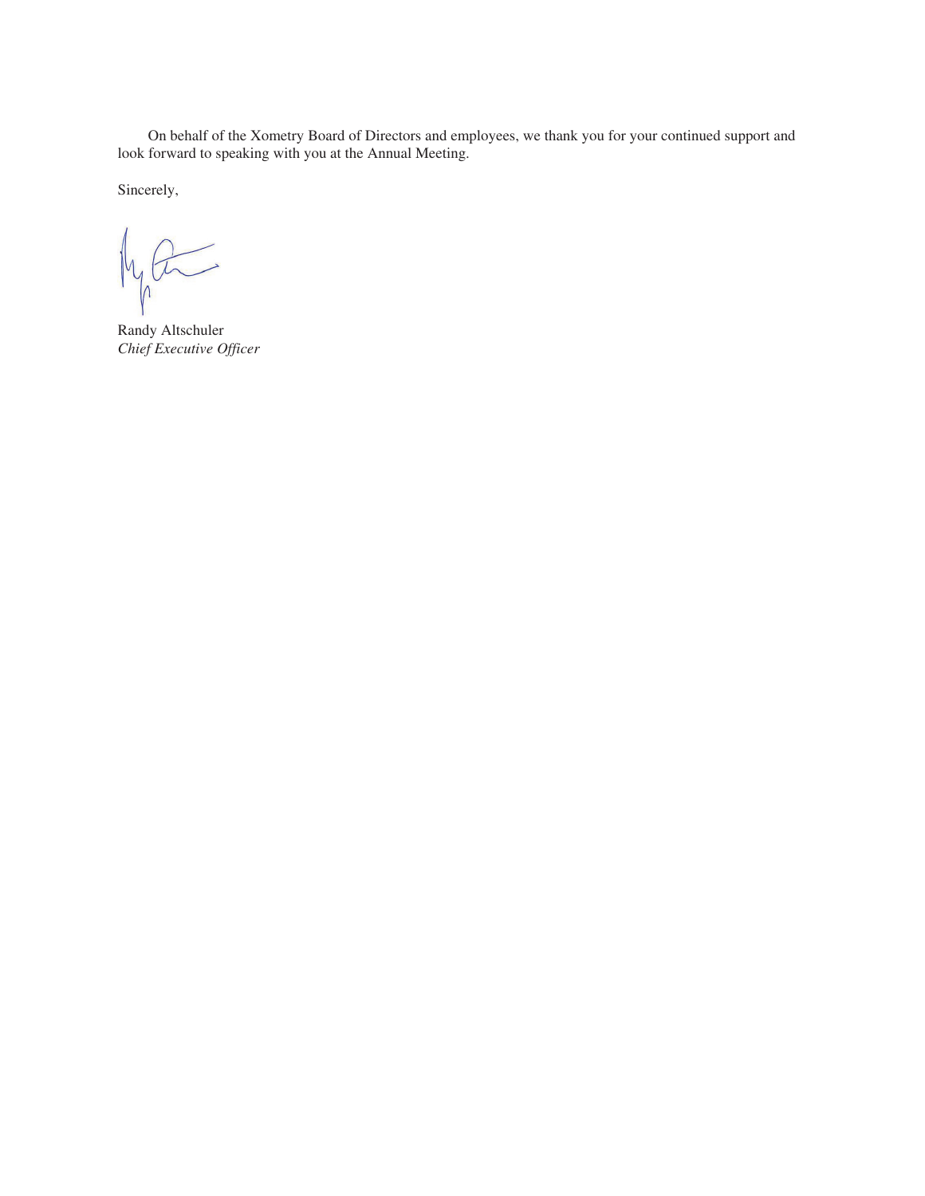On behalf of the Xometry Board of Directors and employees, we thank you for your continued support and look forward to speaking with you at the Annual Meeting.

Sincerely,

Randy Altschuler
*Chief Executive Officer*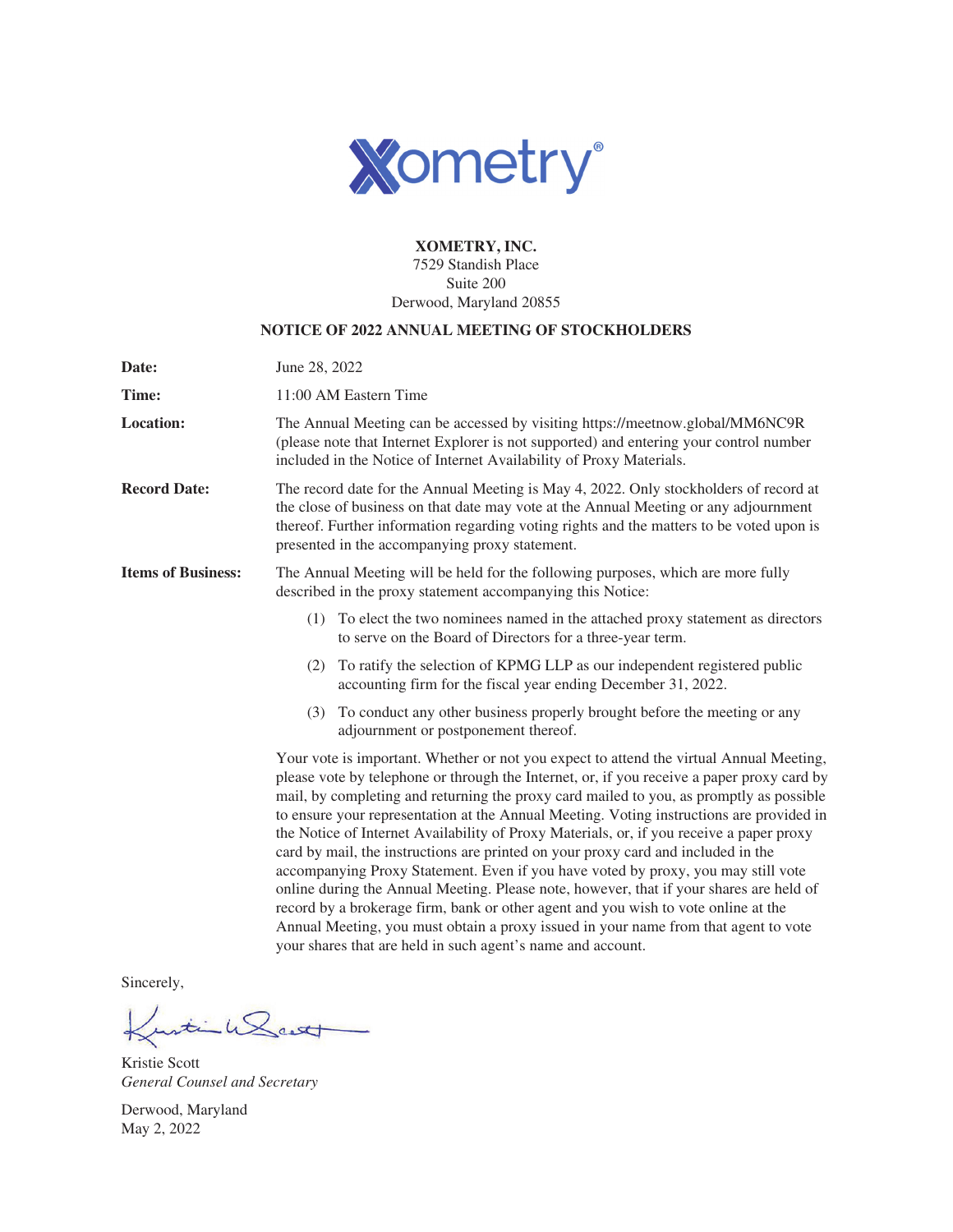**XOMETRY, INC.**
7529 Standish Place
Suite 200
Derwood, Maryland 20855

**NOTICE OF 2022 ANNUAL MEETING OF STOCKHOLDERS**

| | |
|---|---|
| **Date:** | June 28, 2022 |
| **Time:** | 11:00 AM Eastern Time |
| **Location:** | The Annual Meeting can be accessed by visiting https://meetnow.global/MM6NC9R (please note that Internet Explorer is not supported) and entering your control number included in the Notice of Internet Availability of Proxy Materials. |
| **Record Date:** | The record date for the Annual Meeting is May 4, 2022. Only stockholders of record at the close of business on that date may vote at the Annual Meeting or any adjournment thereof. Further information regarding voting rights and the matters to be voted upon is presented in the accompanying proxy statement. |
| **Items of Business:** | The Annual Meeting will be held for the following purposes, which are more fully described in the proxy statement accompanying this Notice: |

(1) To elect the two nominees named in the attached proxy statement as directors to serve on the Board of Directors for a three-year term.

(2) To ratify the selection of KPMG LLP as our independent registered public accounting firm for the fiscal year ending December 31, 2022.

(3) To conduct any other business properly brought before the meeting or any adjournment or postponement thereof.

Your vote is important. Whether or not you expect to attend the virtual Annual Meeting, please vote by telephone or through the Internet, or, if you receive a paper proxy card by mail, by completing and returning the proxy card mailed to you, as promptly as possible to ensure your representation at the Annual Meeting. Voting instructions are provided in the Notice of Internet Availability of Proxy Materials, or, if you receive a paper proxy card by mail, the instructions are printed on your proxy card and included in the accompanying Proxy Statement. Even if you have voted by proxy, you may still vote online during the Annual Meeting. Please note, however, that if your shares are held of record by a brokerage firm, bank or other agent and you wish to vote online at the Annual Meeting, you must obtain a proxy issued in your name from that agent to vote your shares that are held in such agent's name and account.

Sincerely,

Kristie Scott
*General Counsel and Secretary*

Derwood, Maryland
May 2, 2022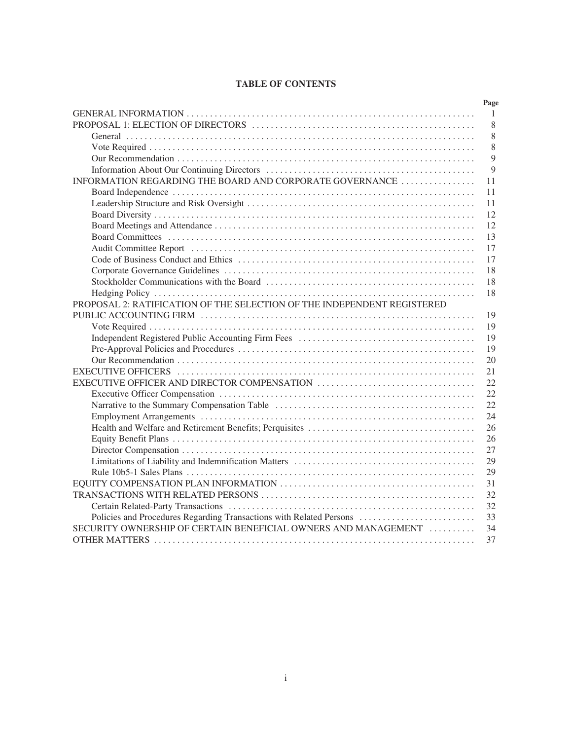# TABLE OF CONTENTS

| | Page |
|---|---|
| GENERAL INFORMATION | 1 |
| PROPOSAL 1: ELECTION OF DIRECTORS | 8 |
| General | 8 |
| Vote Required | 8 |
| Our Recommendation | 9 |
| Information About Our Continuing Directors | 9 |
| INFORMATION REGARDING THE BOARD AND CORPORATE GOVERNANCE | 11 |
| Board Independence | 11 |
| Leadership Structure and Risk Oversight | 11 |
| Board Diversity | 12 |
| Board Meetings and Attendance | 12 |
| Board Committees | 13 |
| Audit Committee Report | 17 |
| Code of Business Conduct and Ethics | 17 |
| Corporate Governance Guidelines | 18 |
| Stockholder Communications with the Board | 18 |
| Hedging Policy | 18 |
| PROPOSAL 2: RATIFICATION OF THE SELECTION OF THE INDEPENDENT REGISTERED PUBLIC ACCOUNTING FIRM | 19 |
| Vote Required | 19 |
| Independent Registered Public Accounting Firm Fees | 19 |
| Pre-Approval Policies and Procedures | 19 |
| Our Recommendation | 20 |
| EXECUTIVE OFFICERS | 21 |
| EXECUTIVE OFFICER AND DIRECTOR COMPENSATION | 22 |
| Executive Officer Compensation | 22 |
| Narrative to the Summary Compensation Table | 22 |
| Employment Arrangements | 24 |
| Health and Welfare and Retirement Benefits; Perquisites | 26 |
| Equity Benefit Plans | 26 |
| Director Compensation | 27 |
| Limitations of Liability and Indemnification Matters | 29 |
| Rule 10b5-1 Sales Plans | 29 |
| EQUITY COMPENSATION PLAN INFORMATION | 31 |
| TRANSACTIONS WITH RELATED PERSONS | 32 |
| Certain Related-Party Transactions | 32 |
| Policies and Procedures Regarding Transactions with Related Persons | 33 |
| SECURITY OWNERSHIP OF CERTAIN BENEFICIAL OWNERS AND MANAGEMENT | 34 |
| OTHER MATTERS | 37 |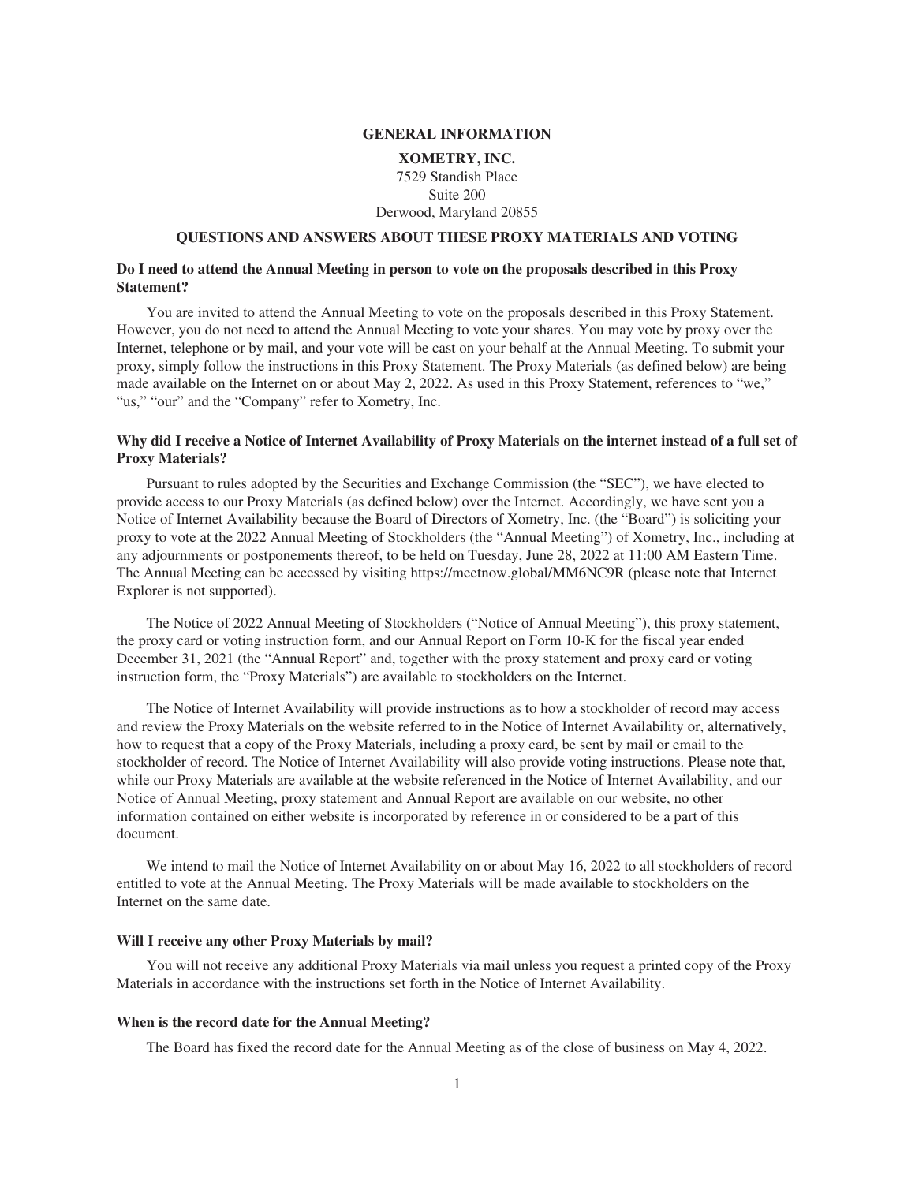# GENERAL INFORMATION

**XOMETRY, INC.**
7529 Standish Place
Suite 200
Derwood, Maryland 20855

## QUESTIONS AND ANSWERS ABOUT THESE PROXY MATERIALS AND VOTING

### Do I need to attend the Annual Meeting in person to vote on the proposals described in this Proxy Statement?

You are invited to attend the Annual Meeting to vote on the proposals described in this Proxy Statement. However, you do not need to attend the Annual Meeting to vote your shares. You may vote by proxy over the Internet, telephone or by mail, and your vote will be cast on your behalf at the Annual Meeting. To submit your proxy, simply follow the instructions in this Proxy Statement. The Proxy Materials (as defined below) are being made available on the Internet on or about May 2, 2022. As used in this Proxy Statement, references to "we," "us," "our" and the "Company" refer to Xometry, Inc.

### Why did I receive a Notice of Internet Availability of Proxy Materials on the internet instead of a full set of Proxy Materials?

Pursuant to rules adopted by the Securities and Exchange Commission (the "SEC"), we have elected to provide access to our Proxy Materials (as defined below) over the Internet. Accordingly, we have sent you a Notice of Internet Availability because the Board of Directors of Xometry, Inc. (the "Board") is soliciting your proxy to vote at the 2022 Annual Meeting of Stockholders (the "Annual Meeting") of Xometry, Inc., including at any adjournments or postponements thereof, to be held on Tuesday, June 28, 2022 at 11:00 AM Eastern Time. The Annual Meeting can be accessed by visiting https://meetnow.global/MM6NC9R (please note that Internet Explorer is not supported).

The Notice of 2022 Annual Meeting of Stockholders ("Notice of Annual Meeting"), this proxy statement, the proxy card or voting instruction form, and our Annual Report on Form 10-K for the fiscal year ended December 31, 2021 (the "Annual Report" and, together with the proxy statement and proxy card or voting instruction form, the "Proxy Materials") are available to stockholders on the Internet.

The Notice of Internet Availability will provide instructions as to how a stockholder of record may access and review the Proxy Materials on the website referred to in the Notice of Internet Availability or, alternatively, how to request that a copy of the Proxy Materials, including a proxy card, be sent by mail or email to the stockholder of record. The Notice of Internet Availability will also provide voting instructions. Please note that, while our Proxy Materials are available at the website referenced in the Notice of Internet Availability, and our Notice of Annual Meeting, proxy statement and Annual Report are available on our website, no other information contained on either website is incorporated by reference in or considered to be a part of this document.

We intend to mail the Notice of Internet Availability on or about May 16, 2022 to all stockholders of record entitled to vote at the Annual Meeting. The Proxy Materials will be made available to stockholders on the Internet on the same date.

### Will I receive any other Proxy Materials by mail?

You will not receive any additional Proxy Materials via mail unless you request a printed copy of the Proxy Materials in accordance with the instructions set forth in the Notice of Internet Availability.

### When is the record date for the Annual Meeting?

The Board has fixed the record date for the Annual Meeting as of the close of business on May 4, 2022.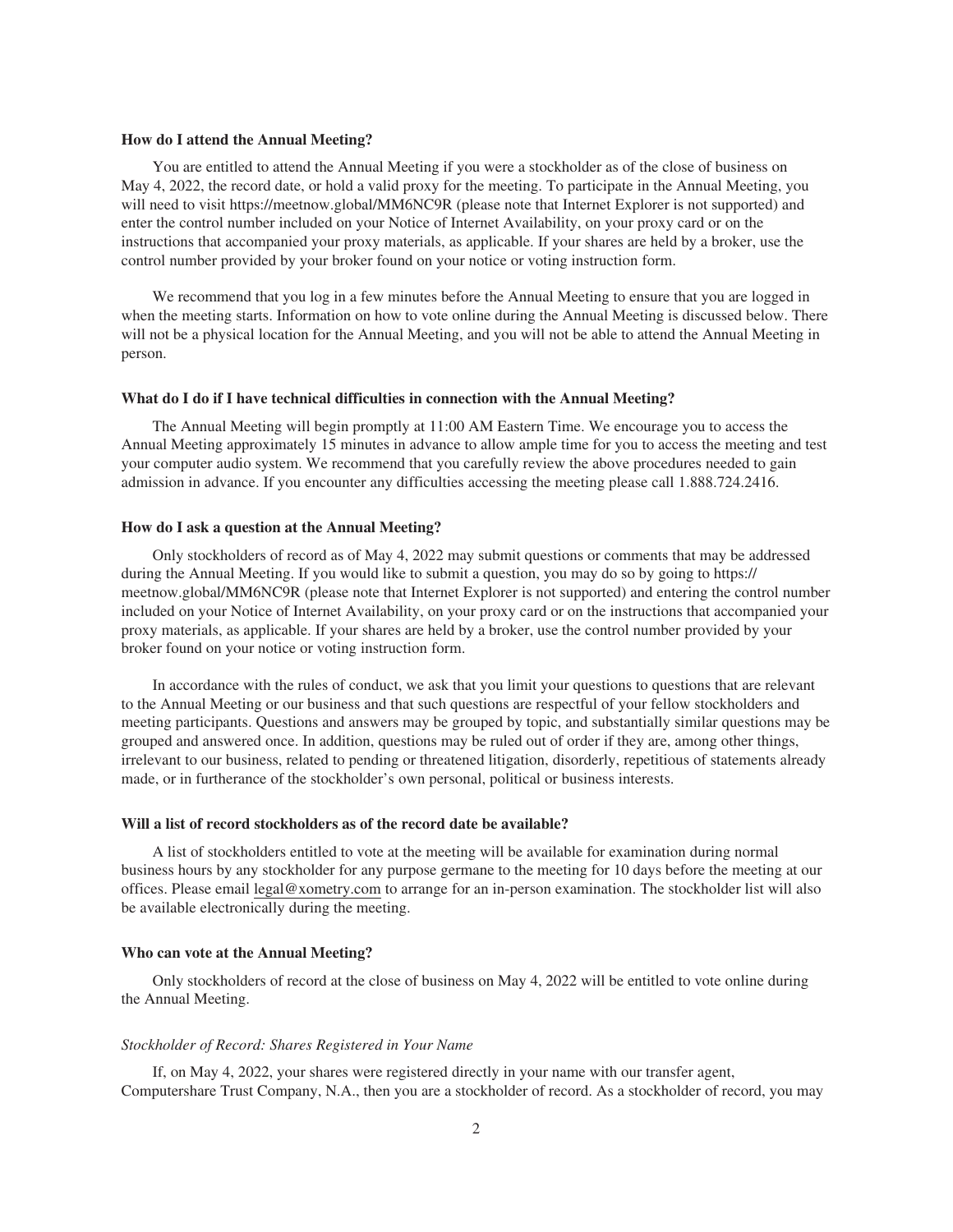**How do I attend the Annual Meeting?**

You are entitled to attend the Annual Meeting if you were a stockholder as of the close of business on May 4, 2022, the record date, or hold a valid proxy for the meeting. To participate in the Annual Meeting, you will need to visit https://meetnow.global/MM6NC9R (please note that Internet Explorer is not supported) and enter the control number included on your Notice of Internet Availability, on your proxy card or on the instructions that accompanied your proxy materials, as applicable. If your shares are held by a broker, use the control number provided by your broker found on your notice or voting instruction form.

We recommend that you log in a few minutes before the Annual Meeting to ensure that you are logged in when the meeting starts. Information on how to vote online during the Annual Meeting is discussed below. There will not be a physical location for the Annual Meeting, and you will not be able to attend the Annual Meeting in person.

**What do I do if I have technical difficulties in connection with the Annual Meeting?**

The Annual Meeting will begin promptly at 11:00 AM Eastern Time. We encourage you to access the Annual Meeting approximately 15 minutes in advance to allow ample time for you to access the meeting and test your computer audio system. We recommend that you carefully review the above procedures needed to gain admission in advance. If you encounter any difficulties accessing the meeting please call 1.888.724.2416.

**How do I ask a question at the Annual Meeting?**

Only stockholders of record as of May 4, 2022 may submit questions or comments that may be addressed during the Annual Meeting. If you would like to submit a question, you may do so by going to https://meetnow.global/MM6NC9R (please note that Internet Explorer is not supported) and entering the control number included on your Notice of Internet Availability, on your proxy card or on the instructions that accompanied your proxy materials, as applicable. If your shares are held by a broker, use the control number provided by your broker found on your notice or voting instruction form.

In accordance with the rules of conduct, we ask that you limit your questions to questions that are relevant to the Annual Meeting or our business and that such questions are respectful of your fellow stockholders and meeting participants. Questions and answers may be grouped by topic, and substantially similar questions may be grouped and answered once. In addition, questions may be ruled out of order if they are, among other things, irrelevant to our business, related to pending or threatened litigation, disorderly, repetitious of statements already made, or in furtherance of the stockholder's own personal, political or business interests.

**Will a list of record stockholders as of the record date be available?**

A list of stockholders entitled to vote at the meeting will be available for examination during normal business hours by any stockholder for any purpose germane to the meeting for 10 days before the meeting at our offices. Please email legal@xometry.com to arrange for an in-person examination. The stockholder list will also be available electronically during the meeting.

**Who can vote at the Annual Meeting?**

Only stockholders of record at the close of business on May 4, 2022 will be entitled to vote online during the Annual Meeting.

*Stockholder of Record: Shares Registered in Your Name*

If, on May 4, 2022, your shares were registered directly in your name with our transfer agent, Computershare Trust Company, N.A., then you are a stockholder of record. As a stockholder of record, you may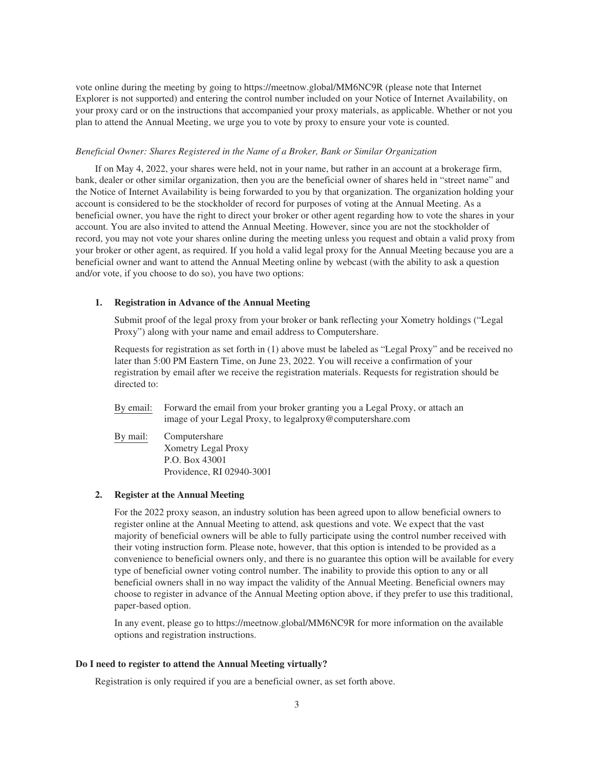vote online during the meeting by going to https://meetnow.global/MM6NC9R (please note that Internet Explorer is not supported) and entering the control number included on your Notice of Internet Availability, on your proxy card or on the instructions that accompanied your proxy materials, as applicable. Whether or not you plan to attend the Annual Meeting, we urge you to vote by proxy to ensure your vote is counted.

*Beneficial Owner: Shares Registered in the Name of a Broker, Bank or Similar Organization*

If on May 4, 2022, your shares were held, not in your name, but rather in an account at a brokerage firm, bank, dealer or other similar organization, then you are the beneficial owner of shares held in "street name" and the Notice of Internet Availability is being forwarded to you by that organization. The organization holding your account is considered to be the stockholder of record for purposes of voting at the Annual Meeting. As a beneficial owner, you have the right to direct your broker or other agent regarding how to vote the shares in your account. You are also invited to attend the Annual Meeting. However, since you are not the stockholder of record, you may not vote your shares online during the meeting unless you request and obtain a valid proxy from your broker or other agent, as required. If you hold a valid legal proxy for the Annual Meeting because you are a beneficial owner and want to attend the Annual Meeting online by webcast (with the ability to ask a question and/or vote, if you choose to do so), you have two options:

1. **Registration in Advance of the Annual Meeting**

   Submit proof of the legal proxy from your broker or bank reflecting your Xometry holdings ("Legal Proxy") along with your name and email address to Computershare.

   Requests for registration as set forth in (1) above must be labeled as "Legal Proxy" and be received no later than 5:00 PM Eastern Time, on June 23, 2022. You will receive a confirmation of your registration by email after we receive the registration materials. Requests for registration should be directed to:

   By email: Forward the email from your broker granting you a Legal Proxy, or attach an image of your Legal Proxy, to legalproxy@computershare.com

   By mail: Computershare
   Xometry Legal Proxy
   P.O. Box 43001
   Providence, RI 02940-3001

2. **Register at the Annual Meeting**

   For the 2022 proxy season, an industry solution has been agreed upon to allow beneficial owners to register online at the Annual Meeting to attend, ask questions and vote. We expect that the vast majority of beneficial owners will be able to fully participate using the control number received with their voting instruction form. Please note, however, that this option is intended to be provided as a convenience to beneficial owners only, and there is no guarantee this option will be available for every type of beneficial owner voting control number. The inability to provide this option to any or all beneficial owners shall in no way impact the validity of the Annual Meeting. Beneficial owners may choose to register in advance of the Annual Meeting option above, if they prefer to use this traditional, paper-based option.

   In any event, please go to https://meetnow.global/MM6NC9R for more information on the available options and registration instructions.

**Do I need to register to attend the Annual Meeting virtually?**

Registration is only required if you are a beneficial owner, as set forth above.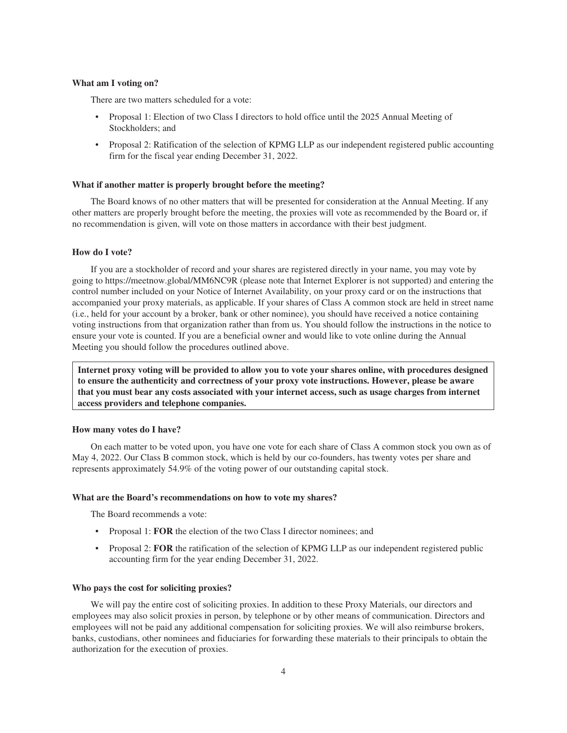**What am I voting on?**

There are two matters scheduled for a vote:

- Proposal 1: Election of two Class I directors to hold office until the 2025 Annual Meeting of Stockholders; and
- Proposal 2: Ratification of the selection of KPMG LLP as our independent registered public accounting firm for the fiscal year ending December 31, 2022.

**What if another matter is properly brought before the meeting?**

The Board knows of no other matters that will be presented for consideration at the Annual Meeting. If any other matters are properly brought before the meeting, the proxies will vote as recommended by the Board or, if no recommendation is given, will vote on those matters in accordance with their best judgment.

**How do I vote?**

If you are a stockholder of record and your shares are registered directly in your name, you may vote by going to https://meetnow.global/MM6NC9R (please note that Internet Explorer is not supported) and entering the control number included on your Notice of Internet Availability, on your proxy card or on the instructions that accompanied your proxy materials, as applicable. If your shares of Class A common stock are held in street name (i.e., held for your account by a broker, bank or other nominee), you should have received a notice containing voting instructions from that organization rather than from us. You should follow the instructions in the notice to ensure your vote is counted. If you are a beneficial owner and would like to vote online during the Annual Meeting you should follow the procedures outlined above.

**Internet proxy voting will be provided to allow you to vote your shares online, with procedures designed to ensure the authenticity and correctness of your proxy vote instructions. However, please be aware that you must bear any costs associated with your internet access, such as usage charges from internet access providers and telephone companies.**

**How many votes do I have?**

On each matter to be voted upon, you have one vote for each share of Class A common stock you own as of May 4, 2022. Our Class B common stock, which is held by our co-founders, has twenty votes per share and represents approximately 54.9% of the voting power of our outstanding capital stock.

**What are the Board's recommendations on how to vote my shares?**

The Board recommends a vote:

- Proposal 1: **FOR** the election of the two Class I director nominees; and
- Proposal 2: **FOR** the ratification of the selection of KPMG LLP as our independent registered public accounting firm for the year ending December 31, 2022.

**Who pays the cost for soliciting proxies?**

We will pay the entire cost of soliciting proxies. In addition to these Proxy Materials, our directors and employees may also solicit proxies in person, by telephone or by other means of communication. Directors and employees will not be paid any additional compensation for soliciting proxies. We will also reimburse brokers, banks, custodians, other nominees and fiduciaries for forwarding these materials to their principals to obtain the authorization for the execution of proxies.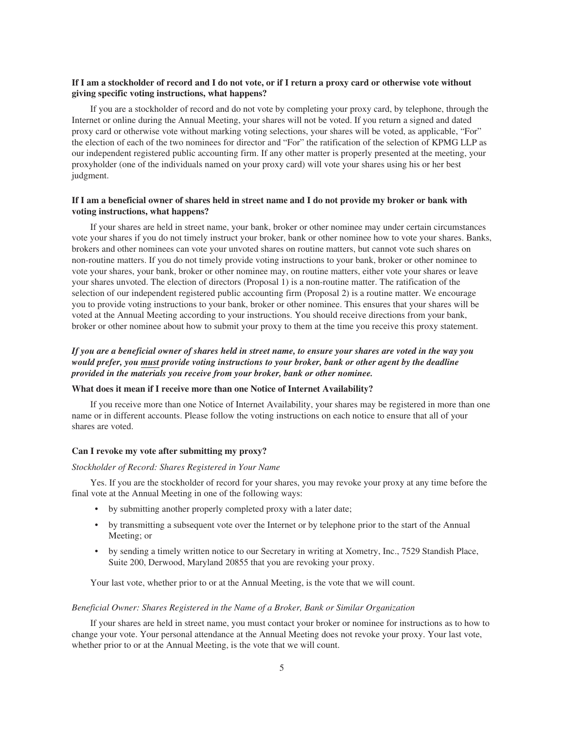**If I am a stockholder of record and I do not vote, or if I return a proxy card or otherwise vote without giving specific voting instructions, what happens?**

If you are a stockholder of record and do not vote by completing your proxy card, by telephone, through the Internet or online during the Annual Meeting, your shares will not be voted. If you return a signed and dated proxy card or otherwise vote without marking voting selections, your shares will be voted, as applicable, "For" the election of each of the two nominees for director and "For" the ratification of the selection of KPMG LLP as our independent registered public accounting firm. If any other matter is properly presented at the meeting, your proxyholder (one of the individuals named on your proxy card) will vote your shares using his or her best judgment.

**If I am a beneficial owner of shares held in street name and I do not provide my broker or bank with voting instructions, what happens?**

If your shares are held in street name, your bank, broker or other nominee may under certain circumstances vote your shares if you do not timely instruct your broker, bank or other nominee how to vote your shares. Banks, brokers and other nominees can vote your unvoted shares on routine matters, but cannot vote such shares on non-routine matters. If you do not timely provide voting instructions to your bank, broker or other nominee to vote your shares, your bank, broker or other nominee may, on routine matters, either vote your shares or leave your shares unvoted. The election of directors (Proposal 1) is a non-routine matter. The ratification of the selection of our independent registered public accounting firm (Proposal 2) is a routine matter. We encourage you to provide voting instructions to your bank, broker or other nominee. This ensures that your shares will be voted at the Annual Meeting according to your instructions. You should receive directions from your bank, broker or other nominee about how to submit your proxy to them at the time you receive this proxy statement.

***If you are a beneficial owner of shares held in street name, to ensure your shares are voted in the way you would prefer, you must provide voting instructions to your broker, bank or other agent by the deadline provided in the materials you receive from your broker, bank or other nominee.***

**What does it mean if I receive more than one Notice of Internet Availability?**

If you receive more than one Notice of Internet Availability, your shares may be registered in more than one name or in different accounts. Please follow the voting instructions on each notice to ensure that all of your shares are voted.

**Can I revoke my vote after submitting my proxy?**

*Stockholder of Record: Shares Registered in Your Name*

Yes. If you are the stockholder of record for your shares, you may revoke your proxy at any time before the final vote at the Annual Meeting in one of the following ways:

- by submitting another properly completed proxy with a later date;
- by transmitting a subsequent vote over the Internet or by telephone prior to the start of the Annual Meeting; or
- by sending a timely written notice to our Secretary in writing at Xometry, Inc., 7529 Standish Place, Suite 200, Derwood, Maryland 20855 that you are revoking your proxy.

Your last vote, whether prior to or at the Annual Meeting, is the vote that we will count.

*Beneficial Owner: Shares Registered in the Name of a Broker, Bank or Similar Organization*

If your shares are held in street name, you must contact your broker or nominee for instructions as to how to change your vote. Your personal attendance at the Annual Meeting does not revoke your proxy. Your last vote, whether prior to or at the Annual Meeting, is the vote that we will count.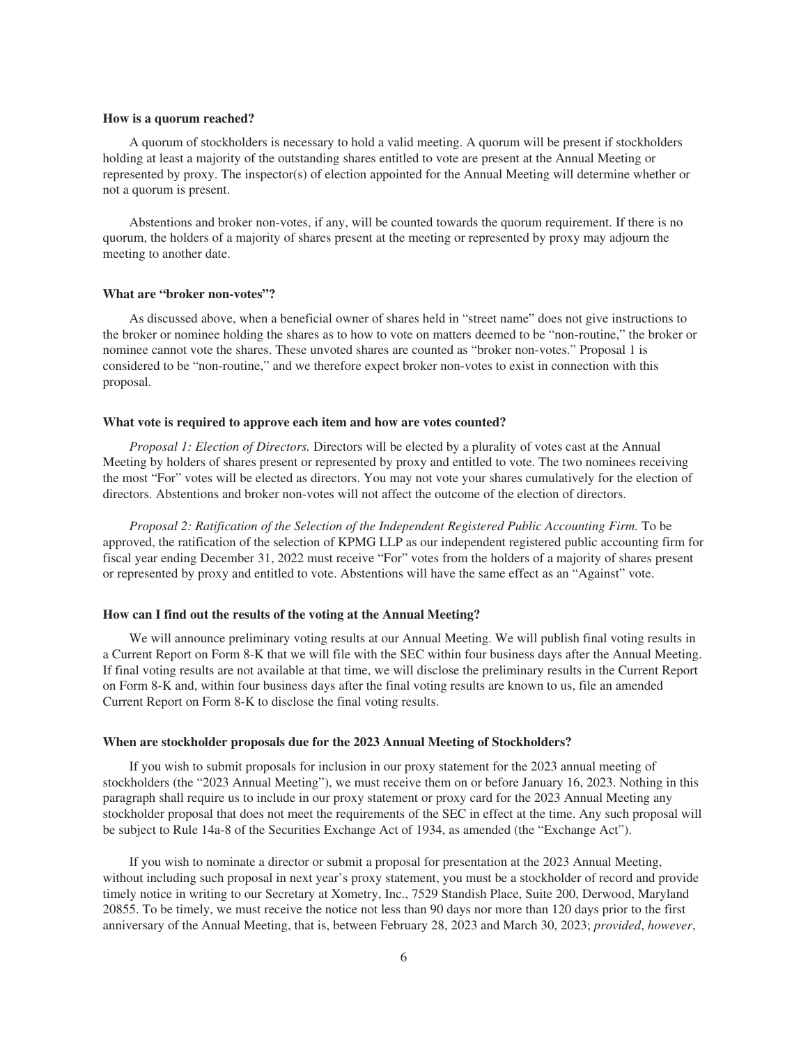**How is a quorum reached?**

A quorum of stockholders is necessary to hold a valid meeting. A quorum will be present if stockholders holding at least a majority of the outstanding shares entitled to vote are present at the Annual Meeting or represented by proxy. The inspector(s) of election appointed for the Annual Meeting will determine whether or not a quorum is present.

Abstentions and broker non-votes, if any, will be counted towards the quorum requirement. If there is no quorum, the holders of a majority of shares present at the meeting or represented by proxy may adjourn the meeting to another date.

**What are "broker non-votes"?**

As discussed above, when a beneficial owner of shares held in "street name" does not give instructions to the broker or nominee holding the shares as to how to vote on matters deemed to be "non-routine," the broker or nominee cannot vote the shares. These unvoted shares are counted as "broker non-votes." Proposal 1 is considered to be "non-routine," and we therefore expect broker non-votes to exist in connection with this proposal.

**What vote is required to approve each item and how are votes counted?**

*Proposal 1: Election of Directors.* Directors will be elected by a plurality of votes cast at the Annual Meeting by holders of shares present or represented by proxy and entitled to vote. The two nominees receiving the most "For" votes will be elected as directors. You may not vote your shares cumulatively for the election of directors. Abstentions and broker non-votes will not affect the outcome of the election of directors.

*Proposal 2: Ratification of the Selection of the Independent Registered Public Accounting Firm.* To be approved, the ratification of the selection of KPMG LLP as our independent registered public accounting firm for fiscal year ending December 31, 2022 must receive "For" votes from the holders of a majority of shares present or represented by proxy and entitled to vote. Abstentions will have the same effect as an "Against" vote.

**How can I find out the results of the voting at the Annual Meeting?**

We will announce preliminary voting results at our Annual Meeting. We will publish final voting results in a Current Report on Form 8-K that we will file with the SEC within four business days after the Annual Meeting. If final voting results are not available at that time, we will disclose the preliminary results in the Current Report on Form 8-K and, within four business days after the final voting results are known to us, file an amended Current Report on Form 8-K to disclose the final voting results.

**When are stockholder proposals due for the 2023 Annual Meeting of Stockholders?**

If you wish to submit proposals for inclusion in our proxy statement for the 2023 annual meeting of stockholders (the "2023 Annual Meeting"), we must receive them on or before January 16, 2023. Nothing in this paragraph shall require us to include in our proxy statement or proxy card for the 2023 Annual Meeting any stockholder proposal that does not meet the requirements of the SEC in effect at the time. Any such proposal will be subject to Rule 14a-8 of the Securities Exchange Act of 1934, as amended (the "Exchange Act").

If you wish to nominate a director or submit a proposal for presentation at the 2023 Annual Meeting, without including such proposal in next year's proxy statement, you must be a stockholder of record and provide timely notice in writing to our Secretary at Xometry, Inc., 7529 Standish Place, Suite 200, Derwood, Maryland 20855. To be timely, we must receive the notice not less than 90 days nor more than 120 days prior to the first anniversary of the Annual Meeting, that is, between February 28, 2023 and March 30, 2023; *provided*, *however*,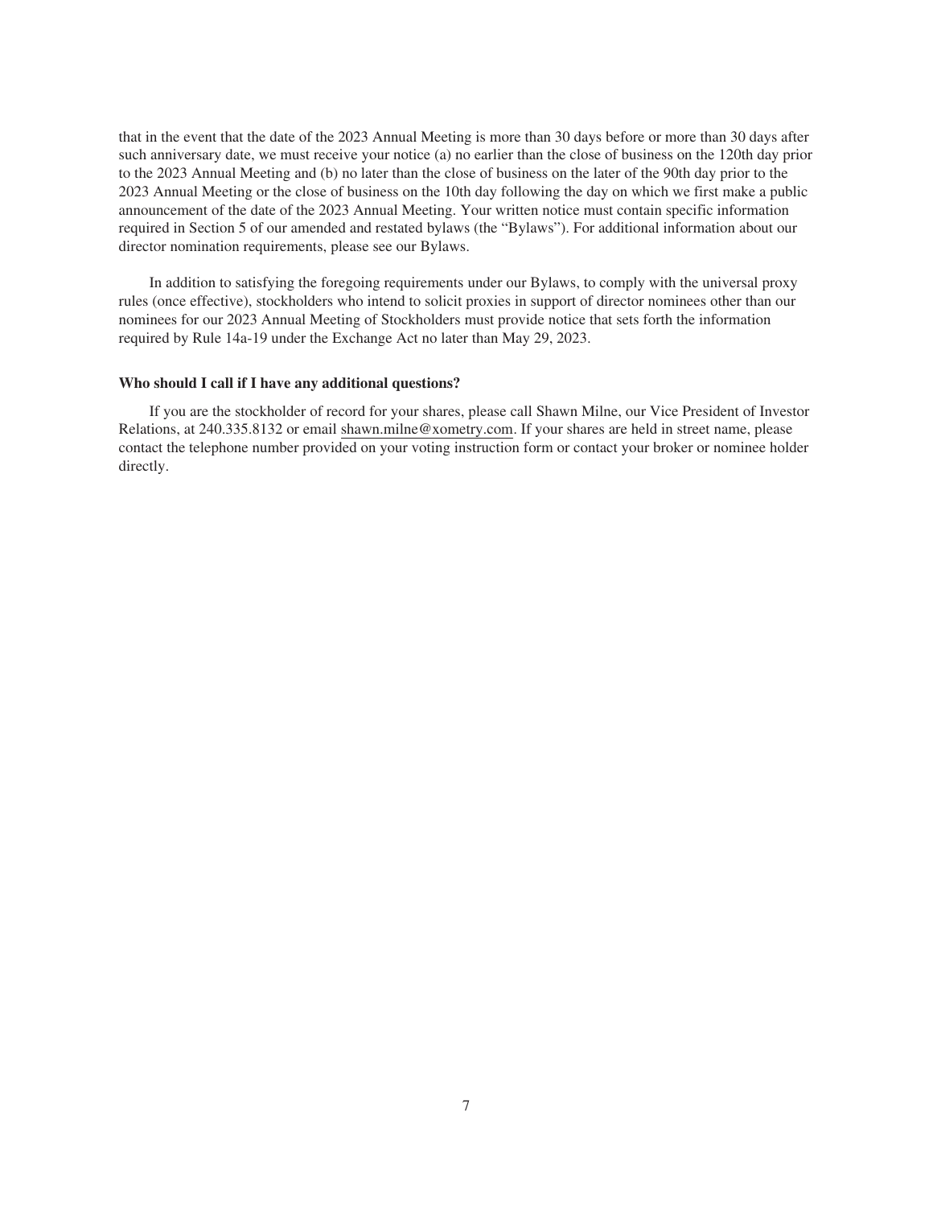that in the event that the date of the 2023 Annual Meeting is more than 30 days before or more than 30 days after such anniversary date, we must receive your notice (a) no earlier than the close of business on the 120th day prior to the 2023 Annual Meeting and (b) no later than the close of business on the later of the 90th day prior to the 2023 Annual Meeting or the close of business on the 10th day following the day on which we first make a public announcement of the date of the 2023 Annual Meeting. Your written notice must contain specific information required in Section 5 of our amended and restated bylaws (the "Bylaws"). For additional information about our director nomination requirements, please see our Bylaws.

In addition to satisfying the foregoing requirements under our Bylaws, to comply with the universal proxy rules (once effective), stockholders who intend to solicit proxies in support of director nominees other than our nominees for our 2023 Annual Meeting of Stockholders must provide notice that sets forth the information required by Rule 14a-19 under the Exchange Act no later than May 29, 2023.

**Who should I call if I have any additional questions?**

If you are the stockholder of record for your shares, please call Shawn Milne, our Vice President of Investor Relations, at 240.335.8132 or email shawn.milne@xometry.com. If your shares are held in street name, please contact the telephone number provided on your voting instruction form or contact your broker or nominee holder directly.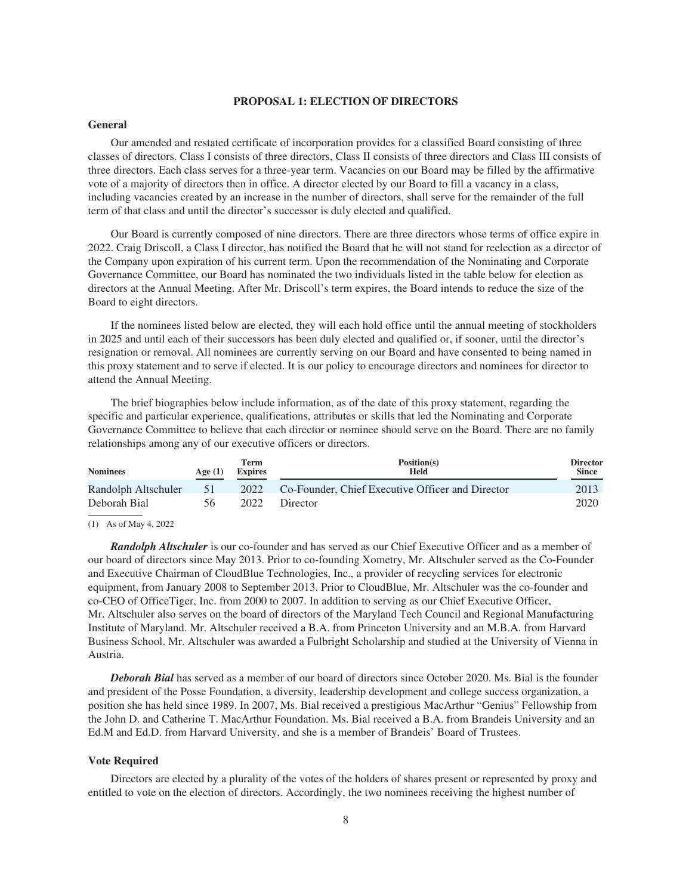## PROPOSAL 1: ELECTION OF DIRECTORS

### General

Our amended and restated certificate of incorporation provides for a classified Board consisting of three classes of directors. Class I consists of three directors, Class II consists of three directors and Class III consists of three directors. Each class serves for a three-year term. Vacancies on our Board may be filled by the affirmative vote of a majority of directors then in office. A director elected by our Board to fill a vacancy in a class, including vacancies created by an increase in the number of directors, shall serve for the remainder of the full term of that class and until the director's successor is duly elected and qualified.

Our Board is currently composed of nine directors. There are three directors whose terms of office expire in 2022. Craig Driscoll, a Class I director, has notified the Board that he will not stand for reelection as a director of the Company upon expiration of his current term. Upon the recommendation of the Nominating and Corporate Governance Committee, our Board has nominated the two individuals listed in the table below for election as directors at the Annual Meeting. After Mr. Driscoll's term expires, the Board intends to reduce the size of the Board to eight directors.

If the nominees listed below are elected, they will each hold office until the annual meeting of stockholders in 2025 and until each of their successors has been duly elected and qualified or, if sooner, until the director's resignation or removal. All nominees are currently serving on our Board and have consented to being named in this proxy statement and to serve if elected. It is our policy to encourage directors and nominees for director to attend the Annual Meeting.

The brief biographies below include information, as of the date of this proxy statement, regarding the specific and particular experience, qualifications, attributes or skills that led the Nominating and Corporate Governance Committee to believe that each director or nominee should serve on the Board. There are no family relationships among any of our executive officers or directors.

| Nominees | Age (1) | Term Expires | Position(s) Held | Director Since |
|---|---|---|---|---|
| Randolph Altschuler | 51 | 2022 | Co-Founder, Chief Executive Officer and Director | 2013 |
| Deborah Bial | 56 | 2022 | Director | 2020 |

(1) As of May 4, 2022

***Randolph Altschuler*** is our co-founder and has served as our Chief Executive Officer and as a member of our board of directors since May 2013. Prior to co-founding Xometry, Mr. Altschuler served as the Co-Founder and Executive Chairman of CloudBlue Technologies, Inc., a provider of recycling services for electronic equipment, from January 2008 to September 2013. Prior to CloudBlue, Mr. Altschuler was the co-founder and co-CEO of OfficeTiger, Inc. from 2000 to 2007. In addition to serving as our Chief Executive Officer, Mr. Altschuler also serves on the board of directors of the Maryland Tech Council and Regional Manufacturing Institute of Maryland. Mr. Altschuler received a B.A. from Princeton University and an M.B.A. from Harvard Business School. Mr. Altschuler was awarded a Fulbright Scholarship and studied at the University of Vienna in Austria.

***Deborah Bial*** has served as a member of our board of directors since October 2020. Ms. Bial is the founder and president of the Posse Foundation, a diversity, leadership development and college success organization, a position she has held since 1989. In 2007, Ms. Bial received a prestigious MacArthur "Genius" Fellowship from the John D. and Catherine T. MacArthur Foundation. Ms. Bial received a B.A. from Brandeis University and an Ed.M and Ed.D. from Harvard University, and she is a member of Brandeis' Board of Trustees.

### Vote Required

Directors are elected by a plurality of the votes of the holders of shares present or represented by proxy and entitled to vote on the election of directors. Accordingly, the two nominees receiving the highest number of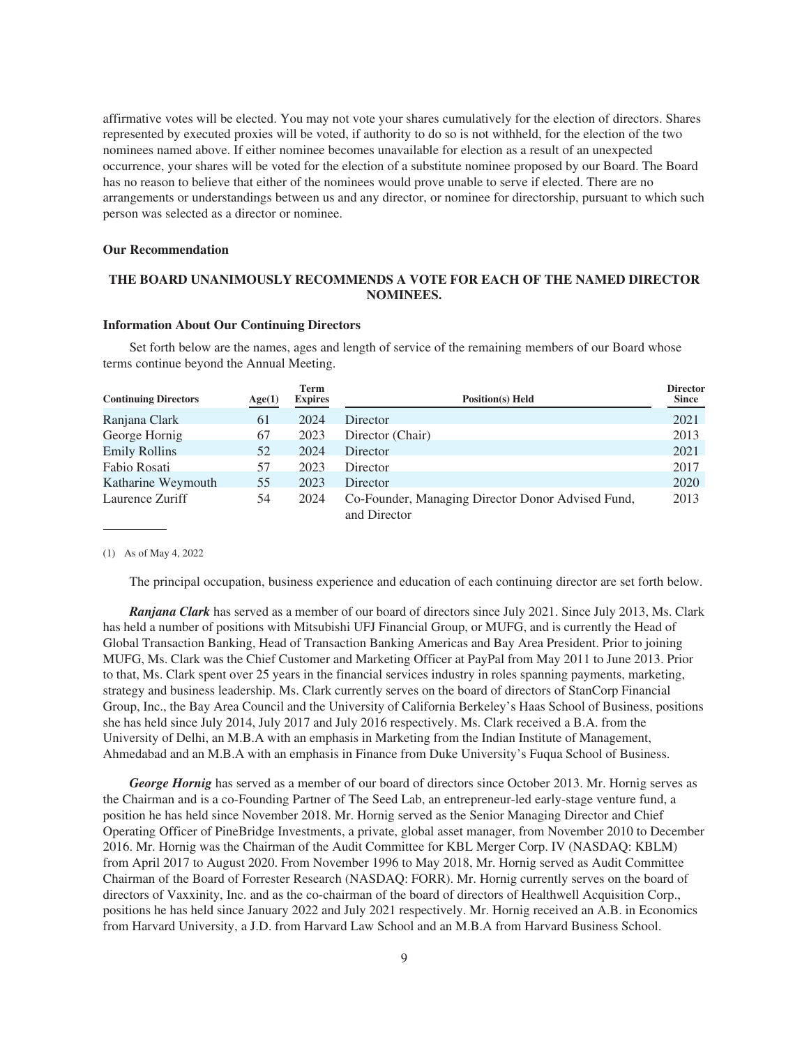affirmative votes will be elected. You may not vote your shares cumulatively for the election of directors. Shares represented by executed proxies will be voted, if authority to do so is not withheld, for the election of the two nominees named above. If either nominee becomes unavailable for election as a result of an unexpected occurrence, your shares will be voted for the election of a substitute nominee proposed by our Board. The Board has no reason to believe that either of the nominees would prove unable to serve if elected. There are no arrangements or understandings between us and any director, or nominee for directorship, pursuant to which such person was selected as a director or nominee.

### Our Recommendation

**THE BOARD UNANIMOUSLY RECOMMENDS A VOTE FOR EACH OF THE NAMED DIRECTOR NOMINEES.**

### Information About Our Continuing Directors

Set forth below are the names, ages and length of service of the remaining members of our Board whose terms continue beyond the Annual Meeting.

| Continuing Directors | Age(1) | Term Expires | Position(s) Held | Director Since |
|---|---|---|---|---|
| Ranjana Clark | 61 | 2024 | Director | 2021 |
| George Hornig | 67 | 2023 | Director (Chair) | 2013 |
| Emily Rollins | 52 | 2024 | Director | 2021 |
| Fabio Rosati | 57 | 2023 | Director | 2017 |
| Katharine Weymouth | 55 | 2023 | Director | 2020 |
| Laurence Zuriff | 54 | 2024 | Co-Founder, Managing Director Donor Advised Fund, and Director | 2013 |

(1) As of May 4, 2022

The principal occupation, business experience and education of each continuing director are set forth below.

***Ranjana Clark*** has served as a member of our board of directors since July 2021. Since July 2013, Ms. Clark has held a number of positions with Mitsubishi UFJ Financial Group, or MUFG, and is currently the Head of Global Transaction Banking, Head of Transaction Banking Americas and Bay Area President. Prior to joining MUFG, Ms. Clark was the Chief Customer and Marketing Officer at PayPal from May 2011 to June 2013. Prior to that, Ms. Clark spent over 25 years in the financial services industry in roles spanning payments, marketing, strategy and business leadership. Ms. Clark currently serves on the board of directors of StanCorp Financial Group, Inc., the Bay Area Council and the University of California Berkeley's Haas School of Business, positions she has held since July 2014, July 2017 and July 2016 respectively. Ms. Clark received a B.A. from the University of Delhi, an M.B.A with an emphasis in Marketing from the Indian Institute of Management, Ahmedabad and an M.B.A with an emphasis in Finance from Duke University's Fuqua School of Business.

***George Hornig*** has served as a member of our board of directors since October 2013. Mr. Hornig serves as the Chairman and is a co-Founding Partner of The Seed Lab, an entrepreneur-led early-stage venture fund, a position he has held since November 2018. Mr. Hornig served as the Senior Managing Director and Chief Operating Officer of PineBridge Investments, a private, global asset manager, from November 2010 to December 2016. Mr. Hornig was the Chairman of the Audit Committee for KBL Merger Corp. IV (NASDAQ: KBLM) from April 2017 to August 2020. From November 1996 to May 2018, Mr. Hornig served as Audit Committee Chairman of the Board of Forrester Research (NASDAQ: FORR). Mr. Hornig currently serves on the board of directors of Vaxxinity, Inc. and as the co-chairman of the board of directors of Healthwell Acquisition Corp., positions he has held since January 2022 and July 2021 respectively. Mr. Hornig received an A.B. in Economics from Harvard University, a J.D. from Harvard Law School and an M.B.A from Harvard Business School.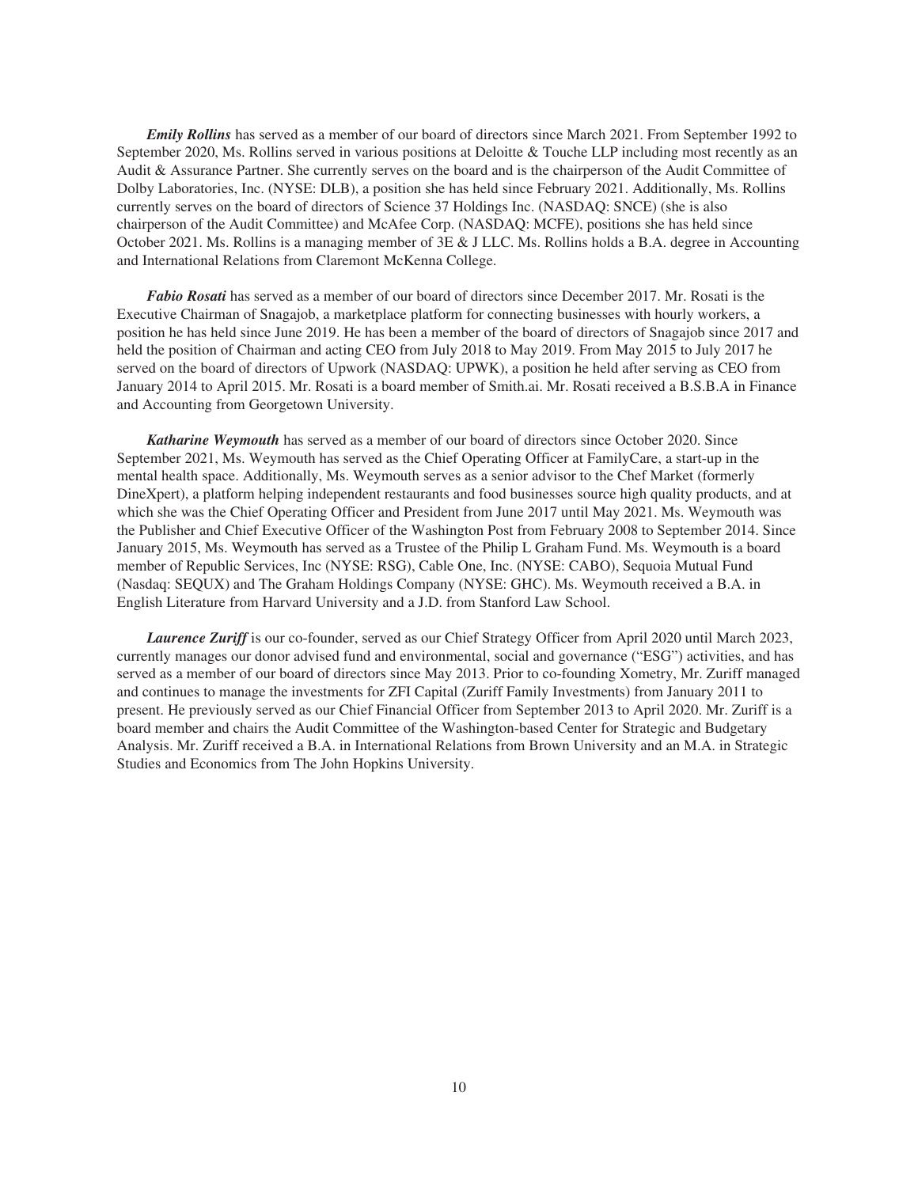***Emily Rollins*** has served as a member of our board of directors since March 2021. From September 1992 to September 2020, Ms. Rollins served in various positions at Deloitte & Touche LLP including most recently as an Audit & Assurance Partner. She currently serves on the board and is the chairperson of the Audit Committee of Dolby Laboratories, Inc. (NYSE: DLB), a position she has held since February 2021. Additionally, Ms. Rollins currently serves on the board of directors of Science 37 Holdings Inc. (NASDAQ: SNCE) (she is also chairperson of the Audit Committee) and McAfee Corp. (NASDAQ: MCFE), positions she has held since October 2021. Ms. Rollins is a managing member of 3E & J LLC. Ms. Rollins holds a B.A. degree in Accounting and International Relations from Claremont McKenna College.

***Fabio Rosati*** has served as a member of our board of directors since December 2017. Mr. Rosati is the Executive Chairman of Snagajob, a marketplace platform for connecting businesses with hourly workers, a position he has held since June 2019. He has been a member of the board of directors of Snagajob since 2017 and held the position of Chairman and acting CEO from July 2018 to May 2019. From May 2015 to July 2017 he served on the board of directors of Upwork (NASDAQ: UPWK), a position he held after serving as CEO from January 2014 to April 2015. Mr. Rosati is a board member of Smith.ai. Mr. Rosati received a B.S.B.A in Finance and Accounting from Georgetown University.

***Katharine Weymouth*** has served as a member of our board of directors since October 2020. Since September 2021, Ms. Weymouth has served as the Chief Operating Officer at FamilyCare, a start-up in the mental health space. Additionally, Ms. Weymouth serves as a senior advisor to the Chef Market (formerly DineXpert), a platform helping independent restaurants and food businesses source high quality products, and at which she was the Chief Operating Officer and President from June 2017 until May 2021. Ms. Weymouth was the Publisher and Chief Executive Officer of the Washington Post from February 2008 to September 2014. Since January 2015, Ms. Weymouth has served as a Trustee of the Philip L Graham Fund. Ms. Weymouth is a board member of Republic Services, Inc (NYSE: RSG), Cable One, Inc. (NYSE: CABO), Sequoia Mutual Fund (Nasdaq: SEQUX) and The Graham Holdings Company (NYSE: GHC). Ms. Weymouth received a B.A. in English Literature from Harvard University and a J.D. from Stanford Law School.

***Laurence Zuriff*** is our co-founder, served as our Chief Strategy Officer from April 2020 until March 2023, currently manages our donor advised fund and environmental, social and governance ("ESG") activities, and has served as a member of our board of directors since May 2013. Prior to co-founding Xometry, Mr. Zuriff managed and continues to manage the investments for ZFI Capital (Zuriff Family Investments) from January 2011 to present. He previously served as our Chief Financial Officer from September 2013 to April 2020. Mr. Zuriff is a board member and chairs the Audit Committee of the Washington-based Center for Strategic and Budgetary Analysis. Mr. Zuriff received a B.A. in International Relations from Brown University and an M.A. in Strategic Studies and Economics from The John Hopkins University.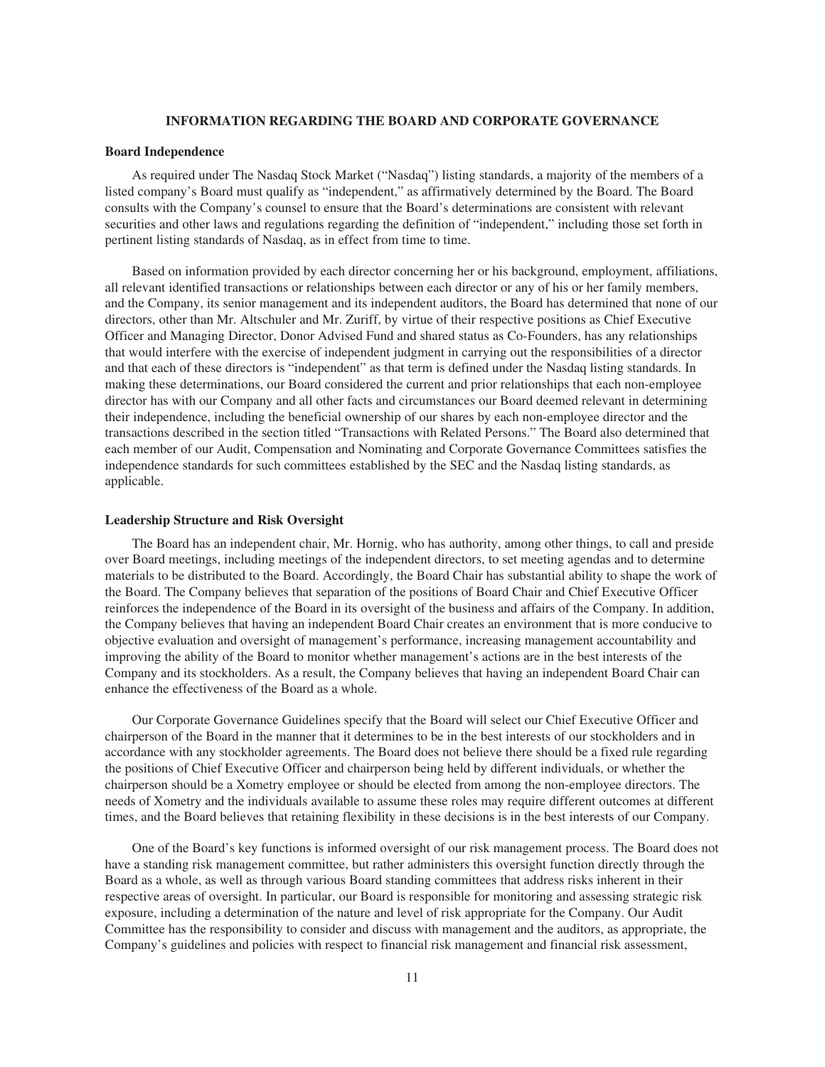## INFORMATION REGARDING THE BOARD AND CORPORATE GOVERNANCE

### Board Independence

As required under The Nasdaq Stock Market ("Nasdaq") listing standards, a majority of the members of a listed company's Board must qualify as "independent," as affirmatively determined by the Board. The Board consults with the Company's counsel to ensure that the Board's determinations are consistent with relevant securities and other laws and regulations regarding the definition of "independent," including those set forth in pertinent listing standards of Nasdaq, as in effect from time to time.

Based on information provided by each director concerning her or his background, employment, affiliations, all relevant identified transactions or relationships between each director or any of his or her family members, and the Company, its senior management and its independent auditors, the Board has determined that none of our directors, other than Mr. Altschuler and Mr. Zuriff, by virtue of their respective positions as Chief Executive Officer and Managing Director, Donor Advised Fund and shared status as Co-Founders, has any relationships that would interfere with the exercise of independent judgment in carrying out the responsibilities of a director and that each of these directors is "independent" as that term is defined under the Nasdaq listing standards. In making these determinations, our Board considered the current and prior relationships that each non-employee director has with our Company and all other facts and circumstances our Board deemed relevant in determining their independence, including the beneficial ownership of our shares by each non-employee director and the transactions described in the section titled "Transactions with Related Persons." The Board also determined that each member of our Audit, Compensation and Nominating and Corporate Governance Committees satisfies the independence standards for such committees established by the SEC and the Nasdaq listing standards, as applicable.

### Leadership Structure and Risk Oversight

The Board has an independent chair, Mr. Hornig, who has authority, among other things, to call and preside over Board meetings, including meetings of the independent directors, to set meeting agendas and to determine materials to be distributed to the Board. Accordingly, the Board Chair has substantial ability to shape the work of the Board. The Company believes that separation of the positions of Board Chair and Chief Executive Officer reinforces the independence of the Board in its oversight of the business and affairs of the Company. In addition, the Company believes that having an independent Board Chair creates an environment that is more conducive to objective evaluation and oversight of management's performance, increasing management accountability and improving the ability of the Board to monitor whether management's actions are in the best interests of the Company and its stockholders. As a result, the Company believes that having an independent Board Chair can enhance the effectiveness of the Board as a whole.

Our Corporate Governance Guidelines specify that the Board will select our Chief Executive Officer and chairperson of the Board in the manner that it determines to be in the best interests of our stockholders and in accordance with any stockholder agreements. The Board does not believe there should be a fixed rule regarding the positions of Chief Executive Officer and chairperson being held by different individuals, or whether the chairperson should be a Xometry employee or should be elected from among the non-employee directors. The needs of Xometry and the individuals available to assume these roles may require different outcomes at different times, and the Board believes that retaining flexibility in these decisions is in the best interests of our Company.

One of the Board's key functions is informed oversight of our risk management process. The Board does not have a standing risk management committee, but rather administers this oversight function directly through the Board as a whole, as well as through various Board standing committees that address risks inherent in their respective areas of oversight. In particular, our Board is responsible for monitoring and assessing strategic risk exposure, including a determination of the nature and level of risk appropriate for the Company. Our Audit Committee has the responsibility to consider and discuss with management and the auditors, as appropriate, the Company's guidelines and policies with respect to financial risk management and financial risk assessment,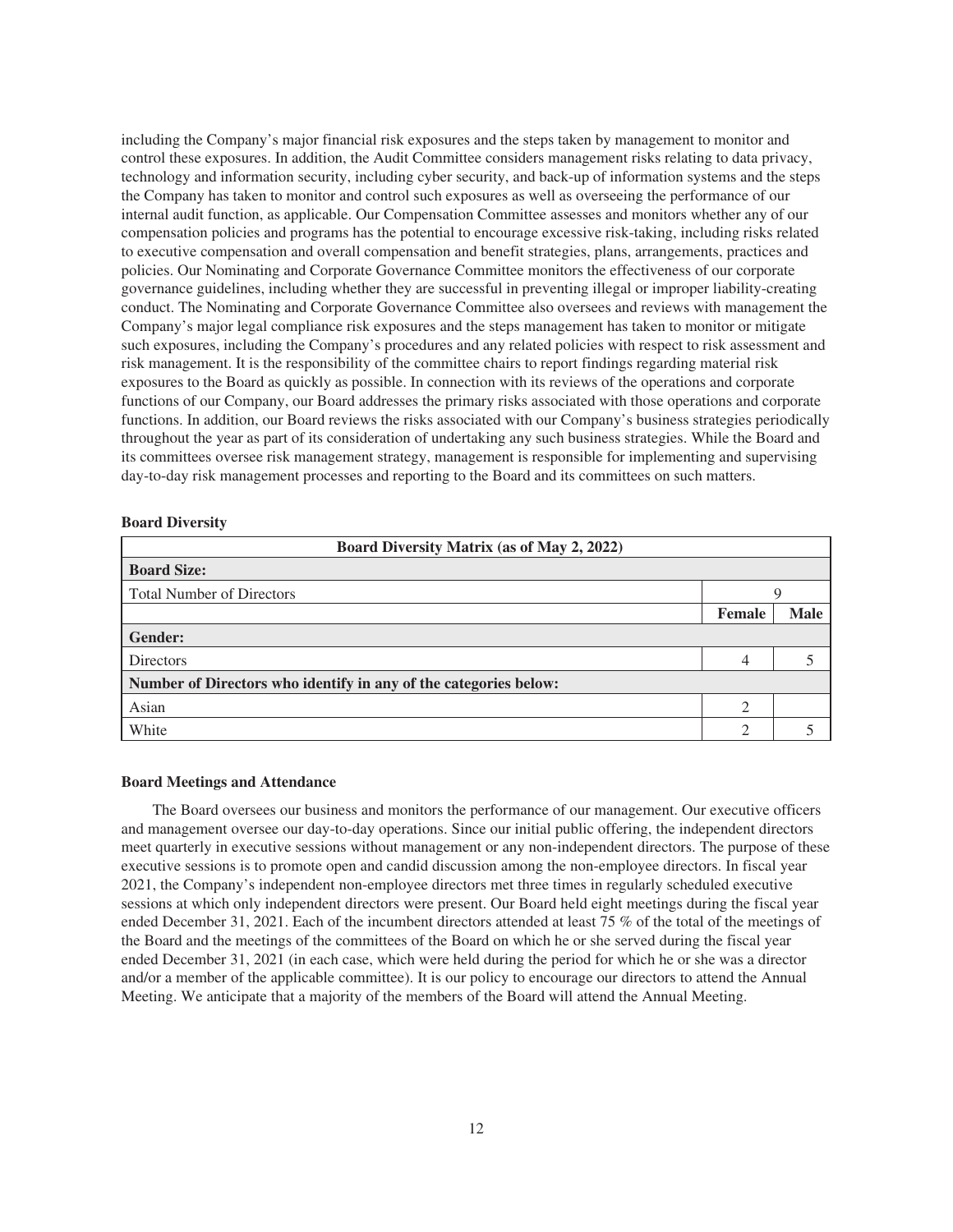including the Company's major financial risk exposures and the steps taken by management to monitor and control these exposures. In addition, the Audit Committee considers management risks relating to data privacy, technology and information security, including cyber security, and back-up of information systems and the steps the Company has taken to monitor and control such exposures as well as overseeing the performance of our internal audit function, as applicable. Our Compensation Committee assesses and monitors whether any of our compensation policies and programs has the potential to encourage excessive risk-taking, including risks related to executive compensation and overall compensation and benefit strategies, plans, arrangements, practices and policies. Our Nominating and Corporate Governance Committee monitors the effectiveness of our corporate governance guidelines, including whether they are successful in preventing illegal or improper liability-creating conduct. The Nominating and Corporate Governance Committee also oversees and reviews with management the Company's major legal compliance risk exposures and the steps management has taken to monitor or mitigate such exposures, including the Company's procedures and any related policies with respect to risk assessment and risk management. It is the responsibility of the committee chairs to report findings regarding material risk exposures to the Board as quickly as possible. In connection with its reviews of the operations and corporate functions of our Company, our Board addresses the primary risks associated with those operations and corporate functions. In addition, our Board reviews the risks associated with our Company's business strategies periodically throughout the year as part of its consideration of undertaking any such business strategies. While the Board and its committees oversee risk management strategy, management is responsible for implementing and supervising day-to-day risk management processes and reporting to the Board and its committees on such matters.

**Board Diversity**

| **Board Diversity Matrix (as of May 2, 2022)** | | |
|---|---|---|
| **Board Size:** | | |
| Total Number of Directors | 9 | |
| | **Female** | **Male** |
| **Gender:** | | |
| Directors | 4 | 5 |
| **Number of Directors who identify in any of the categories below:** | | |
| Asian | 2 | |
| White | 2 | 5 |

**Board Meetings and Attendance**

The Board oversees our business and monitors the performance of our management. Our executive officers and management oversee our day-to-day operations. Since our initial public offering, the independent directors meet quarterly in executive sessions without management or any non-independent directors. The purpose of these executive sessions is to promote open and candid discussion among the non-employee directors. In fiscal year 2021, the Company's independent non-employee directors met three times in regularly scheduled executive sessions at which only independent directors were present. Our Board held eight meetings during the fiscal year ended December 31, 2021. Each of the incumbent directors attended at least 75 % of the total of the meetings of the Board and the meetings of the committees of the Board on which he or she served during the fiscal year ended December 31, 2021 (in each case, which were held during the period for which he or she was a director and/or a member of the applicable committee). It is our policy to encourage our directors to attend the Annual Meeting. We anticipate that a majority of the members of the Board will attend the Annual Meeting.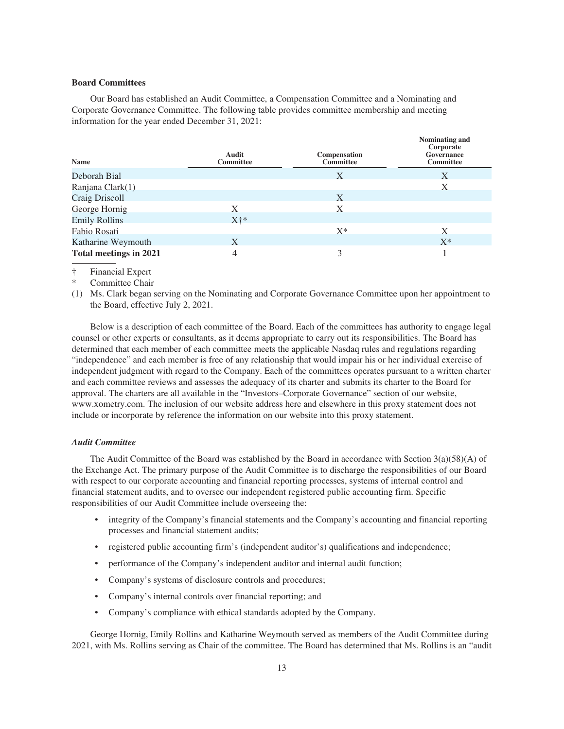**Board Committees**

Our Board has established an Audit Committee, a Compensation Committee and a Nominating and Corporate Governance Committee. The following table provides committee membership and meeting information for the year ended December 31, 2021:

| Name | Audit Committee | Compensation Committee | Nominating and Corporate Governance Committee |
|---|---|---|---|
| Deborah Bial | | X | X |
| Ranjana Clark(1) | | | X |
| Craig Driscoll | | X | |
| George Hornig | X | X | |
| Emily Rollins | X†* | | |
| Fabio Rosati | | X* | X |
| Katharine Weymouth | X | | X* |
| **Total meetings in 2021** | 4 | 3 | 1 |

† Financial Expert

* Committee Chair

(1) Ms. Clark began serving on the Nominating and Corporate Governance Committee upon her appointment to the Board, effective July 2, 2021.

Below is a description of each committee of the Board. Each of the committees has authority to engage legal counsel or other experts or consultants, as it deems appropriate to carry out its responsibilities. The Board has determined that each member of each committee meets the applicable Nasdaq rules and regulations regarding "independence" and each member is free of any relationship that would impair his or her individual exercise of independent judgment with regard to the Company. Each of the committees operates pursuant to a written charter and each committee reviews and assesses the adequacy of its charter and submits its charter to the Board for approval. The charters are all available in the "Investors–Corporate Governance" section of our website, www.xometry.com. The inclusion of our website address here and elsewhere in this proxy statement does not include or incorporate by reference the information on our website into this proxy statement.

***Audit Committee***

The Audit Committee of the Board was established by the Board in accordance with Section 3(a)(58)(A) of the Exchange Act. The primary purpose of the Audit Committee is to discharge the responsibilities of our Board with respect to our corporate accounting and financial reporting processes, systems of internal control and financial statement audits, and to oversee our independent registered public accounting firm. Specific responsibilities of our Audit Committee include overseeing the:

- integrity of the Company's financial statements and the Company's accounting and financial reporting processes and financial statement audits;
- registered public accounting firm's (independent auditor's) qualifications and independence;
- performance of the Company's independent auditor and internal audit function;
- Company's systems of disclosure controls and procedures;
- Company's internal controls over financial reporting; and
- Company's compliance with ethical standards adopted by the Company.

George Hornig, Emily Rollins and Katharine Weymouth served as members of the Audit Committee during 2021, with Ms. Rollins serving as Chair of the committee. The Board has determined that Ms. Rollins is an "audit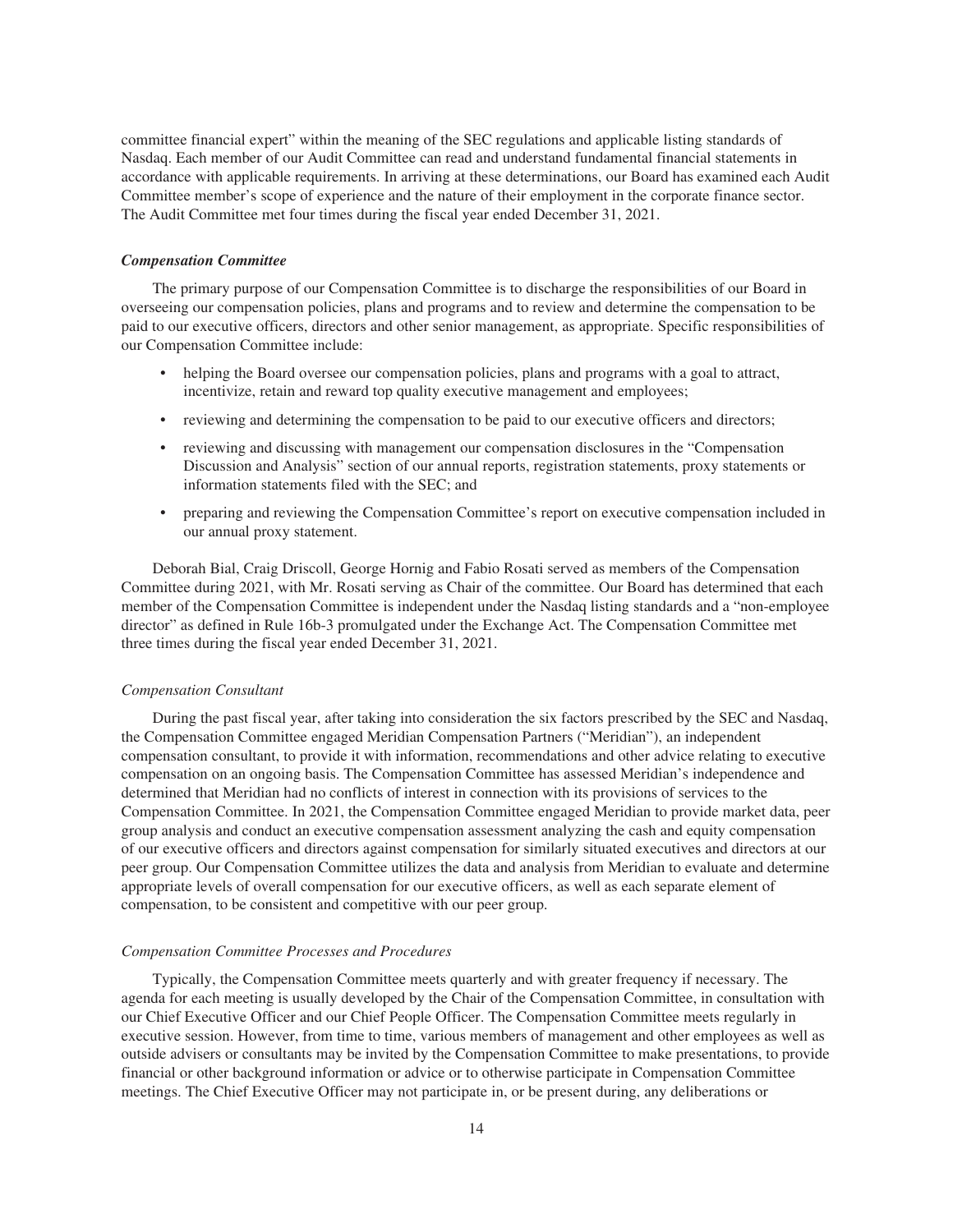committee financial expert" within the meaning of the SEC regulations and applicable listing standards of Nasdaq. Each member of our Audit Committee can read and understand fundamental financial statements in accordance with applicable requirements. In arriving at these determinations, our Board has examined each Audit Committee member's scope of experience and the nature of their employment in the corporate finance sector. The Audit Committee met four times during the fiscal year ended December 31, 2021.

***Compensation Committee***

The primary purpose of our Compensation Committee is to discharge the responsibilities of our Board in overseeing our compensation policies, plans and programs and to review and determine the compensation to be paid to our executive officers, directors and other senior management, as appropriate. Specific responsibilities of our Compensation Committee include:

- helping the Board oversee our compensation policies, plans and programs with a goal to attract, incentivize, retain and reward top quality executive management and employees;
- reviewing and determining the compensation to be paid to our executive officers and directors;
- reviewing and discussing with management our compensation disclosures in the "Compensation Discussion and Analysis" section of our annual reports, registration statements, proxy statements or information statements filed with the SEC; and
- preparing and reviewing the Compensation Committee's report on executive compensation included in our annual proxy statement.

Deborah Bial, Craig Driscoll, George Hornig and Fabio Rosati served as members of the Compensation Committee during 2021, with Mr. Rosati serving as Chair of the committee. Our Board has determined that each member of the Compensation Committee is independent under the Nasdaq listing standards and a "non-employee director" as defined in Rule 16b-3 promulgated under the Exchange Act. The Compensation Committee met three times during the fiscal year ended December 31, 2021.

*Compensation Consultant*

During the past fiscal year, after taking into consideration the six factors prescribed by the SEC and Nasdaq, the Compensation Committee engaged Meridian Compensation Partners ("Meridian"), an independent compensation consultant, to provide it with information, recommendations and other advice relating to executive compensation on an ongoing basis. The Compensation Committee has assessed Meridian's independence and determined that Meridian had no conflicts of interest in connection with its provisions of services to the Compensation Committee. In 2021, the Compensation Committee engaged Meridian to provide market data, peer group analysis and conduct an executive compensation assessment analyzing the cash and equity compensation of our executive officers and directors against compensation for similarly situated executives and directors at our peer group. Our Compensation Committee utilizes the data and analysis from Meridian to evaluate and determine appropriate levels of overall compensation for our executive officers, as well as each separate element of compensation, to be consistent and competitive with our peer group.

*Compensation Committee Processes and Procedures*

Typically, the Compensation Committee meets quarterly and with greater frequency if necessary. The agenda for each meeting is usually developed by the Chair of the Compensation Committee, in consultation with our Chief Executive Officer and our Chief People Officer. The Compensation Committee meets regularly in executive session. However, from time to time, various members of management and other employees as well as outside advisers or consultants may be invited by the Compensation Committee to make presentations, to provide financial or other background information or advice or to otherwise participate in Compensation Committee meetings. The Chief Executive Officer may not participate in, or be present during, any deliberations or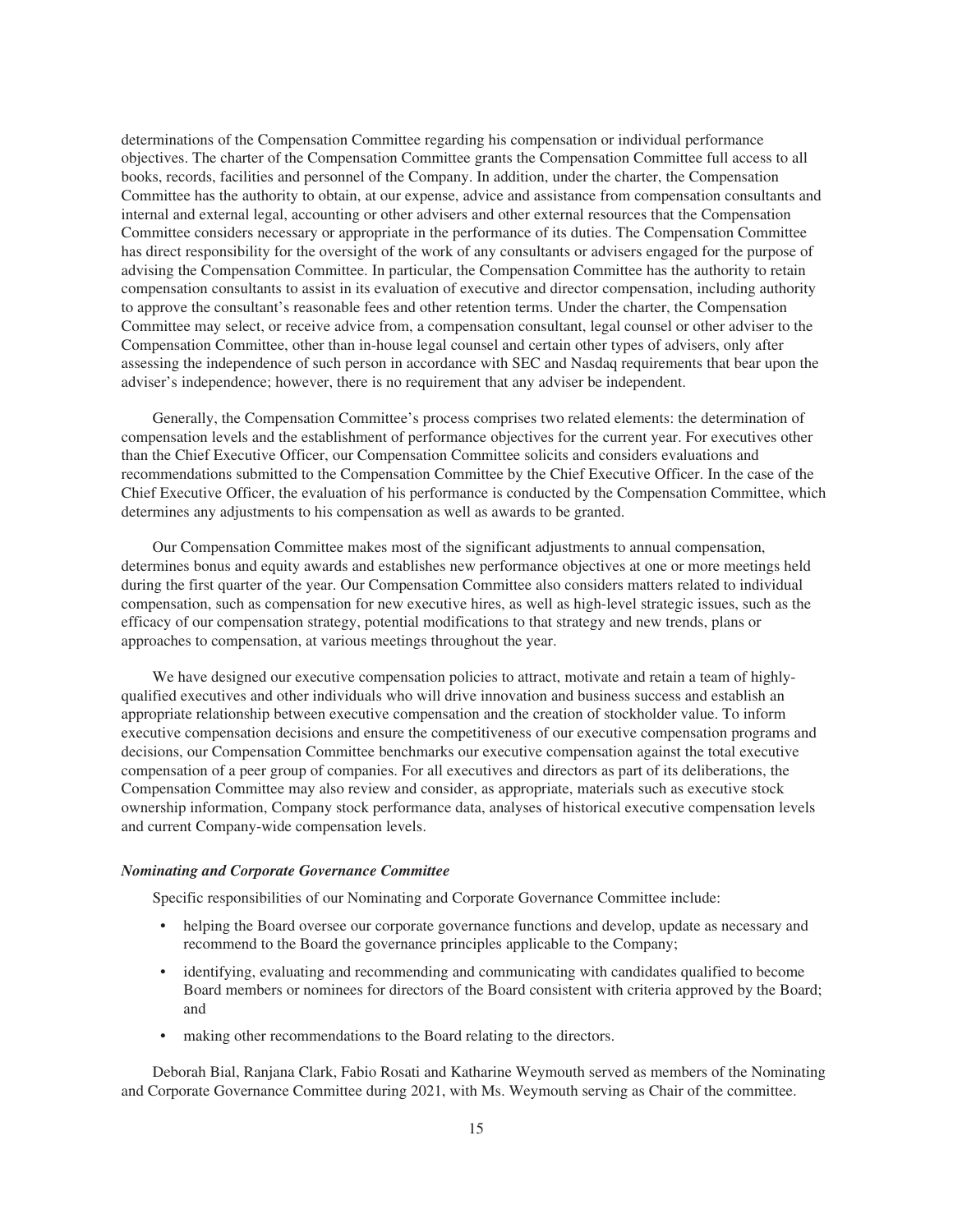determinations of the Compensation Committee regarding his compensation or individual performance objectives. The charter of the Compensation Committee grants the Compensation Committee full access to all books, records, facilities and personnel of the Company. In addition, under the charter, the Compensation Committee has the authority to obtain, at our expense, advice and assistance from compensation consultants and internal and external legal, accounting or other advisers and other external resources that the Compensation Committee considers necessary or appropriate in the performance of its duties. The Compensation Committee has direct responsibility for the oversight of the work of any consultants or advisers engaged for the purpose of advising the Compensation Committee. In particular, the Compensation Committee has the authority to retain compensation consultants to assist in its evaluation of executive and director compensation, including authority to approve the consultant's reasonable fees and other retention terms. Under the charter, the Compensation Committee may select, or receive advice from, a compensation consultant, legal counsel or other adviser to the Compensation Committee, other than in-house legal counsel and certain other types of advisers, only after assessing the independence of such person in accordance with SEC and Nasdaq requirements that bear upon the adviser's independence; however, there is no requirement that any adviser be independent.

Generally, the Compensation Committee's process comprises two related elements: the determination of compensation levels and the establishment of performance objectives for the current year. For executives other than the Chief Executive Officer, our Compensation Committee solicits and considers evaluations and recommendations submitted to the Compensation Committee by the Chief Executive Officer. In the case of the Chief Executive Officer, the evaluation of his performance is conducted by the Compensation Committee, which determines any adjustments to his compensation as well as awards to be granted.

Our Compensation Committee makes most of the significant adjustments to annual compensation, determines bonus and equity awards and establishes new performance objectives at one or more meetings held during the first quarter of the year. Our Compensation Committee also considers matters related to individual compensation, such as compensation for new executive hires, as well as high-level strategic issues, such as the efficacy of our compensation strategy, potential modifications to that strategy and new trends, plans or approaches to compensation, at various meetings throughout the year.

We have designed our executive compensation policies to attract, motivate and retain a team of highly-qualified executives and other individuals who will drive innovation and business success and establish an appropriate relationship between executive compensation and the creation of stockholder value. To inform executive compensation decisions and ensure the competitiveness of our executive compensation programs and decisions, our Compensation Committee benchmarks our executive compensation against the total executive compensation of a peer group of companies. For all executives and directors as part of its deliberations, the Compensation Committee may also review and consider, as appropriate, materials such as executive stock ownership information, Company stock performance data, analyses of historical executive compensation levels and current Company-wide compensation levels.

***Nominating and Corporate Governance Committee***

Specific responsibilities of our Nominating and Corporate Governance Committee include:

- helping the Board oversee our corporate governance functions and develop, update as necessary and recommend to the Board the governance principles applicable to the Company;
- identifying, evaluating and recommending and communicating with candidates qualified to become Board members or nominees for directors of the Board consistent with criteria approved by the Board; and
- making other recommendations to the Board relating to the directors.

Deborah Bial, Ranjana Clark, Fabio Rosati and Katharine Weymouth served as members of the Nominating and Corporate Governance Committee during 2021, with Ms. Weymouth serving as Chair of the committee.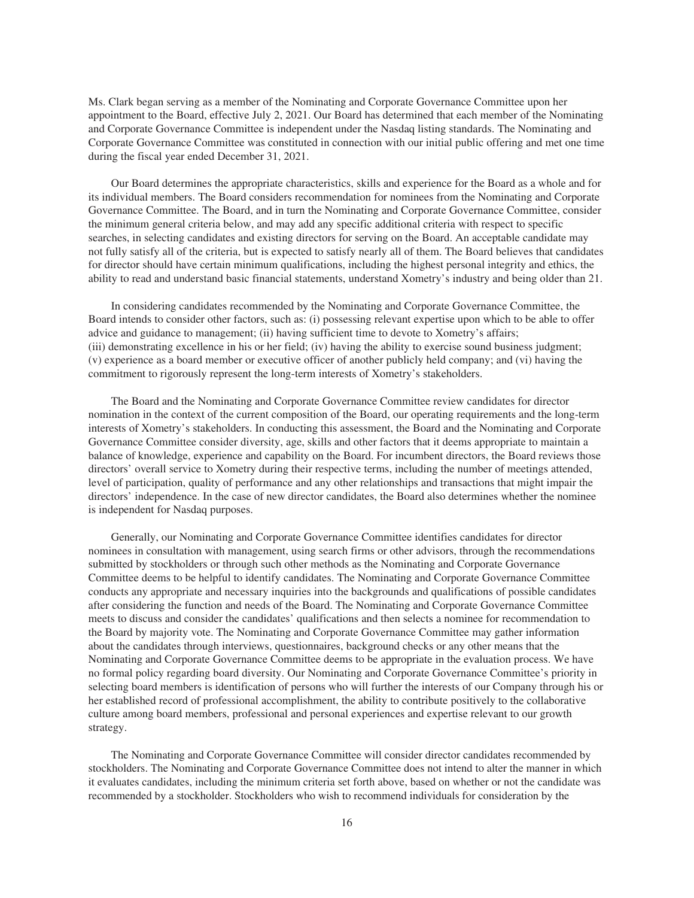Ms. Clark began serving as a member of the Nominating and Corporate Governance Committee upon her appointment to the Board, effective July 2, 2021. Our Board has determined that each member of the Nominating and Corporate Governance Committee is independent under the Nasdaq listing standards. The Nominating and Corporate Governance Committee was constituted in connection with our initial public offering and met one time during the fiscal year ended December 31, 2021.

Our Board determines the appropriate characteristics, skills and experience for the Board as a whole and for its individual members. The Board considers recommendation for nominees from the Nominating and Corporate Governance Committee. The Board, and in turn the Nominating and Corporate Governance Committee, consider the minimum general criteria below, and may add any specific additional criteria with respect to specific searches, in selecting candidates and existing directors for serving on the Board. An acceptable candidate may not fully satisfy all of the criteria, but is expected to satisfy nearly all of them. The Board believes that candidates for director should have certain minimum qualifications, including the highest personal integrity and ethics, the ability to read and understand basic financial statements, understand Xometry's industry and being older than 21.

In considering candidates recommended by the Nominating and Corporate Governance Committee, the Board intends to consider other factors, such as: (i) possessing relevant expertise upon which to be able to offer advice and guidance to management; (ii) having sufficient time to devote to Xometry's affairs; (iii) demonstrating excellence in his or her field; (iv) having the ability to exercise sound business judgment; (v) experience as a board member or executive officer of another publicly held company; and (vi) having the commitment to rigorously represent the long-term interests of Xometry's stakeholders.

The Board and the Nominating and Corporate Governance Committee review candidates for director nomination in the context of the current composition of the Board, our operating requirements and the long-term interests of Xometry's stakeholders. In conducting this assessment, the Board and the Nominating and Corporate Governance Committee consider diversity, age, skills and other factors that it deems appropriate to maintain a balance of knowledge, experience and capability on the Board. For incumbent directors, the Board reviews those directors' overall service to Xometry during their respective terms, including the number of meetings attended, level of participation, quality of performance and any other relationships and transactions that might impair the directors' independence. In the case of new director candidates, the Board also determines whether the nominee is independent for Nasdaq purposes.

Generally, our Nominating and Corporate Governance Committee identifies candidates for director nominees in consultation with management, using search firms or other advisors, through the recommendations submitted by stockholders or through such other methods as the Nominating and Corporate Governance Committee deems to be helpful to identify candidates. The Nominating and Corporate Governance Committee conducts any appropriate and necessary inquiries into the backgrounds and qualifications of possible candidates after considering the function and needs of the Board. The Nominating and Corporate Governance Committee meets to discuss and consider the candidates' qualifications and then selects a nominee for recommendation to the Board by majority vote. The Nominating and Corporate Governance Committee may gather information about the candidates through interviews, questionnaires, background checks or any other means that the Nominating and Corporate Governance Committee deems to be appropriate in the evaluation process. We have no formal policy regarding board diversity. Our Nominating and Corporate Governance Committee's priority in selecting board members is identification of persons who will further the interests of our Company through his or her established record of professional accomplishment, the ability to contribute positively to the collaborative culture among board members, professional and personal experiences and expertise relevant to our growth strategy.

The Nominating and Corporate Governance Committee will consider director candidates recommended by stockholders. The Nominating and Corporate Governance Committee does not intend to alter the manner in which it evaluates candidates, including the minimum criteria set forth above, based on whether or not the candidate was recommended by a stockholder. Stockholders who wish to recommend individuals for consideration by the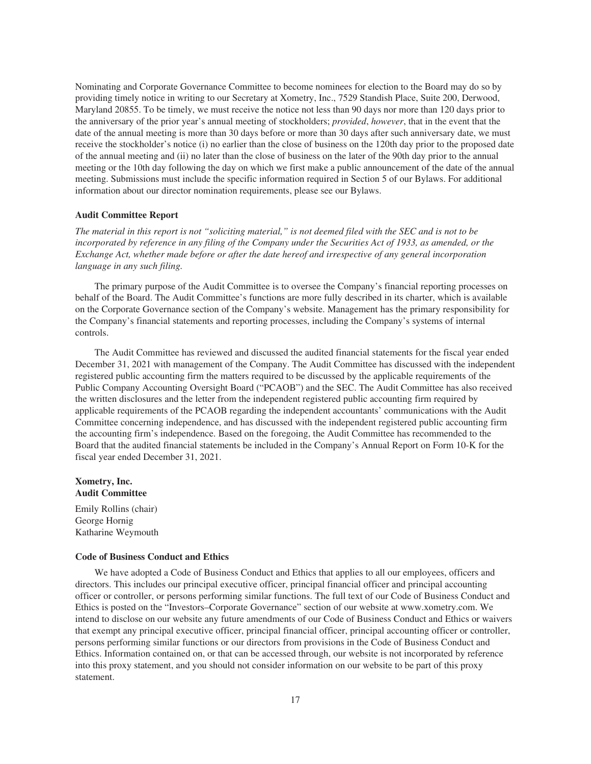Nominating and Corporate Governance Committee to become nominees for election to the Board may do so by providing timely notice in writing to our Secretary at Xometry, Inc., 7529 Standish Place, Suite 200, Derwood, Maryland 20855. To be timely, we must receive the notice not less than 90 days nor more than 120 days prior to the anniversary of the prior year's annual meeting of stockholders; *provided*, *however*, that in the event that the date of the annual meeting is more than 30 days before or more than 30 days after such anniversary date, we must receive the stockholder's notice (i) no earlier than the close of business on the 120th day prior to the proposed date of the annual meeting and (ii) no later than the close of business on the later of the 90th day prior to the annual meeting or the 10th day following the day on which we first make a public announcement of the date of the annual meeting. Submissions must include the specific information required in Section 5 of our Bylaws. For additional information about our director nomination requirements, please see our Bylaws.

### Audit Committee Report

*The material in this report is not "soliciting material," is not deemed filed with the SEC and is not to be incorporated by reference in any filing of the Company under the Securities Act of 1933, as amended, or the Exchange Act, whether made before or after the date hereof and irrespective of any general incorporation language in any such filing.*

The primary purpose of the Audit Committee is to oversee the Company's financial reporting processes on behalf of the Board. The Audit Committee's functions are more fully described in its charter, which is available on the Corporate Governance section of the Company's website. Management has the primary responsibility for the Company's financial statements and reporting processes, including the Company's systems of internal controls.

The Audit Committee has reviewed and discussed the audited financial statements for the fiscal year ended December 31, 2021 with management of the Company. The Audit Committee has discussed with the independent registered public accounting firm the matters required to be discussed by the applicable requirements of the Public Company Accounting Oversight Board ("PCAOB") and the SEC. The Audit Committee has also received the written disclosures and the letter from the independent registered public accounting firm required by applicable requirements of the PCAOB regarding the independent accountants' communications with the Audit Committee concerning independence, and has discussed with the independent registered public accounting firm the accounting firm's independence. Based on the foregoing, the Audit Committee has recommended to the Board that the audited financial statements be included in the Company's Annual Report on Form 10-K for the fiscal year ended December 31, 2021.

**Xometry, Inc.**
**Audit Committee**

Emily Rollins (chair)
George Hornig
Katharine Weymouth

### Code of Business Conduct and Ethics

We have adopted a Code of Business Conduct and Ethics that applies to all our employees, officers and directors. This includes our principal executive officer, principal financial officer and principal accounting officer or controller, or persons performing similar functions. The full text of our Code of Business Conduct and Ethics is posted on the "Investors–Corporate Governance" section of our website at www.xometry.com. We intend to disclose on our website any future amendments of our Code of Business Conduct and Ethics or waivers that exempt any principal executive officer, principal financial officer, principal accounting officer or controller, persons performing similar functions or our directors from provisions in the Code of Business Conduct and Ethics. Information contained on, or that can be accessed through, our website is not incorporated by reference into this proxy statement, and you should not consider information on our website to be part of this proxy statement.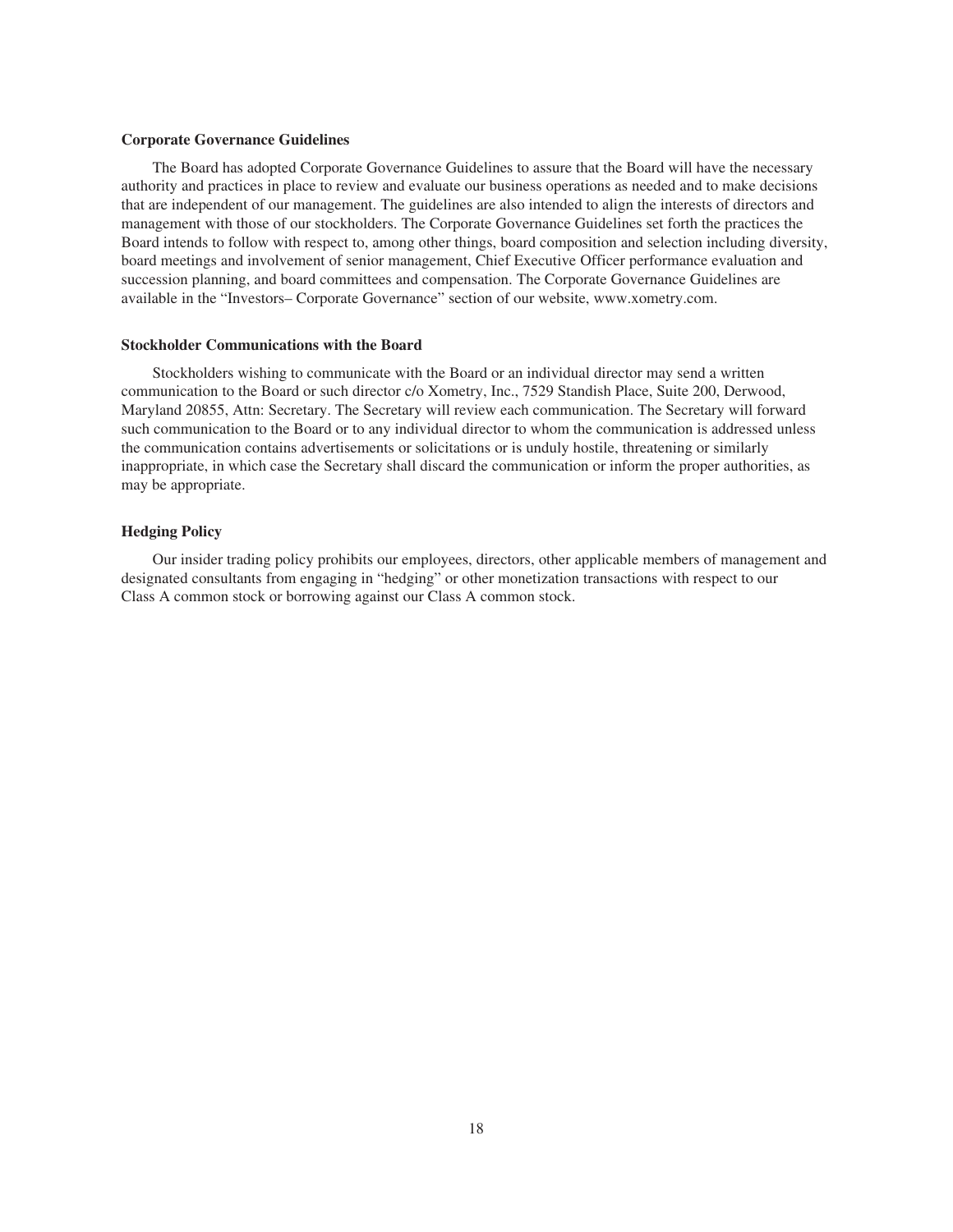### Corporate Governance Guidelines

The Board has adopted Corporate Governance Guidelines to assure that the Board will have the necessary authority and practices in place to review and evaluate our business operations as needed and to make decisions that are independent of our management. The guidelines are also intended to align the interests of directors and management with those of our stockholders. The Corporate Governance Guidelines set forth the practices the Board intends to follow with respect to, among other things, board composition and selection including diversity, board meetings and involvement of senior management, Chief Executive Officer performance evaluation and succession planning, and board committees and compensation. The Corporate Governance Guidelines are available in the "Investors– Corporate Governance" section of our website, www.xometry.com.

### Stockholder Communications with the Board

Stockholders wishing to communicate with the Board or an individual director may send a written communication to the Board or such director c/o Xometry, Inc., 7529 Standish Place, Suite 200, Derwood, Maryland 20855, Attn: Secretary. The Secretary will review each communication. The Secretary will forward such communication to the Board or to any individual director to whom the communication is addressed unless the communication contains advertisements or solicitations or is unduly hostile, threatening or similarly inappropriate, in which case the Secretary shall discard the communication or inform the proper authorities, as may be appropriate.

### Hedging Policy

Our insider trading policy prohibits our employees, directors, other applicable members of management and designated consultants from engaging in "hedging" or other monetization transactions with respect to our Class A common stock or borrowing against our Class A common stock.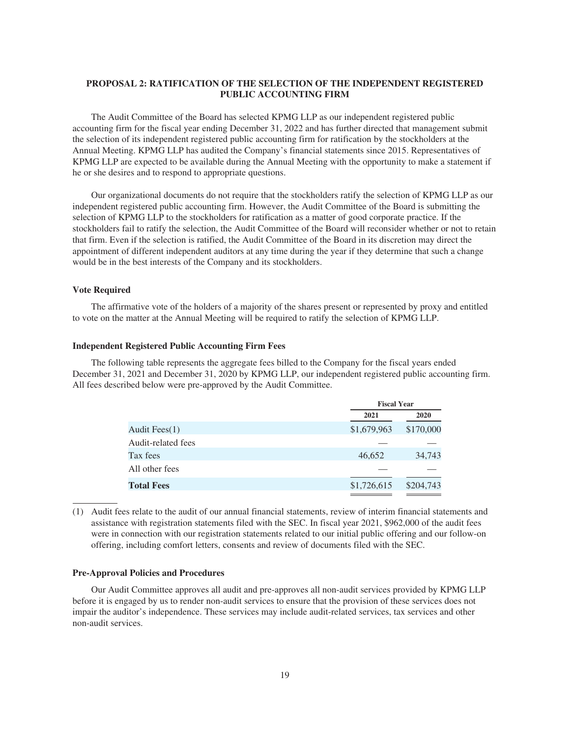## PROPOSAL 2: RATIFICATION OF THE SELECTION OF THE INDEPENDENT REGISTERED PUBLIC ACCOUNTING FIRM

The Audit Committee of the Board has selected KPMG LLP as our independent registered public accounting firm for the fiscal year ending December 31, 2022 and has further directed that management submit the selection of its independent registered public accounting firm for ratification by the stockholders at the Annual Meeting. KPMG LLP has audited the Company's financial statements since 2015. Representatives of KPMG LLP are expected to be available during the Annual Meeting with the opportunity to make a statement if he or she desires and to respond to appropriate questions.

Our organizational documents do not require that the stockholders ratify the selection of KPMG LLP as our independent registered public accounting firm. However, the Audit Committee of the Board is submitting the selection of KPMG LLP to the stockholders for ratification as a matter of good corporate practice. If the stockholders fail to ratify the selection, the Audit Committee of the Board will reconsider whether or not to retain that firm. Even if the selection is ratified, the Audit Committee of the Board in its discretion may direct the appointment of different independent auditors at any time during the year if they determine that such a change would be in the best interests of the Company and its stockholders.

### Vote Required

The affirmative vote of the holders of a majority of the shares present or represented by proxy and entitled to vote on the matter at the Annual Meeting will be required to ratify the selection of KPMG LLP.

### Independent Registered Public Accounting Firm Fees

The following table represents the aggregate fees billed to the Company for the fiscal years ended December 31, 2021 and December 31, 2020 by KPMG LLP, our independent registered public accounting firm. All fees described below were pre-approved by the Audit Committee.

| | Fiscal Year | |
|---|---|---|
| | 2021 | 2020 |
| Audit Fees(1) | $1,679,963 | $170,000 |
| Audit-related fees | — | — |
| Tax fees | 46,652 | 34,743 |
| All other fees | — | — |
| **Total Fees** | $1,726,615 | $204,743 |

(1) Audit fees relate to the audit of our annual financial statements, review of interim financial statements and assistance with registration statements filed with the SEC. In fiscal year 2021, $962,000 of the audit fees were in connection with our registration statements related to our initial public offering and our follow-on offering, including comfort letters, consents and review of documents filed with the SEC.

### Pre-Approval Policies and Procedures

Our Audit Committee approves all audit and pre-approves all non-audit services provided by KPMG LLP before it is engaged by us to render non-audit services to ensure that the provision of these services does not impair the auditor's independence. These services may include audit-related services, tax services and other non-audit services.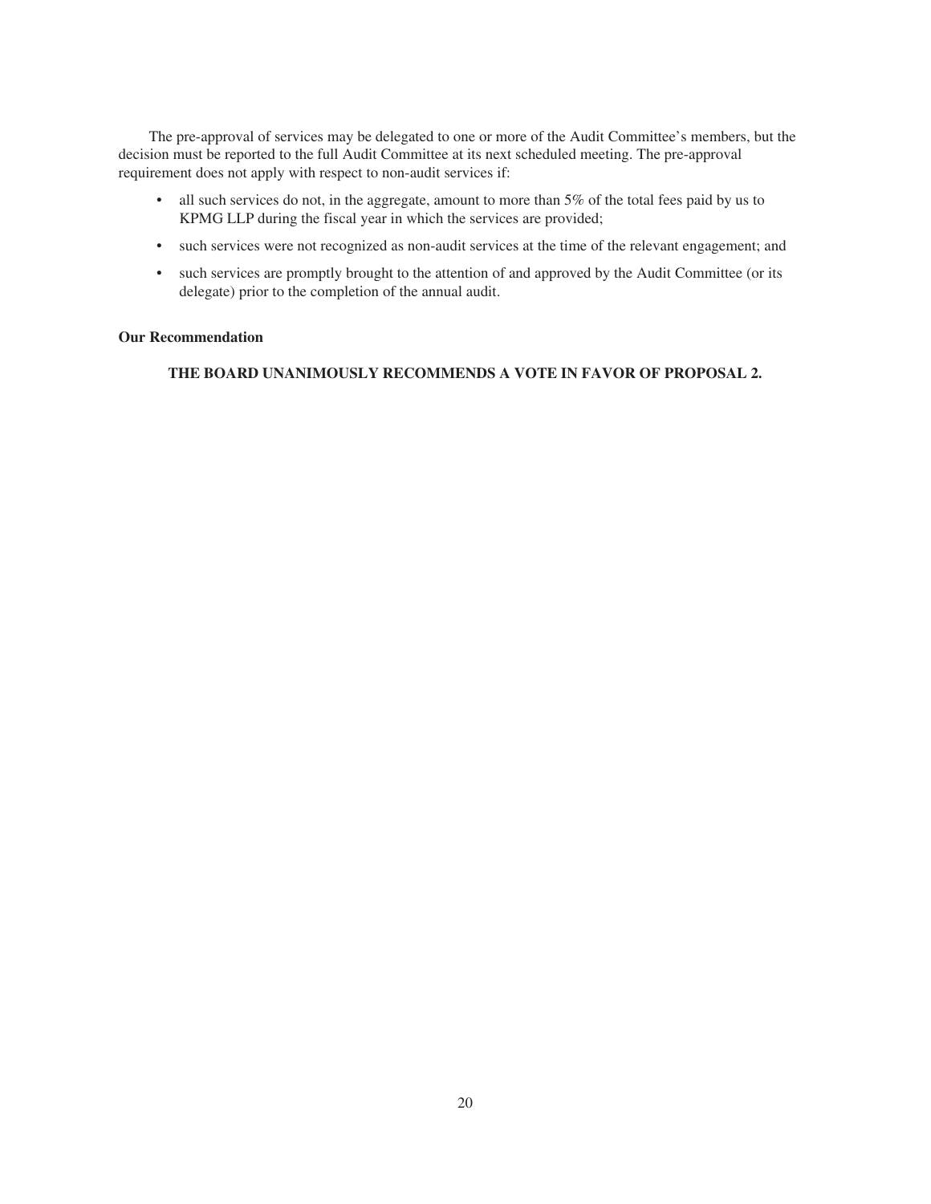The pre-approval of services may be delegated to one or more of the Audit Committee's members, but the decision must be reported to the full Audit Committee at its next scheduled meeting. The pre-approval requirement does not apply with respect to non-audit services if:

- all such services do not, in the aggregate, amount to more than 5% of the total fees paid by us to KPMG LLP during the fiscal year in which the services are provided;
- such services were not recognized as non-audit services at the time of the relevant engagement; and
- such services are promptly brought to the attention of and approved by the Audit Committee (or its delegate) prior to the completion of the annual audit.

**Our Recommendation**

**THE BOARD UNANIMOUSLY RECOMMENDS A VOTE IN FAVOR OF PROPOSAL 2.**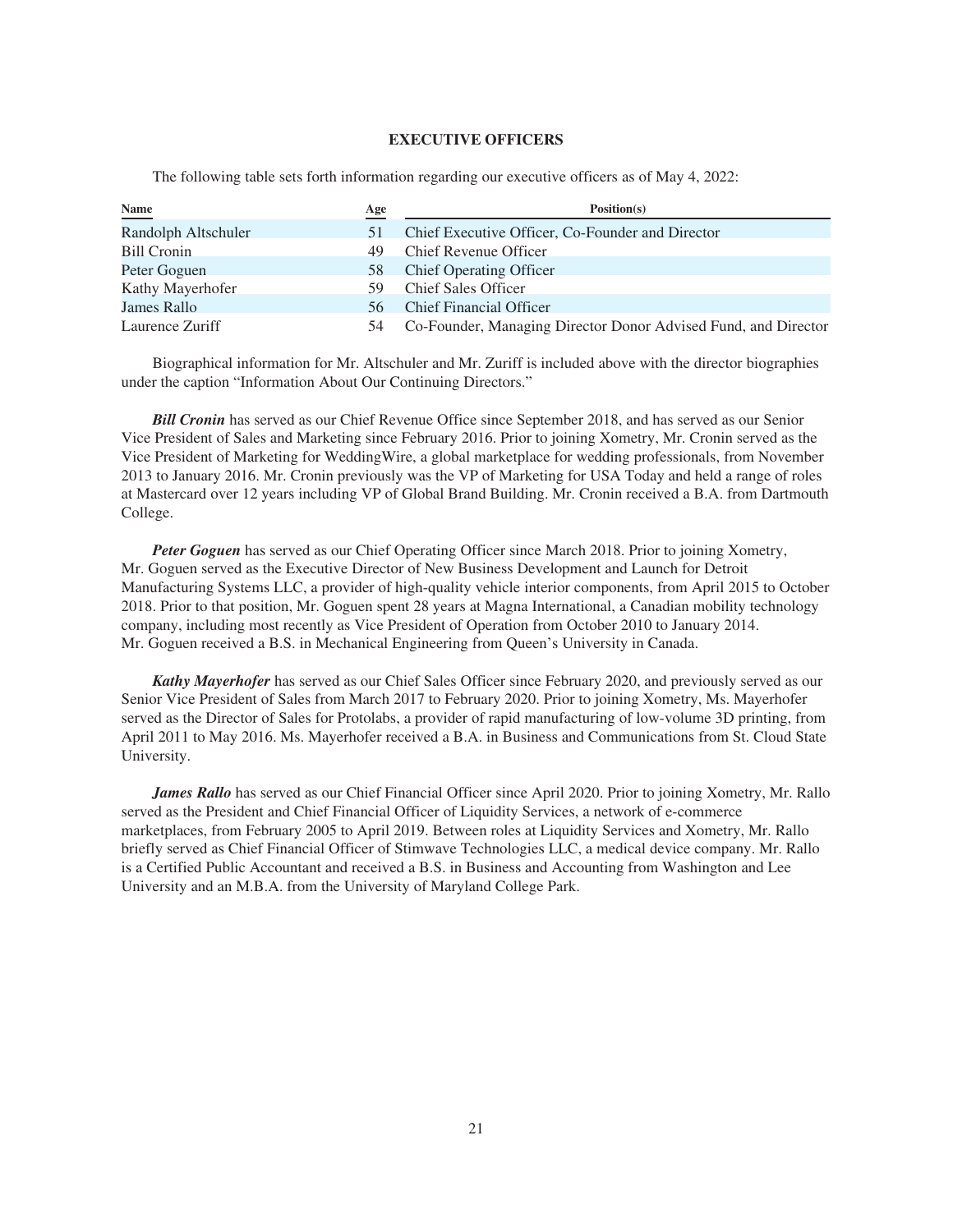## EXECUTIVE OFFICERS

The following table sets forth information regarding our executive officers as of May 4, 2022:

| Name | Age | Position(s) |
|---|---|---|
| Randolph Altschuler | 51 | Chief Executive Officer, Co-Founder and Director |
| Bill Cronin | 49 | Chief Revenue Officer |
| Peter Goguen | 58 | Chief Operating Officer |
| Kathy Mayerhofer | 59 | Chief Sales Officer |
| James Rallo | 56 | Chief Financial Officer |
| Laurence Zuriff | 54 | Co-Founder, Managing Director Donor Advised Fund, and Director |

Biographical information for Mr. Altschuler and Mr. Zuriff is included above with the director biographies under the caption "Information About Our Continuing Directors."

***Bill Cronin*** has served as our Chief Revenue Office since September 2018, and has served as our Senior Vice President of Sales and Marketing since February 2016. Prior to joining Xometry, Mr. Cronin served as the Vice President of Marketing for WeddingWire, a global marketplace for wedding professionals, from November 2013 to January 2016. Mr. Cronin previously was the VP of Marketing for USA Today and held a range of roles at Mastercard over 12 years including VP of Global Brand Building. Mr. Cronin received a B.A. from Dartmouth College.

***Peter Goguen*** has served as our Chief Operating Officer since March 2018. Prior to joining Xometry, Mr. Goguen served as the Executive Director of New Business Development and Launch for Detroit Manufacturing Systems LLC, a provider of high-quality vehicle interior components, from April 2015 to October 2018. Prior to that position, Mr. Goguen spent 28 years at Magna International, a Canadian mobility technology company, including most recently as Vice President of Operation from October 2010 to January 2014. Mr. Goguen received a B.S. in Mechanical Engineering from Queen's University in Canada.

***Kathy Mayerhofer*** has served as our Chief Sales Officer since February 2020, and previously served as our Senior Vice President of Sales from March 2017 to February 2020. Prior to joining Xometry, Ms. Mayerhofer served as the Director of Sales for Protolabs, a provider of rapid manufacturing of low-volume 3D printing, from April 2011 to May 2016. Ms. Mayerhofer received a B.A. in Business and Communications from St. Cloud State University.

***James Rallo*** has served as our Chief Financial Officer since April 2020. Prior to joining Xometry, Mr. Rallo served as the President and Chief Financial Officer of Liquidity Services, a network of e-commerce marketplaces, from February 2005 to April 2019. Between roles at Liquidity Services and Xometry, Mr. Rallo briefly served as Chief Financial Officer of Stimwave Technologies LLC, a medical device company. Mr. Rallo is a Certified Public Accountant and received a B.S. in Business and Accounting from Washington and Lee University and an M.B.A. from the University of Maryland College Park.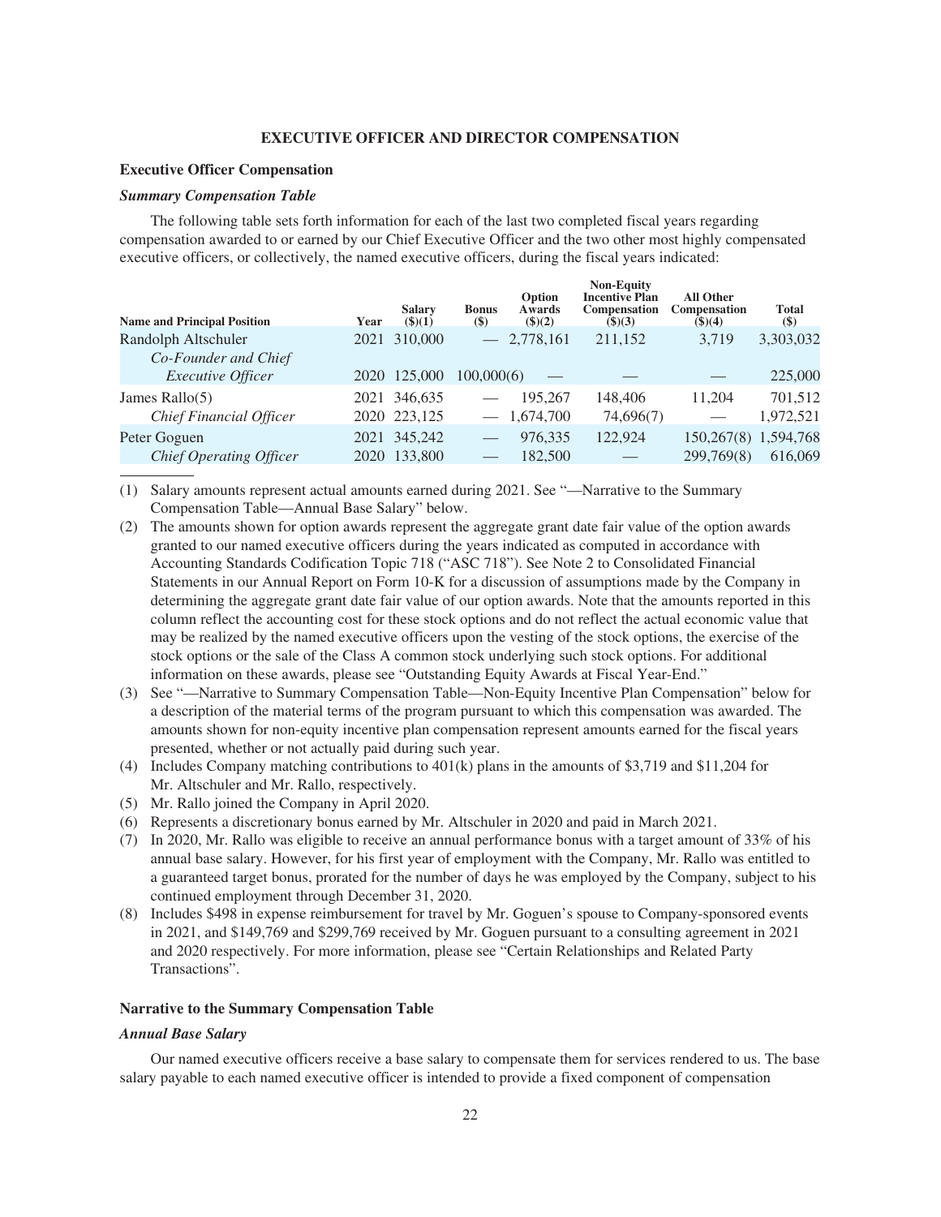# EXECUTIVE OFFICER AND DIRECTOR COMPENSATION

## Executive Officer Compensation

### *Summary Compensation Table*

The following table sets forth information for each of the last two completed fiscal years regarding compensation awarded to or earned by our Chief Executive Officer and the two other most highly compensated executive officers, or collectively, the named executive officers, during the fiscal years indicated:

| Name and Principal Position | Year | Salary ($)(1) | Bonus ($) | Option Awards ($)(2) | Non-Equity Incentive Plan Compensation ($)(3) | All Other Compensation ($)(4) | Total ($) |
|---|---|---|---|---|---|---|---|
| Randolph Altschuler | 2021 | 310,000 | — | 2,778,161 | 211,152 | 3,719 | 3,303,032 |
| *Co-Founder and Chief Executive Officer* | 2020 | 125,000 | 100,000(6) | — | — | — | 225,000 |
| James Rallo(5) | 2021 | 346,635 | — | 195,267 | 148,406 | 11,204 | 701,512 |
| *Chief Financial Officer* | 2020 | 223,125 | — | 1,674,700 | 74,696(7) | — | 1,972,521 |
| Peter Goguen | 2021 | 345,242 | — | 976,335 | 122,924 | 150,267(8) | 1,594,768 |
| *Chief Operating Officer* | 2020 | 133,800 | — | 182,500 | — | 299,769(8) | 616,069 |

(1) Salary amounts represent actual amounts earned during 2021. See "—Narrative to the Summary Compensation Table—Annual Base Salary" below.

(2) The amounts shown for option awards represent the aggregate grant date fair value of the option awards granted to our named executive officers during the years indicated as computed in accordance with Accounting Standards Codification Topic 718 ("ASC 718"). See Note 2 to Consolidated Financial Statements in our Annual Report on Form 10-K for a discussion of assumptions made by the Company in determining the aggregate grant date fair value of our option awards. Note that the amounts reported in this column reflect the accounting cost for these stock options and do not reflect the actual economic value that may be realized by the named executive officers upon the vesting of the stock options, the exercise of the stock options or the sale of the Class A common stock underlying such stock options. For additional information on these awards, please see "Outstanding Equity Awards at Fiscal Year-End."

(3) See "—Narrative to Summary Compensation Table—Non-Equity Incentive Plan Compensation" below for a description of the material terms of the program pursuant to which this compensation was awarded. The amounts shown for non-equity incentive plan compensation represent amounts earned for the fiscal years presented, whether or not actually paid during such year.

(4) Includes Company matching contributions to 401(k) plans in the amounts of $3,719 and $11,204 for Mr. Altschuler and Mr. Rallo, respectively.

(5) Mr. Rallo joined the Company in April 2020.

(6) Represents a discretionary bonus earned by Mr. Altschuler in 2020 and paid in March 2021.

(7) In 2020, Mr. Rallo was eligible to receive an annual performance bonus with a target amount of 33% of his annual base salary. However, for his first year of employment with the Company, Mr. Rallo was entitled to a guaranteed target bonus, prorated for the number of days he was employed by the Company, subject to his continued employment through December 31, 2020.

(8) Includes $498 in expense reimbursement for travel by Mr. Goguen's spouse to Company-sponsored events in 2021, and $149,769 and $299,769 received by Mr. Goguen pursuant to a consulting agreement in 2021 and 2020 respectively. For more information, please see "Certain Relationships and Related Party Transactions".

## Narrative to the Summary Compensation Table

### *Annual Base Salary*

Our named executive officers receive a base salary to compensate them for services rendered to us. The base salary payable to each named executive officer is intended to provide a fixed component of compensation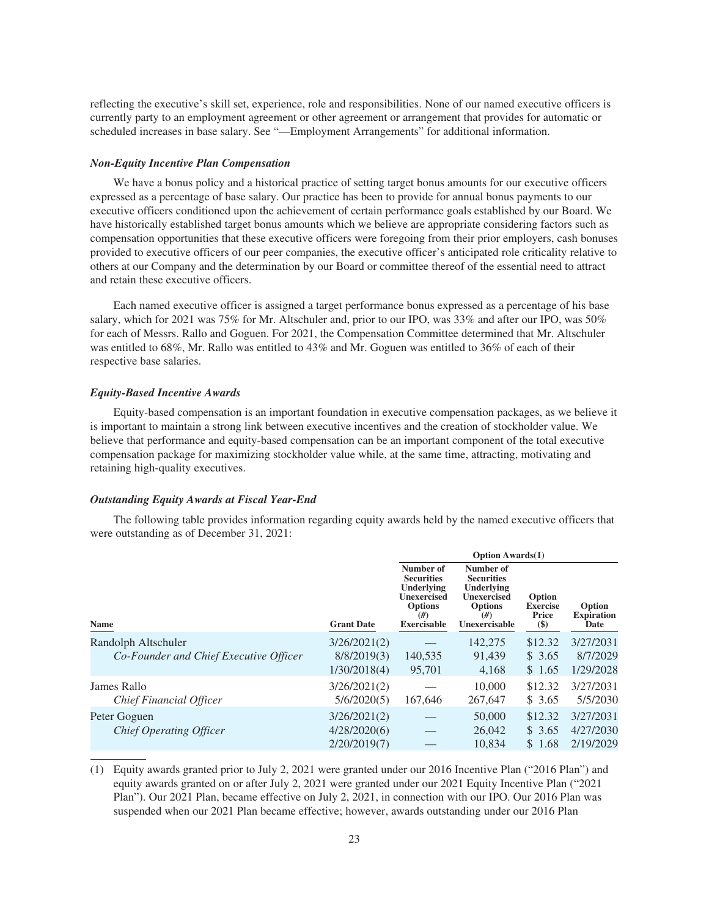reflecting the executive's skill set, experience, role and responsibilities. None of our named executive officers is currently party to an employment agreement or other agreement or arrangement that provides for automatic or scheduled increases in base salary. See "—Employment Arrangements" for additional information.

### *Non-Equity Incentive Plan Compensation*

We have a bonus policy and a historical practice of setting target bonus amounts for our executive officers expressed as a percentage of base salary. Our practice has been to provide for annual bonus payments to our executive officers conditioned upon the achievement of certain performance goals established by our Board. We have historically established target bonus amounts which we believe are appropriate considering factors such as compensation opportunities that these executive officers were foregoing from their prior employers, cash bonuses provided to executive officers of our peer companies, the executive officer's anticipated role criticality relative to others at our Company and the determination by our Board or committee thereof of the essential need to attract and retain these executive officers.

Each named executive officer is assigned a target performance bonus expressed as a percentage of his base salary, which for 2021 was 75% for Mr. Altschuler and, prior to our IPO, was 33% and after our IPO, was 50% for each of Messrs. Rallo and Goguen. For 2021, the Compensation Committee determined that Mr. Altschuler was entitled to 68%, Mr. Rallo was entitled to 43% and Mr. Goguen was entitled to 36% of each of their respective base salaries.

### *Equity-Based Incentive Awards*

Equity-based compensation is an important foundation in executive compensation packages, as we believe it is important to maintain a strong link between executive incentives and the creation of stockholder value. We believe that performance and equity-based compensation can be an important component of the total executive compensation package for maximizing stockholder value while, at the same time, attracting, motivating and retaining high-quality executives.

### *Outstanding Equity Awards at Fiscal Year-End*

The following table provides information regarding equity awards held by the named executive officers that were outstanding as of December 31, 2021:

| | | Option Awards(1) | | | |
|---|---|---|---|---|---|
| Name | Grant Date | Number of Securities Underlying Unexercised Options (#) Exercisable | Number of Securities Underlying Unexercised Options (#) Unexercisable | Option Exercise Price ($) | Option Expiration Date |
| Randolph Altschuler | 3/26/2021(2) | — | 142,275 | $12.32 | 3/27/2031 |
| *Co-Founder and Chief Executive Officer* | 8/8/2019(3) | 140,535 | 91,439 | $ 3.65 | 8/7/2029 |
| | 1/30/2018(4) | 95,701 | 4,168 | $ 1.65 | 1/29/2028 |
| James Rallo | 3/26/2021(2) | — | 10,000 | $12.32 | 3/27/2031 |
| *Chief Financial Officer* | 5/6/2020(5) | 167,646 | 267,647 | $ 3.65 | 5/5/2030 |
| Peter Goguen | 3/26/2021(2) | — | 50,000 | $12.32 | 3/27/2031 |
| *Chief Operating Officer* | 4/28/2020(6) | — | 26,042 | $ 3.65 | 4/27/2030 |
| | 2/20/2019(7) | — | 10,834 | $ 1.68 | 2/19/2029 |

(1) Equity awards granted prior to July 2, 2021 were granted under our 2016 Incentive Plan ("2016 Plan") and equity awards granted on or after July 2, 2021 were granted under our 2021 Equity Incentive Plan ("2021 Plan"). Our 2021 Plan, became effective on July 2, 2021, in connection with our IPO. Our 2016 Plan was suspended when our 2021 Plan became effective; however, awards outstanding under our 2016 Plan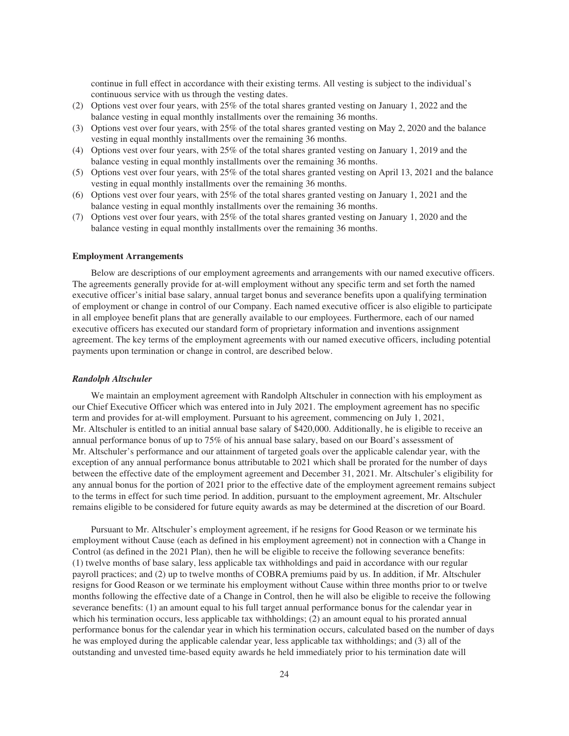continue in full effect in accordance with their existing terms. All vesting is subject to the individual's continuous service with us through the vesting dates.

(2) Options vest over four years, with 25% of the total shares granted vesting on January 1, 2022 and the balance vesting in equal monthly installments over the remaining 36 months.
(3) Options vest over four years, with 25% of the total shares granted vesting on May 2, 2020 and the balance vesting in equal monthly installments over the remaining 36 months.
(4) Options vest over four years, with 25% of the total shares granted vesting on January 1, 2019 and the balance vesting in equal monthly installments over the remaining 36 months.
(5) Options vest over four years, with 25% of the total shares granted vesting on April 13, 2021 and the balance vesting in equal monthly installments over the remaining 36 months.
(6) Options vest over four years, with 25% of the total shares granted vesting on January 1, 2021 and the balance vesting in equal monthly installments over the remaining 36 months.
(7) Options vest over four years, with 25% of the total shares granted vesting on January 1, 2020 and the balance vesting in equal monthly installments over the remaining 36 months.

**Employment Arrangements**

Below are descriptions of our employment agreements and arrangements with our named executive officers. The agreements generally provide for at-will employment without any specific term and set forth the named executive officer's initial base salary, annual target bonus and severance benefits upon a qualifying termination of employment or change in control of our Company. Each named executive officer is also eligible to participate in all employee benefit plans that are generally available to our employees. Furthermore, each of our named executive officers has executed our standard form of proprietary information and inventions assignment agreement. The key terms of the employment agreements with our named executive officers, including potential payments upon termination or change in control, are described below.

***Randolph Altschuler***

We maintain an employment agreement with Randolph Altschuler in connection with his employment as our Chief Executive Officer which was entered into in July 2021. The employment agreement has no specific term and provides for at-will employment. Pursuant to his agreement, commencing on July 1, 2021, Mr. Altschuler is entitled to an initial annual base salary of $420,000. Additionally, he is eligible to receive an annual performance bonus of up to 75% of his annual base salary, based on our Board's assessment of Mr. Altschuler's performance and our attainment of targeted goals over the applicable calendar year, with the exception of any annual performance bonus attributable to 2021 which shall be prorated for the number of days between the effective date of the employment agreement and December 31, 2021. Mr. Altschuler's eligibility for any annual bonus for the portion of 2021 prior to the effective date of the employment agreement remains subject to the terms in effect for such time period. In addition, pursuant to the employment agreement, Mr. Altschuler remains eligible to be considered for future equity awards as may be determined at the discretion of our Board.

Pursuant to Mr. Altschuler's employment agreement, if he resigns for Good Reason or we terminate his employment without Cause (each as defined in his employment agreement) not in connection with a Change in Control (as defined in the 2021 Plan), then he will be eligible to receive the following severance benefits: (1) twelve months of base salary, less applicable tax withholdings and paid in accordance with our regular payroll practices; and (2) up to twelve months of COBRA premiums paid by us. In addition, if Mr. Altschuler resigns for Good Reason or we terminate his employment without Cause within three months prior to or twelve months following the effective date of a Change in Control, then he will also be eligible to receive the following severance benefits: (1) an amount equal to his full target annual performance bonus for the calendar year in which his termination occurs, less applicable tax withholdings; (2) an amount equal to his prorated annual performance bonus for the calendar year in which his termination occurs, calculated based on the number of days he was employed during the applicable calendar year, less applicable tax withholdings; and (3) all of the outstanding and unvested time-based equity awards he held immediately prior to his termination date will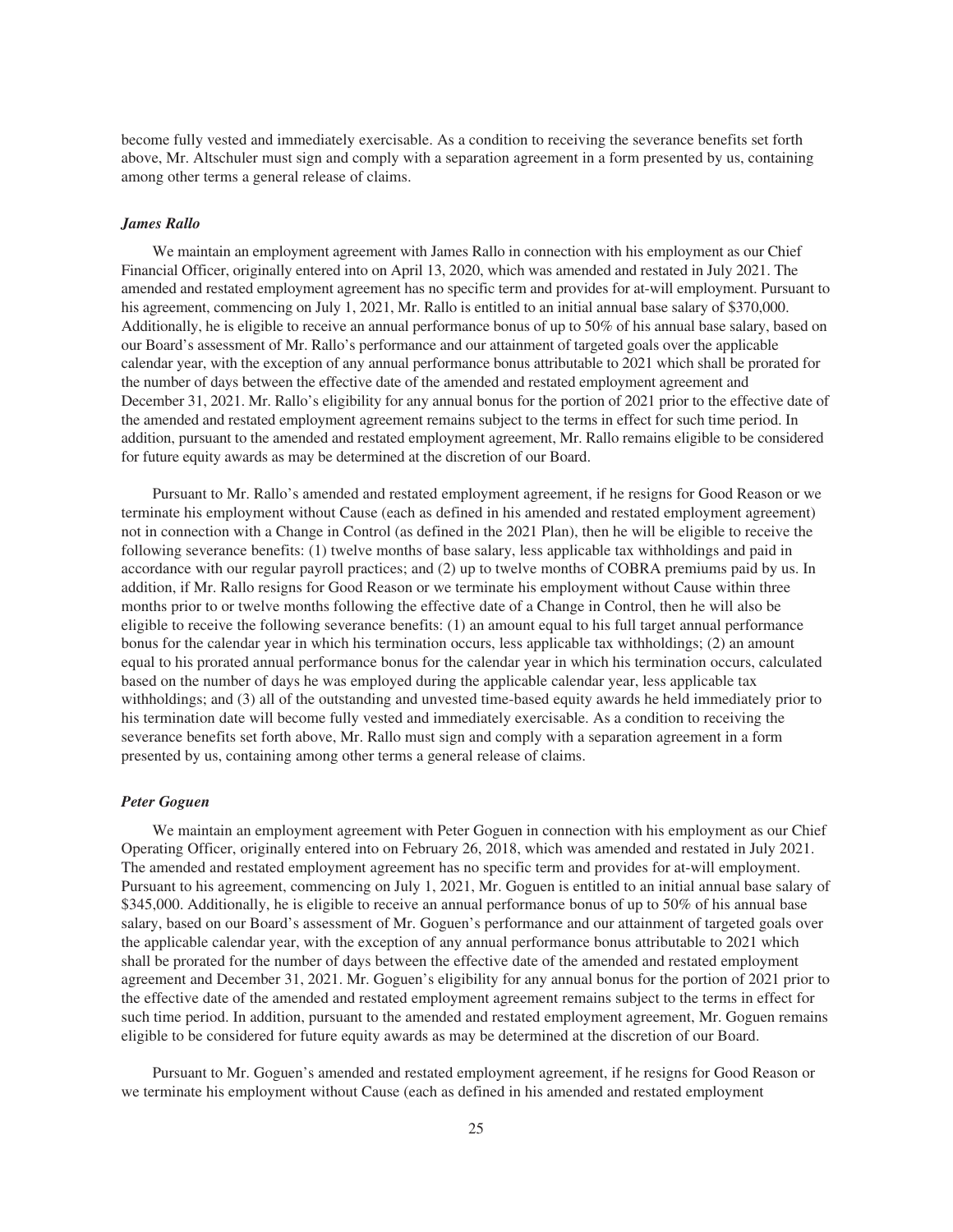become fully vested and immediately exercisable. As a condition to receiving the severance benefits set forth above, Mr. Altschuler must sign and comply with a separation agreement in a form presented by us, containing among other terms a general release of claims.

### *James Rallo*

We maintain an employment agreement with James Rallo in connection with his employment as our Chief Financial Officer, originally entered into on April 13, 2020, which was amended and restated in July 2021. The amended and restated employment agreement has no specific term and provides for at-will employment. Pursuant to his agreement, commencing on July 1, 2021, Mr. Rallo is entitled to an initial annual base salary of $370,000. Additionally, he is eligible to receive an annual performance bonus of up to 50% of his annual base salary, based on our Board's assessment of Mr. Rallo's performance and our attainment of targeted goals over the applicable calendar year, with the exception of any annual performance bonus attributable to 2021 which shall be prorated for the number of days between the effective date of the amended and restated employment agreement and December 31, 2021. Mr. Rallo's eligibility for any annual bonus for the portion of 2021 prior to the effective date of the amended and restated employment agreement remains subject to the terms in effect for such time period. In addition, pursuant to the amended and restated employment agreement, Mr. Rallo remains eligible to be considered for future equity awards as may be determined at the discretion of our Board.

Pursuant to Mr. Rallo's amended and restated employment agreement, if he resigns for Good Reason or we terminate his employment without Cause (each as defined in his amended and restated employment agreement) not in connection with a Change in Control (as defined in the 2021 Plan), then he will be eligible to receive the following severance benefits: (1) twelve months of base salary, less applicable tax withholdings and paid in accordance with our regular payroll practices; and (2) up to twelve months of COBRA premiums paid by us. In addition, if Mr. Rallo resigns for Good Reason or we terminate his employment without Cause within three months prior to or twelve months following the effective date of a Change in Control, then he will also be eligible to receive the following severance benefits: (1) an amount equal to his full target annual performance bonus for the calendar year in which his termination occurs, less applicable tax withholdings; (2) an amount equal to his prorated annual performance bonus for the calendar year in which his termination occurs, calculated based on the number of days he was employed during the applicable calendar year, less applicable tax withholdings; and (3) all of the outstanding and unvested time-based equity awards he held immediately prior to his termination date will become fully vested and immediately exercisable. As a condition to receiving the severance benefits set forth above, Mr. Rallo must sign and comply with a separation agreement in a form presented by us, containing among other terms a general release of claims.

### *Peter Goguen*

We maintain an employment agreement with Peter Goguen in connection with his employment as our Chief Operating Officer, originally entered into on February 26, 2018, which was amended and restated in July 2021. The amended and restated employment agreement has no specific term and provides for at-will employment. Pursuant to his agreement, commencing on July 1, 2021, Mr. Goguen is entitled to an initial annual base salary of $345,000. Additionally, he is eligible to receive an annual performance bonus of up to 50% of his annual base salary, based on our Board's assessment of Mr. Goguen's performance and our attainment of targeted goals over the applicable calendar year, with the exception of any annual performance bonus attributable to 2021 which shall be prorated for the number of days between the effective date of the amended and restated employment agreement and December 31, 2021. Mr. Goguen's eligibility for any annual bonus for the portion of 2021 prior to the effective date of the amended and restated employment agreement remains subject to the terms in effect for such time period. In addition, pursuant to the amended and restated employment agreement, Mr. Goguen remains eligible to be considered for future equity awards as may be determined at the discretion of our Board.

Pursuant to Mr. Goguen's amended and restated employment agreement, if he resigns for Good Reason or we terminate his employment without Cause (each as defined in his amended and restated employment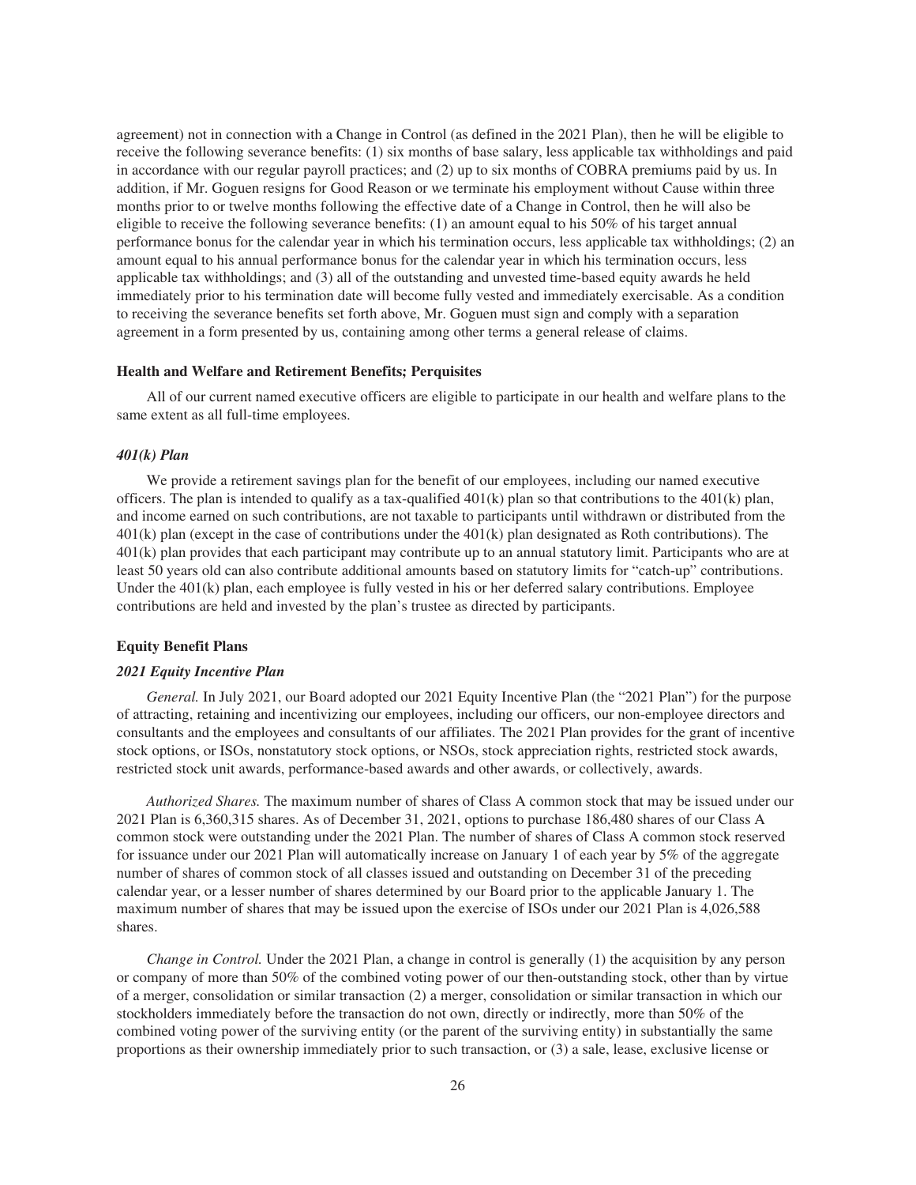agreement) not in connection with a Change in Control (as defined in the 2021 Plan), then he will be eligible to receive the following severance benefits: (1) six months of base salary, less applicable tax withholdings and paid in accordance with our regular payroll practices; and (2) up to six months of COBRA premiums paid by us. In addition, if Mr. Goguen resigns for Good Reason or we terminate his employment without Cause within three months prior to or twelve months following the effective date of a Change in Control, then he will also be eligible to receive the following severance benefits: (1) an amount equal to his 50% of his target annual performance bonus for the calendar year in which his termination occurs, less applicable tax withholdings; (2) an amount equal to his annual performance bonus for the calendar year in which his termination occurs, less applicable tax withholdings; and (3) all of the outstanding and unvested time-based equity awards he held immediately prior to his termination date will become fully vested and immediately exercisable. As a condition to receiving the severance benefits set forth above, Mr. Goguen must sign and comply with a separation agreement in a form presented by us, containing among other terms a general release of claims.

### Health and Welfare and Retirement Benefits; Perquisites

All of our current named executive officers are eligible to participate in our health and welfare plans to the same extent as all full-time employees.

#### *401(k) Plan*

We provide a retirement savings plan for the benefit of our employees, including our named executive officers. The plan is intended to qualify as a tax-qualified 401(k) plan so that contributions to the 401(k) plan, and income earned on such contributions, are not taxable to participants until withdrawn or distributed from the 401(k) plan (except in the case of contributions under the 401(k) plan designated as Roth contributions). The 401(k) plan provides that each participant may contribute up to an annual statutory limit. Participants who are at least 50 years old can also contribute additional amounts based on statutory limits for "catch-up" contributions. Under the 401(k) plan, each employee is fully vested in his or her deferred salary contributions. Employee contributions are held and invested by the plan's trustee as directed by participants.

### Equity Benefit Plans

#### *2021 Equity Incentive Plan*

*General.* In July 2021, our Board adopted our 2021 Equity Incentive Plan (the "2021 Plan") for the purpose of attracting, retaining and incentivizing our employees, including our officers, our non-employee directors and consultants and the employees and consultants of our affiliates. The 2021 Plan provides for the grant of incentive stock options, or ISOs, nonstatutory stock options, or NSOs, stock appreciation rights, restricted stock awards, restricted stock unit awards, performance-based awards and other awards, or collectively, awards.

*Authorized Shares.* The maximum number of shares of Class A common stock that may be issued under our 2021 Plan is 6,360,315 shares. As of December 31, 2021, options to purchase 186,480 shares of our Class A common stock were outstanding under the 2021 Plan. The number of shares of Class A common stock reserved for issuance under our 2021 Plan will automatically increase on January 1 of each year by 5% of the aggregate number of shares of common stock of all classes issued and outstanding on December 31 of the preceding calendar year, or a lesser number of shares determined by our Board prior to the applicable January 1. The maximum number of shares that may be issued upon the exercise of ISOs under our 2021 Plan is 4,026,588 shares.

*Change in Control.* Under the 2021 Plan, a change in control is generally (1) the acquisition by any person or company of more than 50% of the combined voting power of our then-outstanding stock, other than by virtue of a merger, consolidation or similar transaction (2) a merger, consolidation or similar transaction in which our stockholders immediately before the transaction do not own, directly or indirectly, more than 50% of the combined voting power of the surviving entity (or the parent of the surviving entity) in substantially the same proportions as their ownership immediately prior to such transaction, or (3) a sale, lease, exclusive license or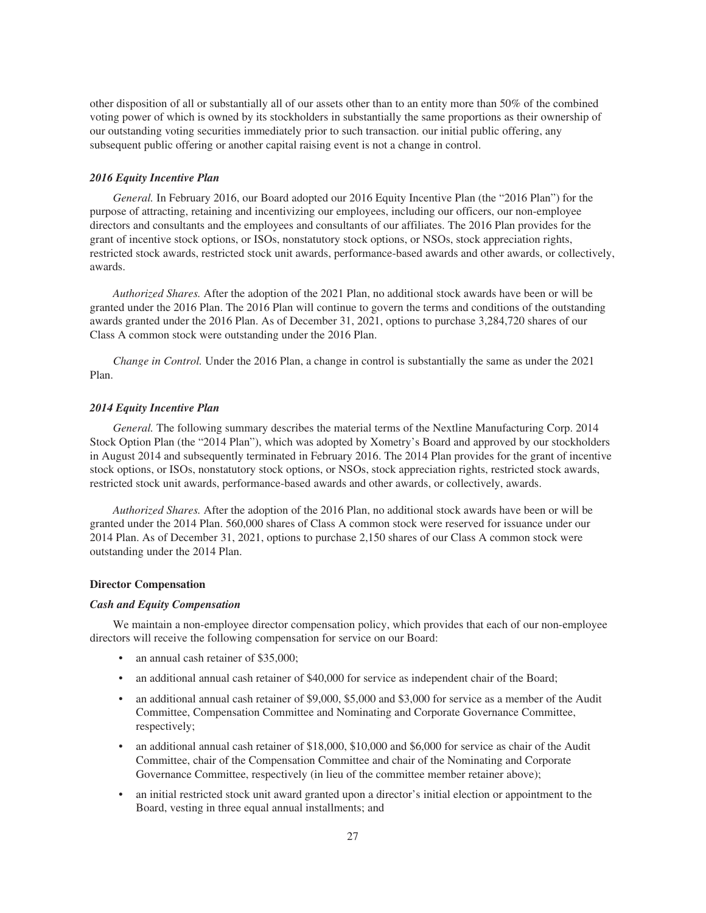other disposition of all or substantially all of our assets other than to an entity more than 50% of the combined voting power of which is owned by its stockholders in substantially the same proportions as their ownership of our outstanding voting securities immediately prior to such transaction. our initial public offering, any subsequent public offering or another capital raising event is not a change in control.

### *2016 Equity Incentive Plan*

*General.* In February 2016, our Board adopted our 2016 Equity Incentive Plan (the "2016 Plan") for the purpose of attracting, retaining and incentivizing our employees, including our officers, our non-employee directors and consultants and the employees and consultants of our affiliates. The 2016 Plan provides for the grant of incentive stock options, or ISOs, nonstatutory stock options, or NSOs, stock appreciation rights, restricted stock awards, restricted stock unit awards, performance-based awards and other awards, or collectively, awards.

*Authorized Shares.* After the adoption of the 2021 Plan, no additional stock awards have been or will be granted under the 2016 Plan. The 2016 Plan will continue to govern the terms and conditions of the outstanding awards granted under the 2016 Plan. As of December 31, 2021, options to purchase 3,284,720 shares of our Class A common stock were outstanding under the 2016 Plan.

*Change in Control.* Under the 2016 Plan, a change in control is substantially the same as under the 2021 Plan.

### *2014 Equity Incentive Plan*

*General.* The following summary describes the material terms of the Nextline Manufacturing Corp. 2014 Stock Option Plan (the "2014 Plan"), which was adopted by Xometry's Board and approved by our stockholders in August 2014 and subsequently terminated in February 2016. The 2014 Plan provides for the grant of incentive stock options, or ISOs, nonstatutory stock options, or NSOs, stock appreciation rights, restricted stock awards, restricted stock unit awards, performance-based awards and other awards, or collectively, awards.

*Authorized Shares.* After the adoption of the 2016 Plan, no additional stock awards have been or will be granted under the 2014 Plan. 560,000 shares of Class A common stock were reserved for issuance under our 2014 Plan. As of December 31, 2021, options to purchase 2,150 shares of our Class A common stock were outstanding under the 2014 Plan.

## **Director Compensation**

### *Cash and Equity Compensation*

We maintain a non-employee director compensation policy, which provides that each of our non-employee directors will receive the following compensation for service on our Board:

- an annual cash retainer of $35,000;
- an additional annual cash retainer of $40,000 for service as independent chair of the Board;
- an additional annual cash retainer of $9,000, $5,000 and $3,000 for service as a member of the Audit Committee, Compensation Committee and Nominating and Corporate Governance Committee, respectively;
- an additional annual cash retainer of $18,000, $10,000 and $6,000 for service as chair of the Audit Committee, chair of the Compensation Committee and chair of the Nominating and Corporate Governance Committee, respectively (in lieu of the committee member retainer above);
- an initial restricted stock unit award granted upon a director's initial election or appointment to the Board, vesting in three equal annual installments; and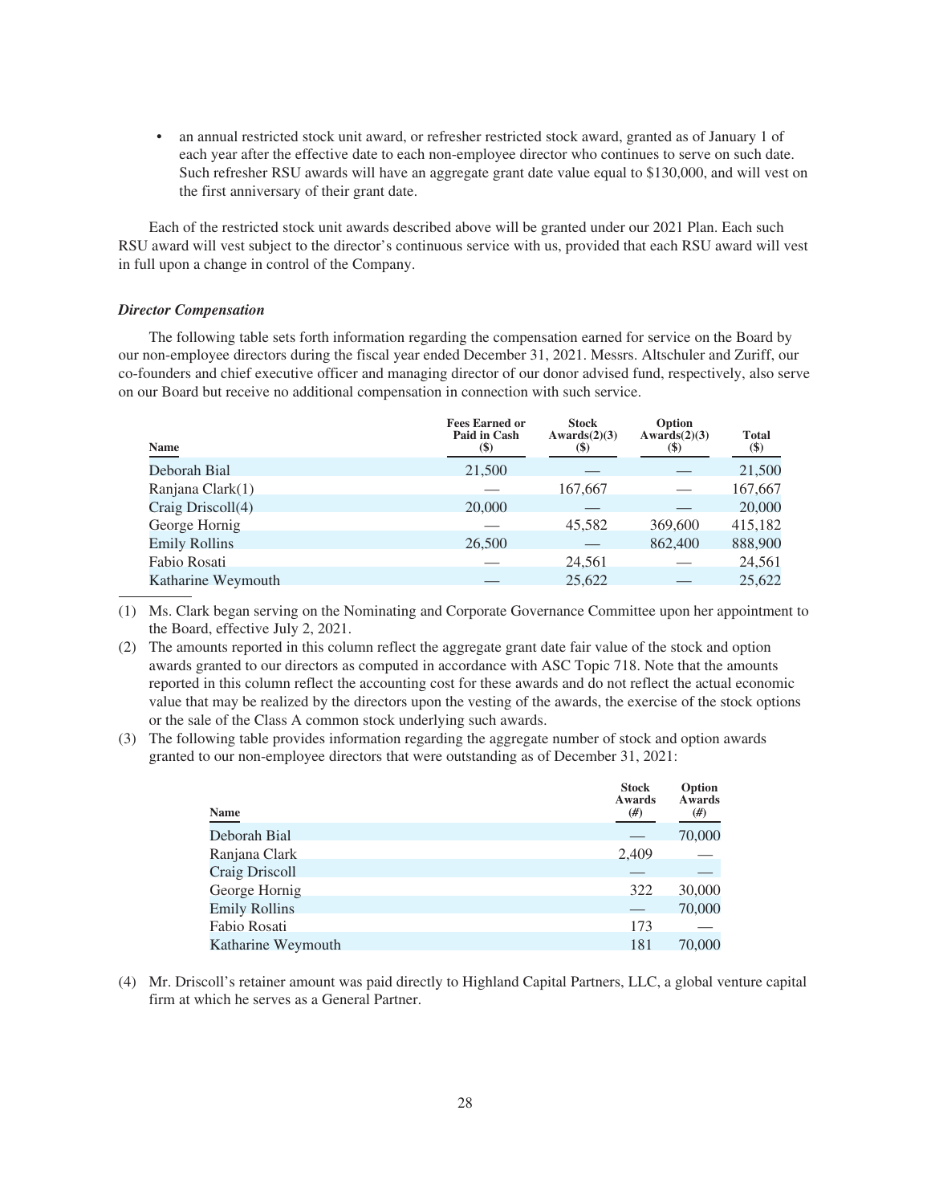- an annual restricted stock unit award, or refresher restricted stock award, granted as of January 1 of each year after the effective date to each non-employee director who continues to serve on such date. Such refresher RSU awards will have an aggregate grant date value equal to $130,000, and will vest on the first anniversary of their grant date.

Each of the restricted stock unit awards described above will be granted under our 2021 Plan. Each such RSU award will vest subject to the director's continuous service with us, provided that each RSU award will vest in full upon a change in control of the Company.

***Director Compensation***

The following table sets forth information regarding the compensation earned for service on the Board by our non-employee directors during the fiscal year ended December 31, 2021. Messrs. Altschuler and Zuriff, our co-founders and chief executive officer and managing director of our donor advised fund, respectively, also serve on our Board but receive no additional compensation in connection with such service.

| Name | Fees Earned or Paid in Cash ($) | Stock Awards(2)(3) ($) | Option Awards(2)(3) ($) | Total ($) |
|---|---|---|---|---|
| Deborah Bial | 21,500 | — | — | 21,500 |
| Ranjana Clark(1) | — | 167,667 | — | 167,667 |
| Craig Driscoll(4) | 20,000 | — | — | 20,000 |
| George Hornig | — | 45,582 | 369,600 | 415,182 |
| Emily Rollins | 26,500 | — | 862,400 | 888,900 |
| Fabio Rosati | — | 24,561 | — | 24,561 |
| Katharine Weymouth | — | 25,622 | — | 25,622 |

(1) Ms. Clark began serving on the Nominating and Corporate Governance Committee upon her appointment to the Board, effective July 2, 2021.

(2) The amounts reported in this column reflect the aggregate grant date fair value of the stock and option awards granted to our directors as computed in accordance with ASC Topic 718. Note that the amounts reported in this column reflect the accounting cost for these awards and do not reflect the actual economic value that may be realized by the directors upon the vesting of the awards, the exercise of the stock options or the sale of the Class A common stock underlying such awards.

(3) The following table provides information regarding the aggregate number of stock and option awards granted to our non-employee directors that were outstanding as of December 31, 2021:

| Name | Stock Awards (#) | Option Awards (#) |
|---|---|---|
| Deborah Bial | — | 70,000 |
| Ranjana Clark | 2,409 | — |
| Craig Driscoll | — | — |
| George Hornig | 322 | 30,000 |
| Emily Rollins | — | 70,000 |
| Fabio Rosati | 173 | — |
| Katharine Weymouth | 181 | 70,000 |

(4) Mr. Driscoll's retainer amount was paid directly to Highland Capital Partners, LLC, a global venture capital firm at which he serves as a General Partner.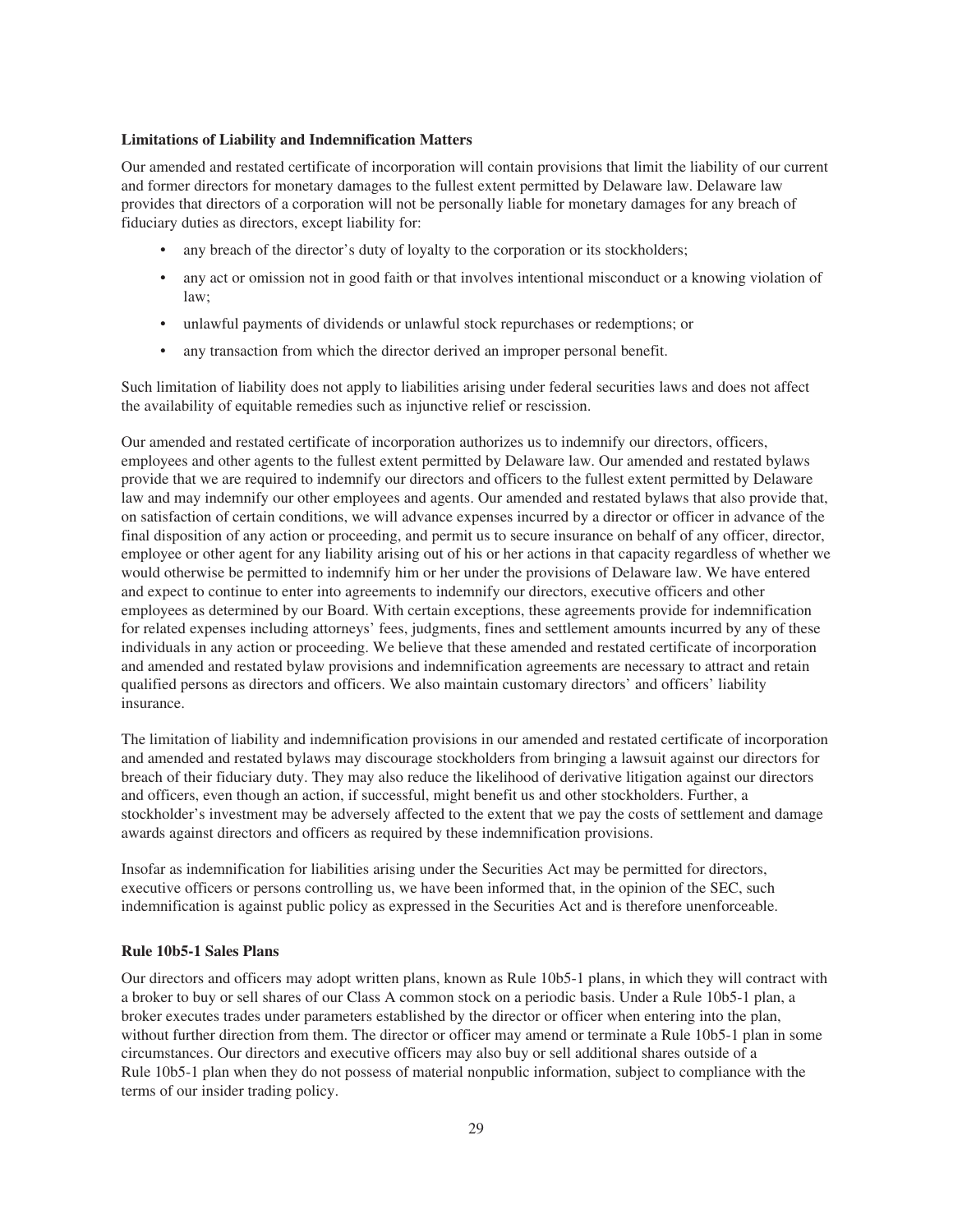**Limitations of Liability and Indemnification Matters**

Our amended and restated certificate of incorporation will contain provisions that limit the liability of our current and former directors for monetary damages to the fullest extent permitted by Delaware law. Delaware law provides that directors of a corporation will not be personally liable for monetary damages for any breach of fiduciary duties as directors, except liability for:

- any breach of the director's duty of loyalty to the corporation or its stockholders;
- any act or omission not in good faith or that involves intentional misconduct or a knowing violation of law;
- unlawful payments of dividends or unlawful stock repurchases or redemptions; or
- any transaction from which the director derived an improper personal benefit.

Such limitation of liability does not apply to liabilities arising under federal securities laws and does not affect the availability of equitable remedies such as injunctive relief or rescission.

Our amended and restated certificate of incorporation authorizes us to indemnify our directors, officers, employees and other agents to the fullest extent permitted by Delaware law. Our amended and restated bylaws provide that we are required to indemnify our directors and officers to the fullest extent permitted by Delaware law and may indemnify our other employees and agents. Our amended and restated bylaws that also provide that, on satisfaction of certain conditions, we will advance expenses incurred by a director or officer in advance of the final disposition of any action or proceeding, and permit us to secure insurance on behalf of any officer, director, employee or other agent for any liability arising out of his or her actions in that capacity regardless of whether we would otherwise be permitted to indemnify him or her under the provisions of Delaware law. We have entered and expect to continue to enter into agreements to indemnify our directors, executive officers and other employees as determined by our Board. With certain exceptions, these agreements provide for indemnification for related expenses including attorneys' fees, judgments, fines and settlement amounts incurred by any of these individuals in any action or proceeding. We believe that these amended and restated certificate of incorporation and amended and restated bylaw provisions and indemnification agreements are necessary to attract and retain qualified persons as directors and officers. We also maintain customary directors' and officers' liability insurance.

The limitation of liability and indemnification provisions in our amended and restated certificate of incorporation and amended and restated bylaws may discourage stockholders from bringing a lawsuit against our directors for breach of their fiduciary duty. They may also reduce the likelihood of derivative litigation against our directors and officers, even though an action, if successful, might benefit us and other stockholders. Further, a stockholder's investment may be adversely affected to the extent that we pay the costs of settlement and damage awards against directors and officers as required by these indemnification provisions.

Insofar as indemnification for liabilities arising under the Securities Act may be permitted for directors, executive officers or persons controlling us, we have been informed that, in the opinion of the SEC, such indemnification is against public policy as expressed in the Securities Act and is therefore unenforceable.

**Rule 10b5-1 Sales Plans**

Our directors and officers may adopt written plans, known as Rule 10b5-1 plans, in which they will contract with a broker to buy or sell shares of our Class A common stock on a periodic basis. Under a Rule 10b5-1 plan, a broker executes trades under parameters established by the director or officer when entering into the plan, without further direction from them. The director or officer may amend or terminate a Rule 10b5-1 plan in some circumstances. Our directors and executive officers may also buy or sell additional shares outside of a Rule 10b5-1 plan when they do not possess of material nonpublic information, subject to compliance with the terms of our insider trading policy.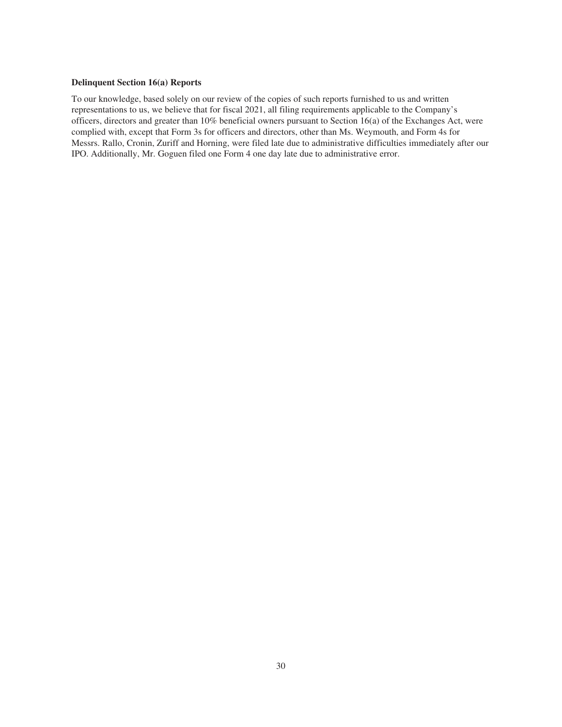**Delinquent Section 16(a) Reports**

To our knowledge, based solely on our review of the copies of such reports furnished to us and written representations to us, we believe that for fiscal 2021, all filing requirements applicable to the Company's officers, directors and greater than 10% beneficial owners pursuant to Section 16(a) of the Exchanges Act, were complied with, except that Form 3s for officers and directors, other than Ms. Weymouth, and Form 4s for Messrs. Rallo, Cronin, Zuriff and Horning, were filed late due to administrative difficulties immediately after our IPO. Additionally, Mr. Goguen filed one Form 4 one day late due to administrative error.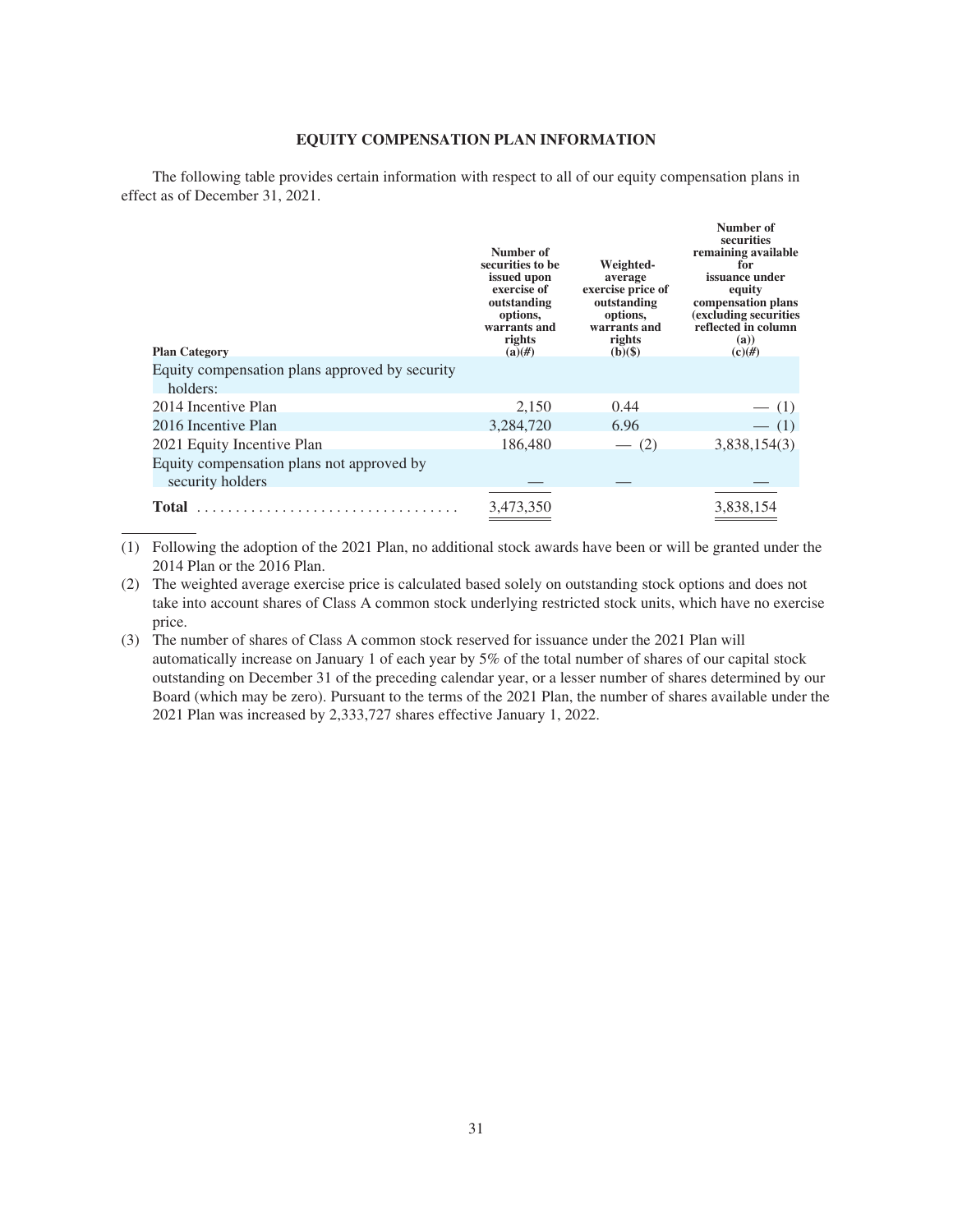## EQUITY COMPENSATION PLAN INFORMATION

The following table provides certain information with respect to all of our equity compensation plans in effect as of December 31, 2021.

| Plan Category | Number of securities to be issued upon exercise of outstanding options, warrants and rights (a)(#) | Weighted-average exercise price of outstanding options, warrants and rights (b)($) | Number of securities remaining available for issuance under equity compensation plans (excluding securities reflected in column (a)) (c)(#) |
|---|---|---|---|
| Equity compensation plans approved by security holders: | | | |
| 2014 Incentive Plan | 2,150 | 0.44 | — (1) |
| 2016 Incentive Plan | 3,284,720 | 6.96 | — (1) |
| 2021 Equity Incentive Plan | 186,480 | — (2) | 3,838,154(3) |
| Equity compensation plans not approved by security holders | — | — | — |
| **Total** | 3,473,350 | | 3,838,154 |

(1) Following the adoption of the 2021 Plan, no additional stock awards have been or will be granted under the 2014 Plan or the 2016 Plan.

(2) The weighted average exercise price is calculated based solely on outstanding stock options and does not take into account shares of Class A common stock underlying restricted stock units, which have no exercise price.

(3) The number of shares of Class A common stock reserved for issuance under the 2021 Plan will automatically increase on January 1 of each year by 5% of the total number of shares of our capital stock outstanding on December 31 of the preceding calendar year, or a lesser number of shares determined by our Board (which may be zero). Pursuant to the terms of the 2021 Plan, the number of shares available under the 2021 Plan was increased by 2,333,727 shares effective January 1, 2022.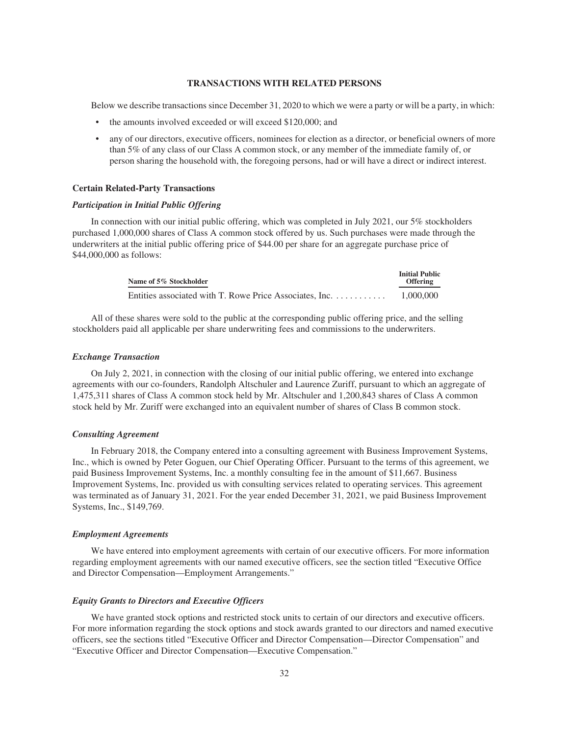## TRANSACTIONS WITH RELATED PERSONS

Below we describe transactions since December 31, 2020 to which we were a party or will be a party, in which:

- the amounts involved exceeded or will exceed $120,000; and
- any of our directors, executive officers, nominees for election as a director, or beneficial owners of more than 5% of any class of our Class A common stock, or any member of the immediate family of, or person sharing the household with, the foregoing persons, had or will have a direct or indirect interest.

### Certain Related-Party Transactions

#### *Participation in Initial Public Offering*

In connection with our initial public offering, which was completed in July 2021, our 5% stockholders purchased 1,000,000 shares of Class A common stock offered by us. Such purchases were made through the underwriters at the initial public offering price of $44.00 per share for an aggregate purchase price of $44,000,000 as follows:

| Name of 5% Stockholder | Initial Public Offering |
| --- | --- |
| Entities associated with T. Rowe Price Associates, Inc. | 1,000,000 |

All of these shares were sold to the public at the corresponding public offering price, and the selling stockholders paid all applicable per share underwriting fees and commissions to the underwriters.

#### *Exchange Transaction*

On July 2, 2021, in connection with the closing of our initial public offering, we entered into exchange agreements with our co-founders, Randolph Altschuler and Laurence Zuriff, pursuant to which an aggregate of 1,475,311 shares of Class A common stock held by Mr. Altschuler and 1,200,843 shares of Class A common stock held by Mr. Zuriff were exchanged into an equivalent number of shares of Class B common stock.

#### *Consulting Agreement*

In February 2018, the Company entered into a consulting agreement with Business Improvement Systems, Inc., which is owned by Peter Goguen, our Chief Operating Officer. Pursuant to the terms of this agreement, we paid Business Improvement Systems, Inc. a monthly consulting fee in the amount of $11,667. Business Improvement Systems, Inc. provided us with consulting services related to operating services. This agreement was terminated as of January 31, 2021. For the year ended December 31, 2021, we paid Business Improvement Systems, Inc., $149,769.

#### *Employment Agreements*

We have entered into employment agreements with certain of our executive officers. For more information regarding employment agreements with our named executive officers, see the section titled "Executive Office and Director Compensation—Employment Arrangements."

#### *Equity Grants to Directors and Executive Officers*

We have granted stock options and restricted stock units to certain of our directors and executive officers. For more information regarding the stock options and stock awards granted to our directors and named executive officers, see the sections titled "Executive Officer and Director Compensation—Director Compensation" and "Executive Officer and Director Compensation—Executive Compensation."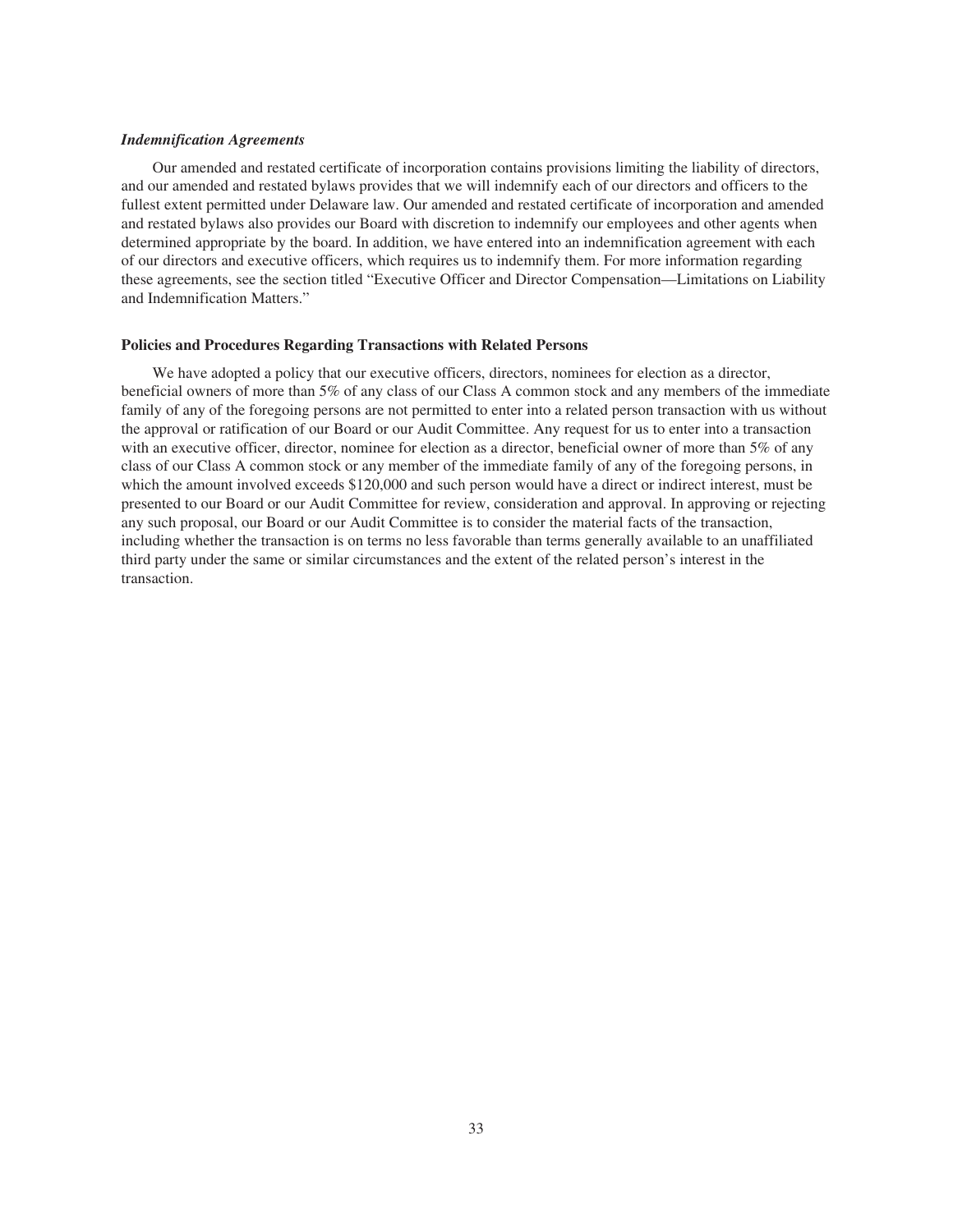### *Indemnification Agreements*

Our amended and restated certificate of incorporation contains provisions limiting the liability of directors, and our amended and restated bylaws provides that we will indemnify each of our directors and officers to the fullest extent permitted under Delaware law. Our amended and restated certificate of incorporation and amended and restated bylaws also provides our Board with discretion to indemnify our employees and other agents when determined appropriate by the board. In addition, we have entered into an indemnification agreement with each of our directors and executive officers, which requires us to indemnify them. For more information regarding these agreements, see the section titled "Executive Officer and Director Compensation—Limitations on Liability and Indemnification Matters."

## **Policies and Procedures Regarding Transactions with Related Persons**

We have adopted a policy that our executive officers, directors, nominees for election as a director, beneficial owners of more than 5% of any class of our Class A common stock and any members of the immediate family of any of the foregoing persons are not permitted to enter into a related person transaction with us without the approval or ratification of our Board or our Audit Committee. Any request for us to enter into a transaction with an executive officer, director, nominee for election as a director, beneficial owner of more than 5% of any class of our Class A common stock or any member of the immediate family of any of the foregoing persons, in which the amount involved exceeds $120,000 and such person would have a direct or indirect interest, must be presented to our Board or our Audit Committee for review, consideration and approval. In approving or rejecting any such proposal, our Board or our Audit Committee is to consider the material facts of the transaction, including whether the transaction is on terms no less favorable than terms generally available to an unaffiliated third party under the same or similar circumstances and the extent of the related person's interest in the transaction.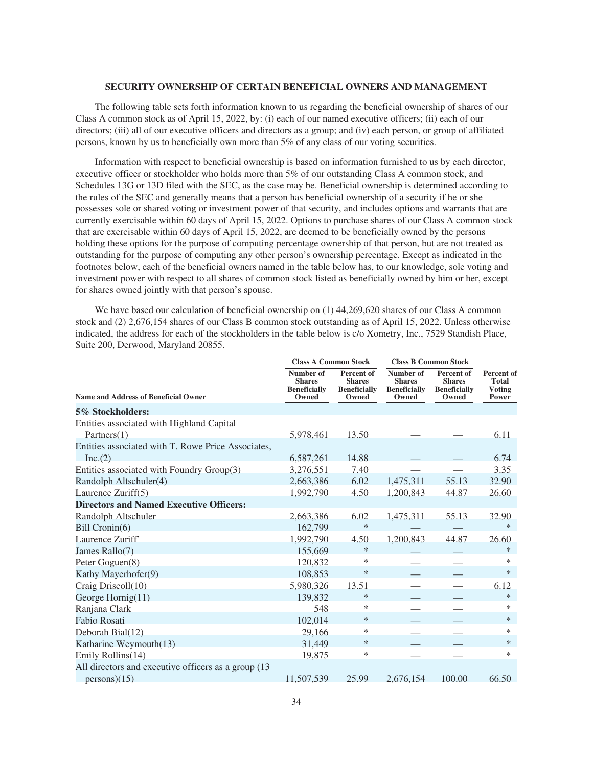## SECURITY OWNERSHIP OF CERTAIN BENEFICIAL OWNERS AND MANAGEMENT

The following table sets forth information known to us regarding the beneficial ownership of shares of our Class A common stock as of April 15, 2022, by: (i) each of our named executive officers; (ii) each of our directors; (iii) all of our executive officers and directors as a group; and (iv) each person, or group of affiliated persons, known by us to beneficially own more than 5% of any class of our voting securities.

Information with respect to beneficial ownership is based on information furnished to us by each director, executive officer or stockholder who holds more than 5% of our outstanding Class A common stock, and Schedules 13G or 13D filed with the SEC, as the case may be. Beneficial ownership is determined according to the rules of the SEC and generally means that a person has beneficial ownership of a security if he or she possesses sole or shared voting or investment power of that security, and includes options and warrants that are currently exercisable within 60 days of April 15, 2022. Options to purchase shares of our Class A common stock that are exercisable within 60 days of April 15, 2022, are deemed to be beneficially owned by the persons holding these options for the purpose of computing percentage ownership of that person, but are not treated as outstanding for the purpose of computing any other person's ownership percentage. Except as indicated in the footnotes below, each of the beneficial owners named in the table below has, to our knowledge, sole voting and investment power with respect to all shares of common stock listed as beneficially owned by him or her, except for shares owned jointly with that person's spouse.

We have based our calculation of beneficial ownership on (1) 44,269,620 shares of our Class A common stock and (2) 2,676,154 shares of our Class B common stock outstanding as of April 15, 2022. Unless otherwise indicated, the address for each of the stockholders in the table below is c/o Xometry, Inc., 7529 Standish Place, Suite 200, Derwood, Maryland 20855.

| | Class A Common Stock | | Class B Common Stock | | |
|---|---|---|---|---|---|
| Name and Address of Beneficial Owner | Number of Shares Beneficially Owned | Percent of Shares Beneficially Owned | Number of Shares Beneficially Owned | Percent of Shares Beneficially Owned | Percent of Total Voting Power |
| **5% Stockholders:** | | | | | |
| Entities associated with Highland Capital Partners(1) | 5,978,461 | 13.50 | — | — | 6.11 |
| Entities associated with T. Rowe Price Associates, Inc.(2) | 6,587,261 | 14.88 | — | — | 6.74 |
| Entities associated with Foundry Group(3) | 3,276,551 | 7.40 | — | — | 3.35 |
| Randolph Altschuler(4) | 2,663,386 | 6.02 | 1,475,311 | 55.13 | 32.90 |
| Laurence Zuriff(5) | 1,992,790 | 4.50 | 1,200,843 | 44.87 | 26.60 |
| **Directors and Named Executive Officers:** | | | | | |
| Randolph Altschuler | 2,663,386 | 6.02 | 1,475,311 | 55.13 | 32.90 |
| Bill Cronin(6) | 162,799 | * | — | — | * |
| Laurence Zuriff' | 1,992,790 | 4.50 | 1,200,843 | 44.87 | 26.60 |
| James Rallo(7) | 155,669 | * | — | — | * |
| Peter Goguen(8) | 120,832 | * | — | — | * |
| Kathy Mayerhofer(9) | 108,853 | * | — | — | * |
| Craig Driscoll(10) | 5,980,326 | 13.51 | — | — | 6.12 |
| George Hornig(11) | 139,832 | * | — | — | * |
| Ranjana Clark | 548 | * | — | — | * |
| Fabio Rosati | 102,014 | * | — | — | * |
| Deborah Bial(12) | 29,166 | * | — | — | * |
| Katharine Weymouth(13) | 31,449 | * | — | — | * |
| Emily Rollins(14) | 19,875 | * | — | — | * |
| All directors and executive officers as a group (13 persons)(15) | 11,507,539 | 25.99 | 2,676,154 | 100.00 | 66.50 |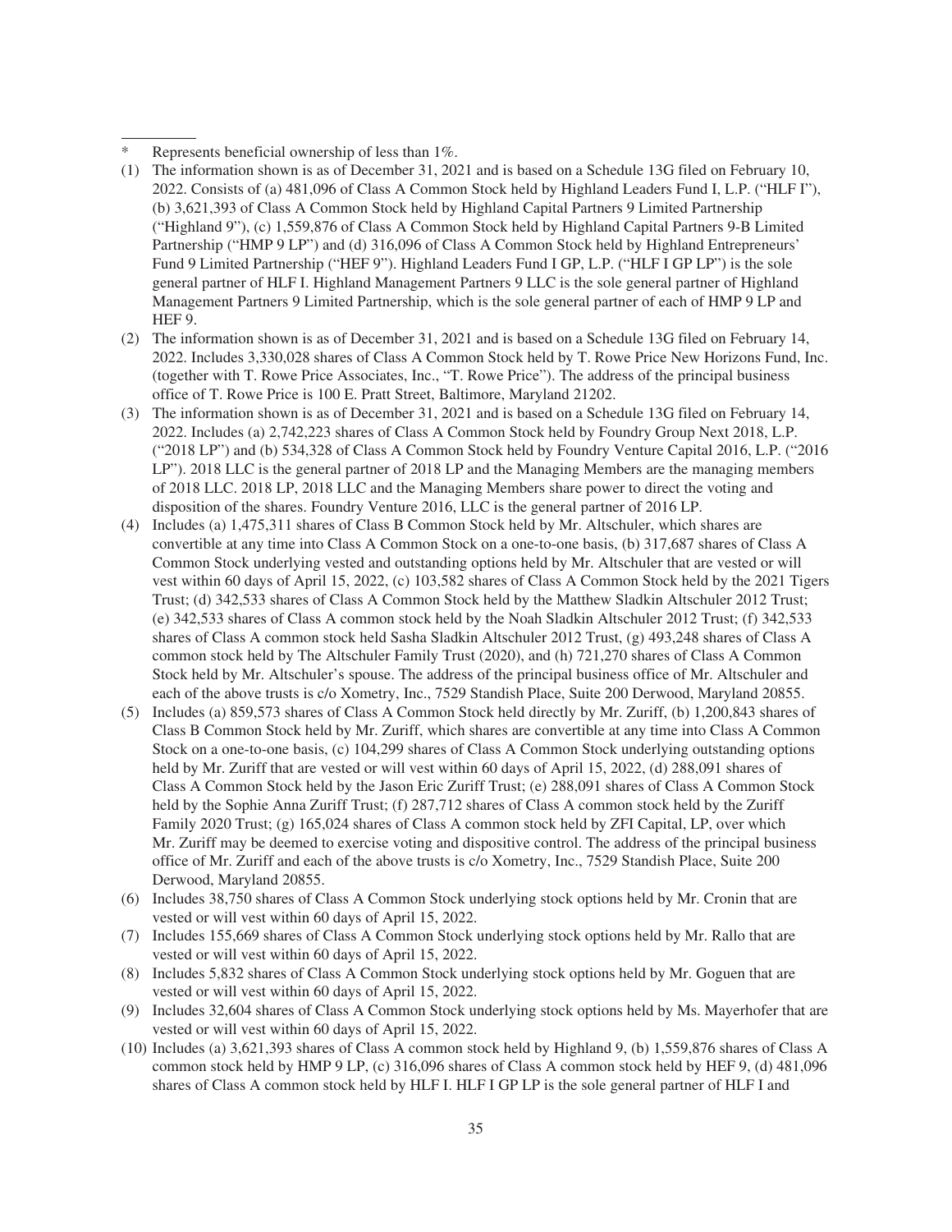\* Represents beneficial ownership of less than 1%.

(1) The information shown is as of December 31, 2021 and is based on a Schedule 13G filed on February 10, 2022. Consists of (a) 481,096 of Class A Common Stock held by Highland Leaders Fund I, L.P. ("HLF I"), (b) 3,621,393 of Class A Common Stock held by Highland Capital Partners 9 Limited Partnership ("Highland 9"), (c) 1,559,876 of Class A Common Stock held by Highland Capital Partners 9-B Limited Partnership ("HMP 9 LP") and (d) 316,096 of Class A Common Stock held by Highland Entrepreneurs' Fund 9 Limited Partnership ("HEF 9"). Highland Leaders Fund I GP, L.P. ("HLF I GP LP") is the sole general partner of HLF I. Highland Management Partners 9 LLC is the sole general partner of Highland Management Partners 9 Limited Partnership, which is the sole general partner of each of HMP 9 LP and HEF 9.

(2) The information shown is as of December 31, 2021 and is based on a Schedule 13G filed on February 14, 2022. Includes 3,330,028 shares of Class A Common Stock held by T. Rowe Price New Horizons Fund, Inc. (together with T. Rowe Price Associates, Inc., "T. Rowe Price"). The address of the principal business office of T. Rowe Price is 100 E. Pratt Street, Baltimore, Maryland 21202.

(3) The information shown is as of December 31, 2021 and is based on a Schedule 13G filed on February 14, 2022. Includes (a) 2,742,223 shares of Class A Common Stock held by Foundry Group Next 2018, L.P. ("2018 LP") and (b) 534,328 of Class A Common Stock held by Foundry Venture Capital 2016, L.P. ("2016 LP"). 2018 LLC is the general partner of 2018 LP and the Managing Members are the managing members of 2018 LLC. 2018 LP, 2018 LLC and the Managing Members share power to direct the voting and disposition of the shares. Foundry Venture 2016, LLC is the general partner of 2016 LP.

(4) Includes (a) 1,475,311 shares of Class B Common Stock held by Mr. Altschuler, which shares are convertible at any time into Class A Common Stock on a one-to-one basis, (b) 317,687 shares of Class A Common Stock underlying vested and outstanding options held by Mr. Altschuler that are vested or will vest within 60 days of April 15, 2022, (c) 103,582 shares of Class A Common Stock held by the 2021 Tigers Trust; (d) 342,533 shares of Class A Common Stock held by the Matthew Sladkin Altschuler 2012 Trust; (e) 342,533 shares of Class A common stock held by the Noah Sladkin Altschuler 2012 Trust; (f) 342,533 shares of Class A common stock held Sasha Sladkin Altschuler 2012 Trust, (g) 493,248 shares of Class A common stock held by The Altschuler Family Trust (2020), and (h) 721,270 shares of Class A Common Stock held by Mr. Altschuler's spouse. The address of the principal business office of Mr. Altschuler and each of the above trusts is c/o Xometry, Inc., 7529 Standish Place, Suite 200 Derwood, Maryland 20855.

(5) Includes (a) 859,573 shares of Class A Common Stock held directly by Mr. Zuriff, (b) 1,200,843 shares of Class B Common Stock held by Mr. Zuriff, which shares are convertible at any time into Class A Common Stock on a one-to-one basis, (c) 104,299 shares of Class A Common Stock underlying outstanding options held by Mr. Zuriff that are vested or will vest within 60 days of April 15, 2022, (d) 288,091 shares of Class A Common Stock held by the Jason Eric Zuriff Trust; (e) 288,091 shares of Class A Common Stock held by the Sophie Anna Zuriff Trust; (f) 287,712 shares of Class A common stock held by the Zuriff Family 2020 Trust; (g) 165,024 shares of Class A common stock held by ZFI Capital, LP, over which Mr. Zuriff may be deemed to exercise voting and dispositive control. The address of the principal business office of Mr. Zuriff and each of the above trusts is c/o Xometry, Inc., 7529 Standish Place, Suite 200 Derwood, Maryland 20855.

(6) Includes 38,750 shares of Class A Common Stock underlying stock options held by Mr. Cronin that are vested or will vest within 60 days of April 15, 2022.

(7) Includes 155,669 shares of Class A Common Stock underlying stock options held by Mr. Rallo that are vested or will vest within 60 days of April 15, 2022.

(8) Includes 5,832 shares of Class A Common Stock underlying stock options held by Mr. Goguen that are vested or will vest within 60 days of April 15, 2022.

(9) Includes 32,604 shares of Class A Common Stock underlying stock options held by Ms. Mayerhofer that are vested or will vest within 60 days of April 15, 2022.

(10) Includes (a) 3,621,393 shares of Class A common stock held by Highland 9, (b) 1,559,876 shares of Class A common stock held by HMP 9 LP, (c) 316,096 shares of Class A common stock held by HEF 9, (d) 481,096 shares of Class A common stock held by HLF I. HLF I GP LP is the sole general partner of HLF I and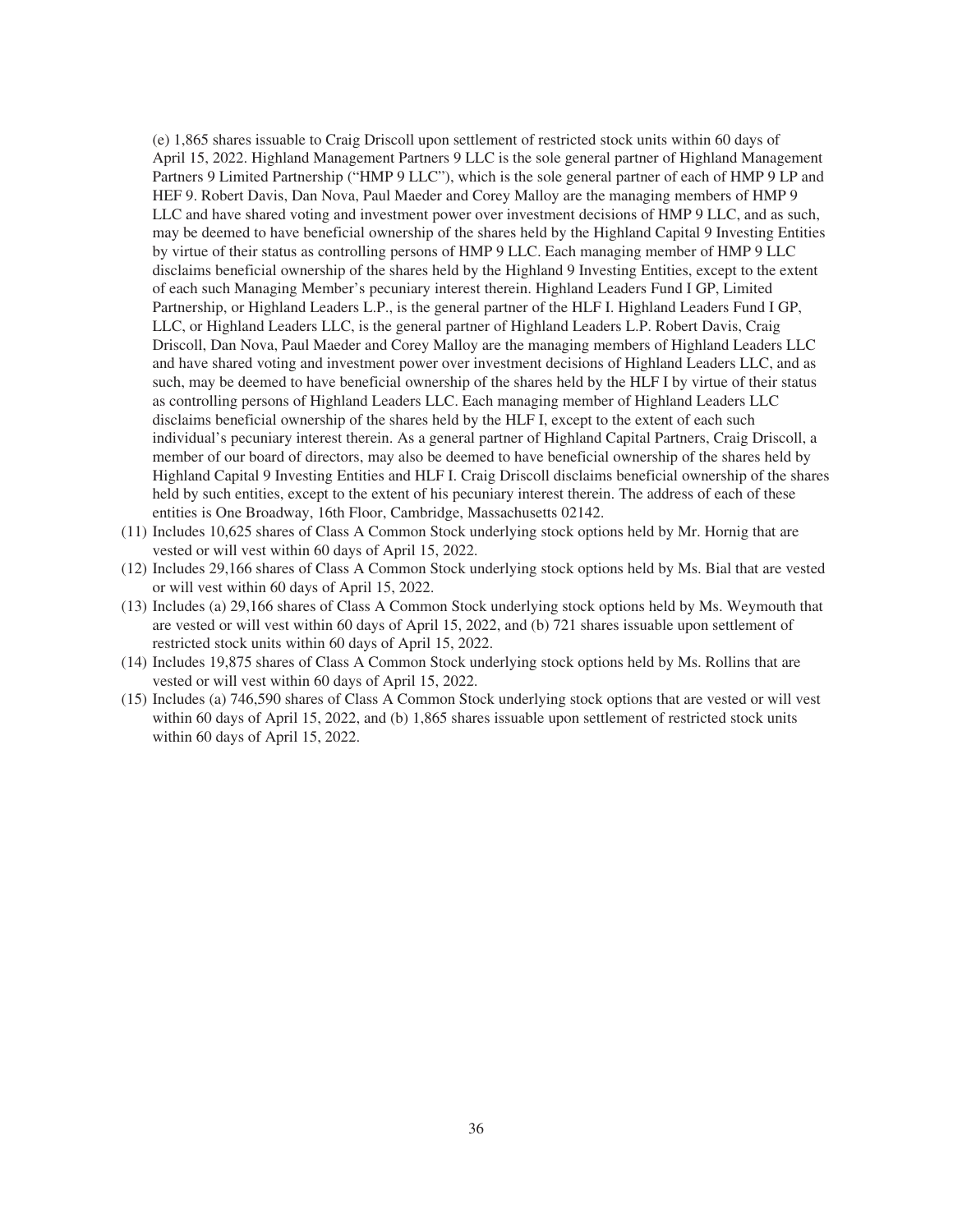(e) 1,865 shares issuable to Craig Driscoll upon settlement of restricted stock units within 60 days of April 15, 2022. Highland Management Partners 9 LLC is the sole general partner of Highland Management Partners 9 Limited Partnership ("HMP 9 LLC"), which is the sole general partner of each of HMP 9 LP and HEF 9. Robert Davis, Dan Nova, Paul Maeder and Corey Malloy are the managing members of HMP 9 LLC and have shared voting and investment power over investment decisions of HMP 9 LLC, and as such, may be deemed to have beneficial ownership of the shares held by the Highland Capital 9 Investing Entities by virtue of their status as controlling persons of HMP 9 LLC. Each managing member of HMP 9 LLC disclaims beneficial ownership of the shares held by the Highland 9 Investing Entities, except to the extent of each such Managing Member's pecuniary interest therein. Highland Leaders Fund I GP, Limited Partnership, or Highland Leaders L.P., is the general partner of the HLF I. Highland Leaders Fund I GP, LLC, or Highland Leaders LLC, is the general partner of Highland Leaders L.P. Robert Davis, Craig Driscoll, Dan Nova, Paul Maeder and Corey Malloy are the managing members of Highland Leaders LLC and have shared voting and investment power over investment decisions of Highland Leaders LLC, and as such, may be deemed to have beneficial ownership of the shares held by the HLF I by virtue of their status as controlling persons of Highland Leaders LLC. Each managing member of Highland Leaders LLC disclaims beneficial ownership of the shares held by the HLF I, except to the extent of each such individual's pecuniary interest therein. As a general partner of Highland Capital Partners, Craig Driscoll, a member of our board of directors, may also be deemed to have beneficial ownership of the shares held by Highland Capital 9 Investing Entities and HLF I. Craig Driscoll disclaims beneficial ownership of the shares held by such entities, except to the extent of his pecuniary interest therein. The address of each of these entities is One Broadway, 16th Floor, Cambridge, Massachusetts 02142.

(11) Includes 10,625 shares of Class A Common Stock underlying stock options held by Mr. Hornig that are vested or will vest within 60 days of April 15, 2022.

(12) Includes 29,166 shares of Class A Common Stock underlying stock options held by Ms. Bial that are vested or will vest within 60 days of April 15, 2022.

(13) Includes (a) 29,166 shares of Class A Common Stock underlying stock options held by Ms. Weymouth that are vested or will vest within 60 days of April 15, 2022, and (b) 721 shares issuable upon settlement of restricted stock units within 60 days of April 15, 2022.

(14) Includes 19,875 shares of Class A Common Stock underlying stock options held by Ms. Rollins that are vested or will vest within 60 days of April 15, 2022.

(15) Includes (a) 746,590 shares of Class A Common Stock underlying stock options that are vested or will vest within 60 days of April 15, 2022, and (b) 1,865 shares issuable upon settlement of restricted stock units within 60 days of April 15, 2022.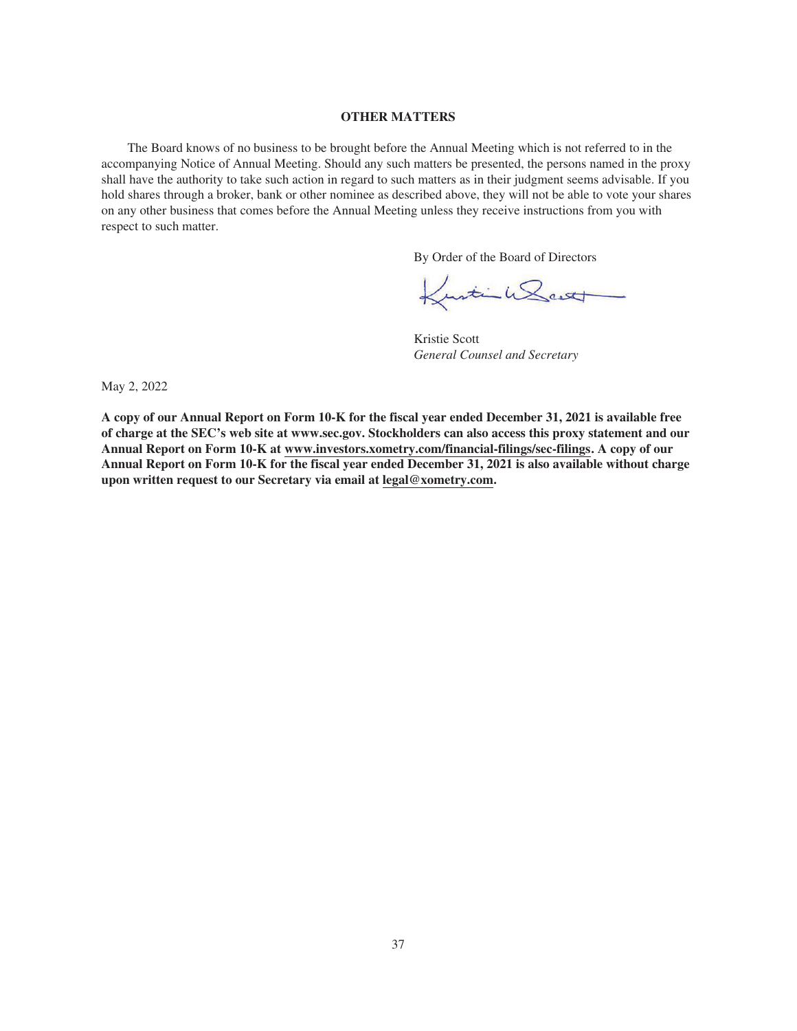## OTHER MATTERS

The Board knows of no business to be brought before the Annual Meeting which is not referred to in the accompanying Notice of Annual Meeting. Should any such matters be presented, the persons named in the proxy shall have the authority to take such action in regard to such matters as in their judgment seems advisable. If you hold shares through a broker, bank or other nominee as described above, they will not be able to vote your shares on any other business that comes before the Annual Meeting unless they receive instructions from you with respect to such matter.

By Order of the Board of Directors

Kristie Scott
*General Counsel and Secretary*

May 2, 2022

**A copy of our Annual Report on Form 10-K for the fiscal year ended December 31, 2021 is available free of charge at the SEC's web site at www.sec.gov. Stockholders can also access this proxy statement and our Annual Report on Form 10-K at www.investors.xometry.com/financial-filings/sec-filings. A copy of our Annual Report on Form 10-K for the fiscal year ended December 31, 2021 is also available without charge upon written request to our Secretary via email at legal@xometry.com.**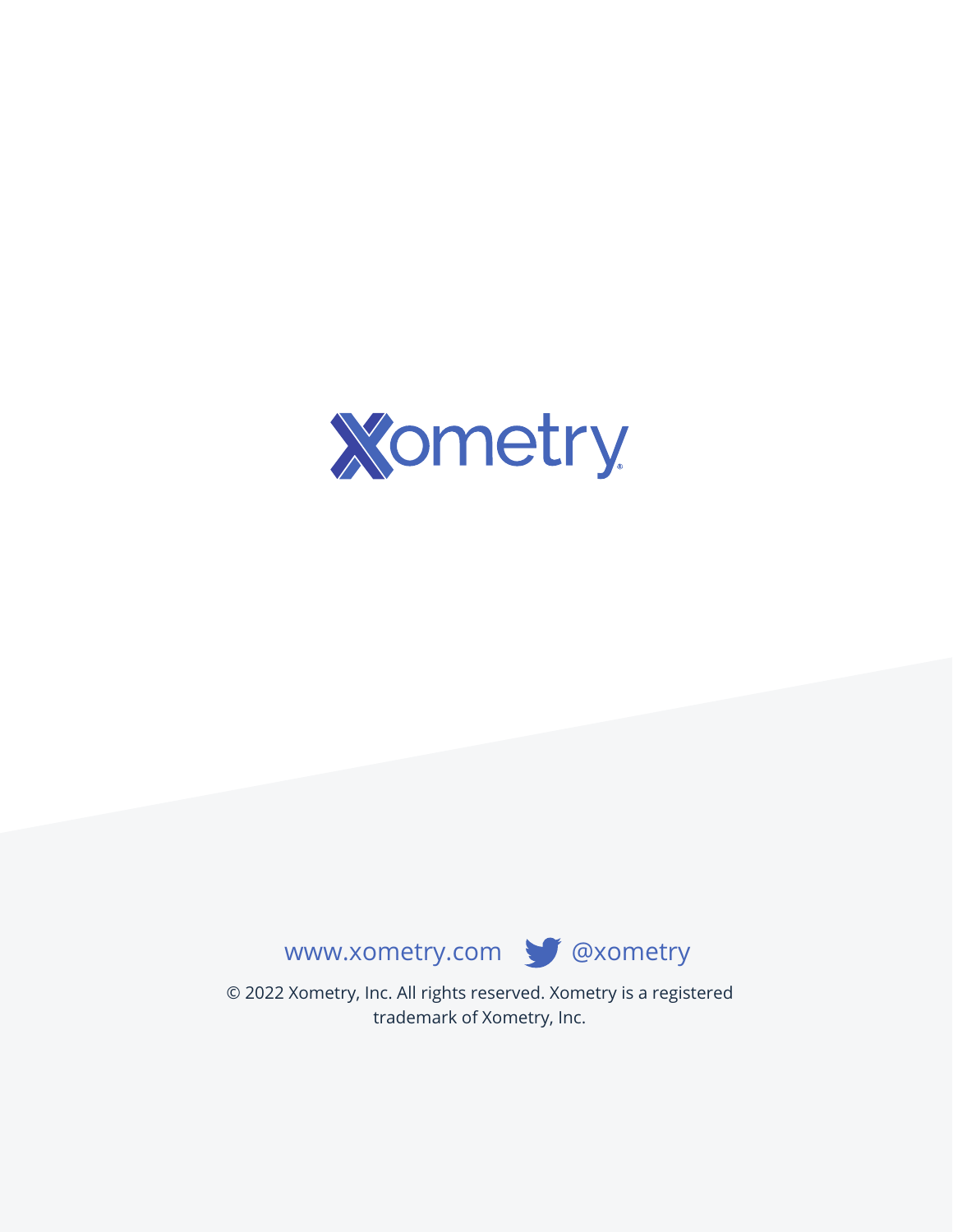Xometry

www.xometry.com @xometry

© 2022 Xometry, Inc. All rights reserved. Xometry is a registered trademark of Xometry, Inc.